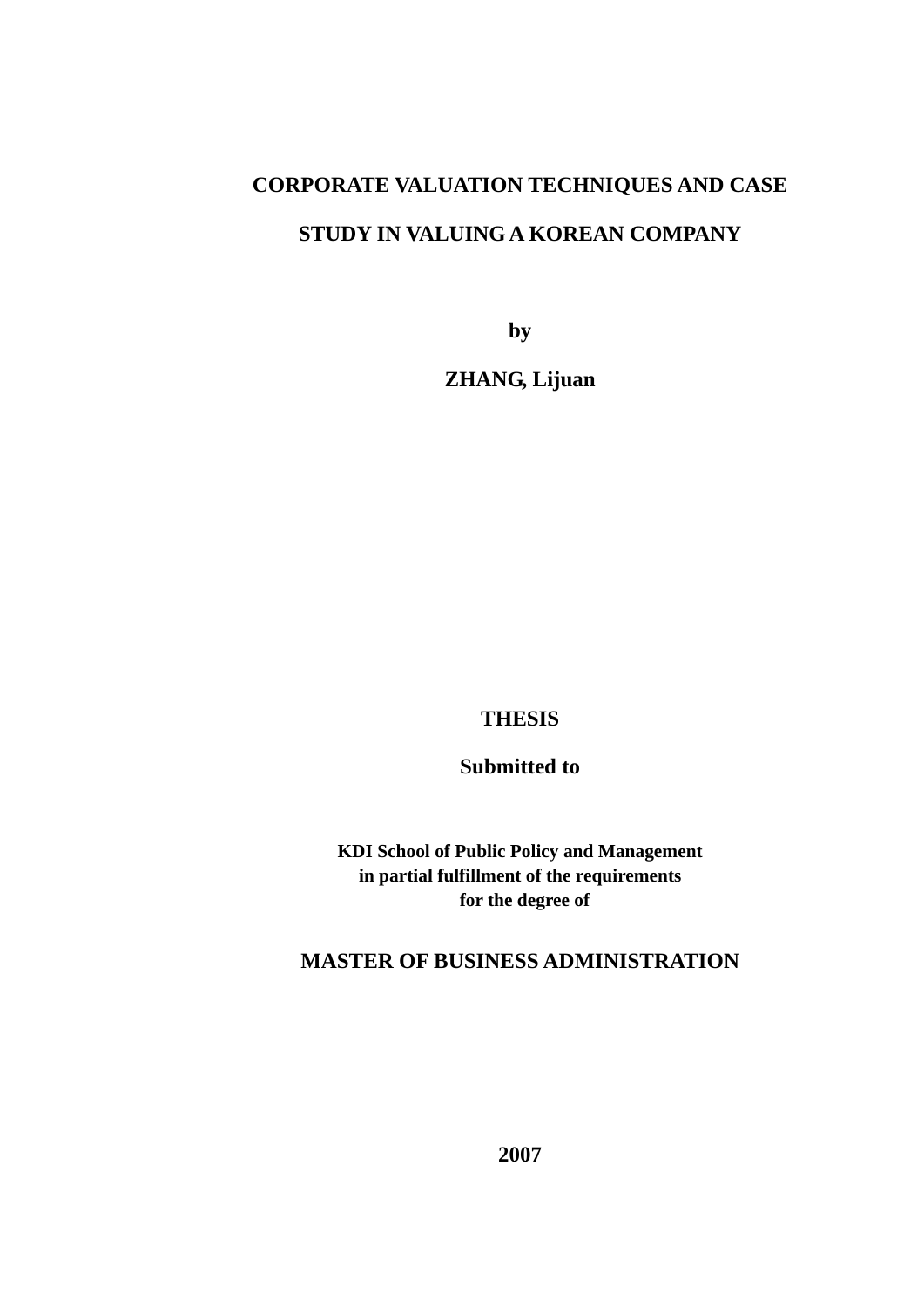# CORPORATE VALUATION TECHNIQUES AND CASE STUDY IN VALUING A KOREAN COMPANY

**by**

**ZHANG, Lijuan**

**THESIS**

**Submitted to**

**KDI School of Public Policy and Management**
**in partial fulfillment of the requirements**
**for the degree of**

**MASTER OF BUSINESS ADMINISTRATION**

**2007**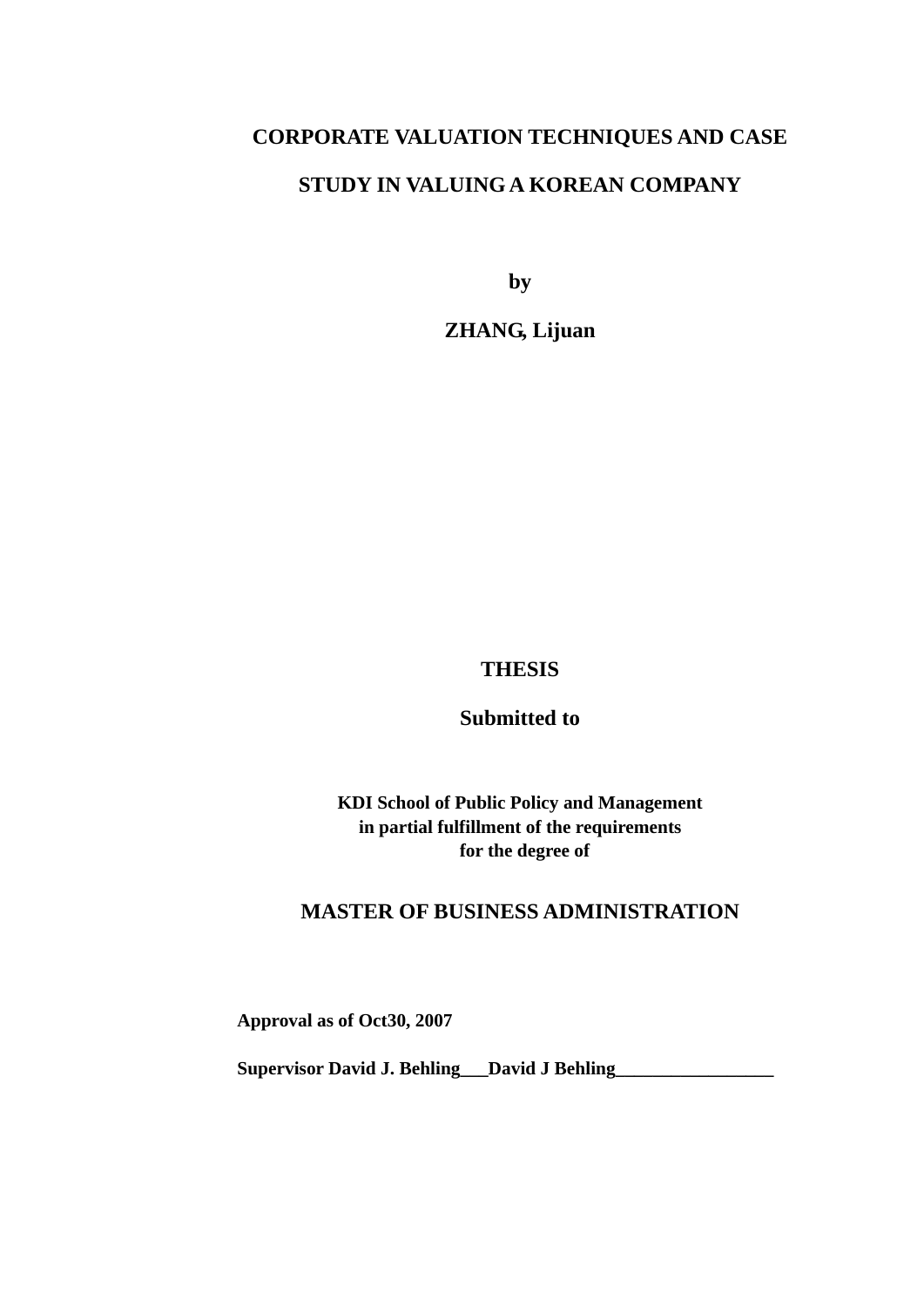# CORPORATE VALUATION TECHNIQUES AND CASE STUDY IN VALUING A KOREAN COMPANY

**by**

**ZHANG, Lijuan**

**THESIS**

**Submitted to**

**KDI School of Public Policy and Management**
**in partial fulfillment of the requirements**
**for the degree of**

**MASTER OF BUSINESS ADMINISTRATION**

**Approval as of Oct30, 2007**

**Supervisor David J. Behling___David J Behling_________________**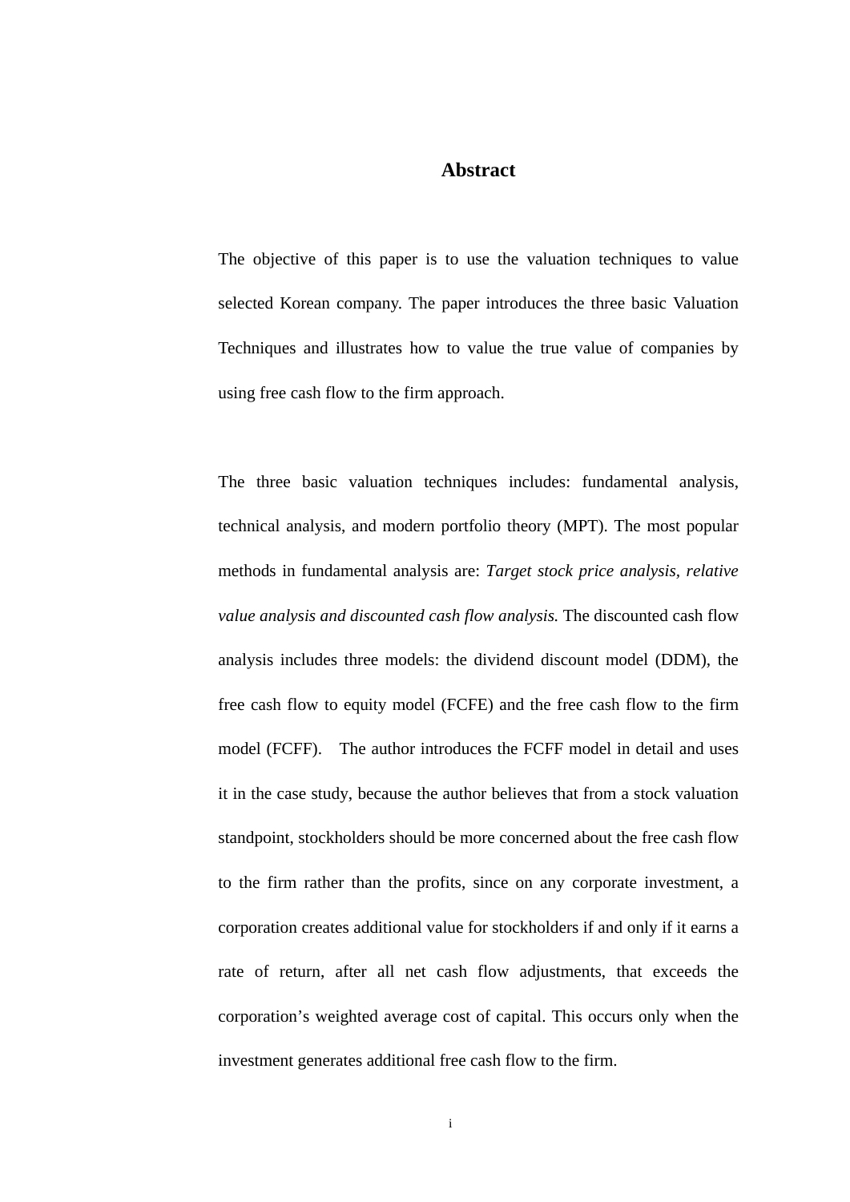# Abstract

The objective of this paper is to use the valuation techniques to value selected Korean company. The paper introduces the three basic Valuation Techniques and illustrates how to value the true value of companies by using free cash flow to the firm approach.

The three basic valuation techniques includes: fundamental analysis, technical analysis, and modern portfolio theory (MPT). The most popular methods in fundamental analysis are: *Target stock price analysis, relative value analysis and discounted cash flow analysis.* The discounted cash flow analysis includes three models: the dividend discount model (DDM), the free cash flow to equity model (FCFE) and the free cash flow to the firm model (FCFF).  The author introduces the FCFF model in detail and uses it in the case study, because the author believes that from a stock valuation standpoint, stockholders should be more concerned about the free cash flow to the firm rather than the profits, since on any corporate investment, a corporation creates additional value for stockholders if and only if it earns a rate of return, after all net cash flow adjustments, that exceeds the corporation's weighted average cost of capital. This occurs only when the investment generates additional free cash flow to the firm.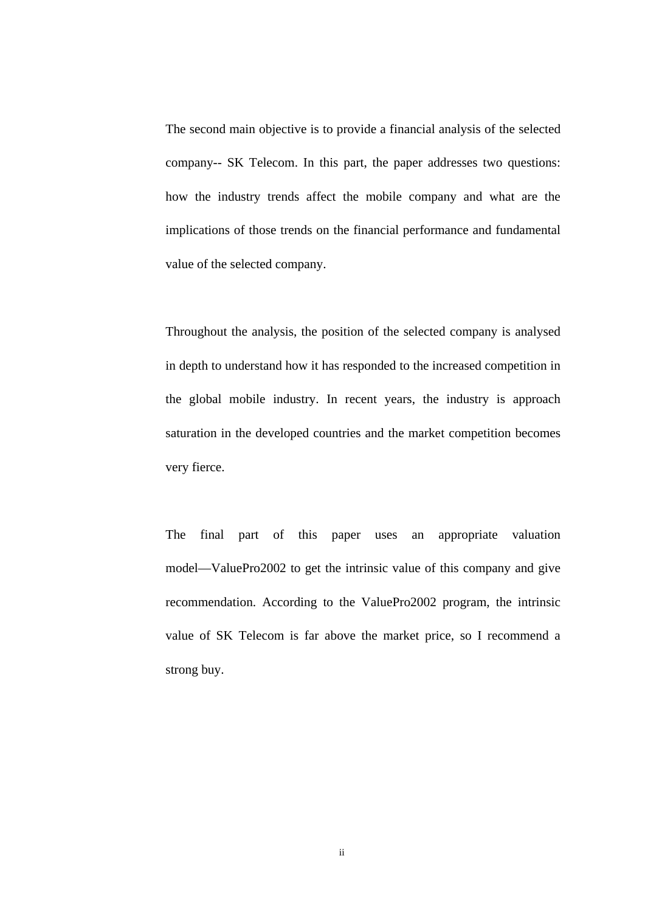The second main objective is to provide a financial analysis of the selected company-- SK Telecom. In this part, the paper addresses two questions: how the industry trends affect the mobile company and what are the implications of those trends on the financial performance and fundamental value of the selected company.

Throughout the analysis, the position of the selected company is analysed in depth to understand how it has responded to the increased competition in the global mobile industry. In recent years, the industry is approach saturation in the developed countries and the market competition becomes very fierce.

The final part of this paper uses an appropriate valuation model—ValuePro2002 to get the intrinsic value of this company and give recommendation. According to the ValuePro2002 program, the intrinsic value of SK Telecom is far above the market price, so I recommend a strong buy.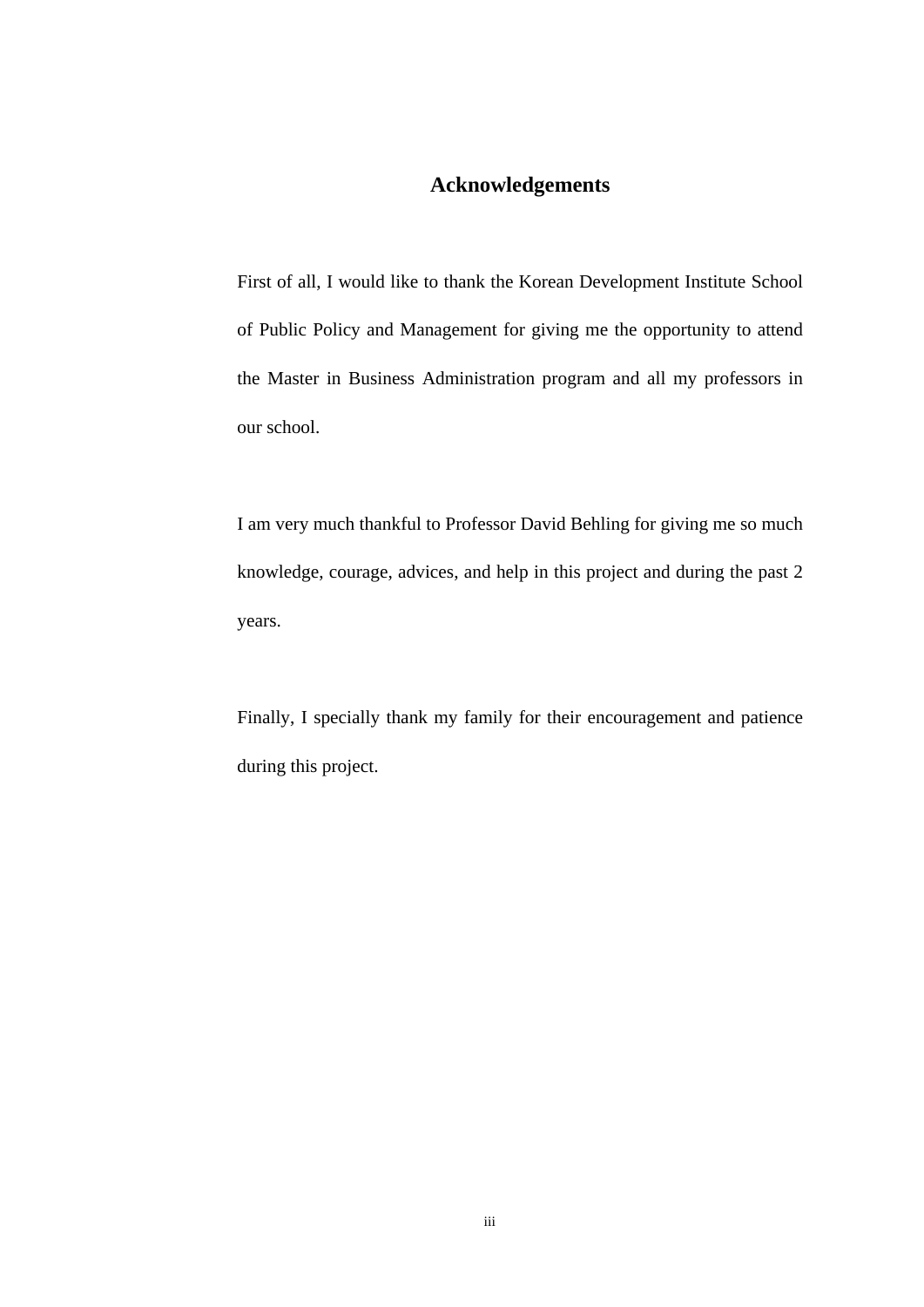# Acknowledgements

First of all, I would like to thank the Korean Development Institute School of Public Policy and Management for giving me the opportunity to attend the Master in Business Administration program and all my professors in our school.

I am very much thankful to Professor David Behling for giving me so much knowledge, courage, advices, and help in this project and during the past 2 years.

Finally, I specially thank my family for their encouragement and patience during this project.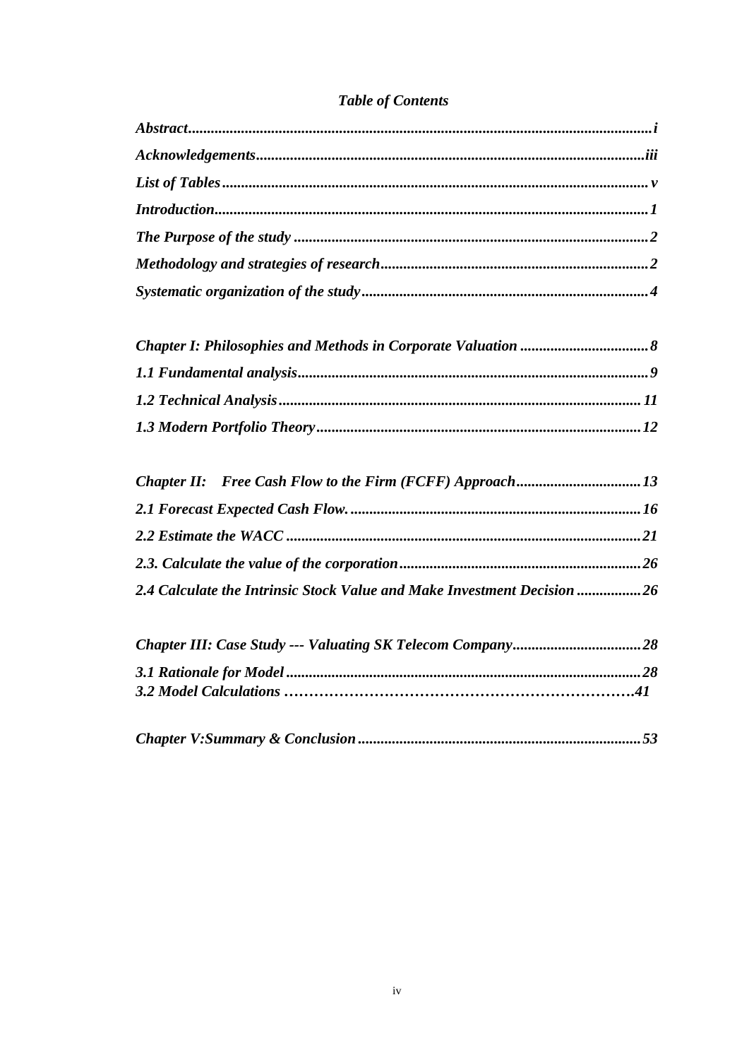# *Table of Contents*

***Abstract*** ... ***i***

***Acknowledgements*** ... ***iii***

***List of Tables*** ... ***v***

***Introduction*** ... ***1***

***The Purpose of the study*** ... ***2***

***Methodology and strategies of research*** ... ***2***

***Systematic organization of the study*** ... ***4***

***Chapter I: Philosophies and Methods in Corporate Valuation*** ... ***8***

***1.1 Fundamental analysis*** ... ***9***

***1.2 Technical Analysis*** ... ***11***

***1.3 Modern Portfolio Theory*** ... ***12***

***Chapter II: Free Cash Flow to the Firm (FCFF) Approach*** ... ***13***

***2.1 Forecast Expected Cash Flow.*** ... ***16***

***2.2 Estimate the WACC*** ... ***21***

***2.3. Calculate the value of the corporation*** ... ***26***

***2.4 Calculate the Intrinsic Stock Value and Make Investment Decision*** ... ***26***

***Chapter III: Case Study --- Valuating SK Telecom Company*** ... ***28***

***3.1 Rationale for Model*** ... ***28***

***3.2 Model Calculations*** ... ***41***

***Chapter V:Summary & Conclusion*** ... ***53***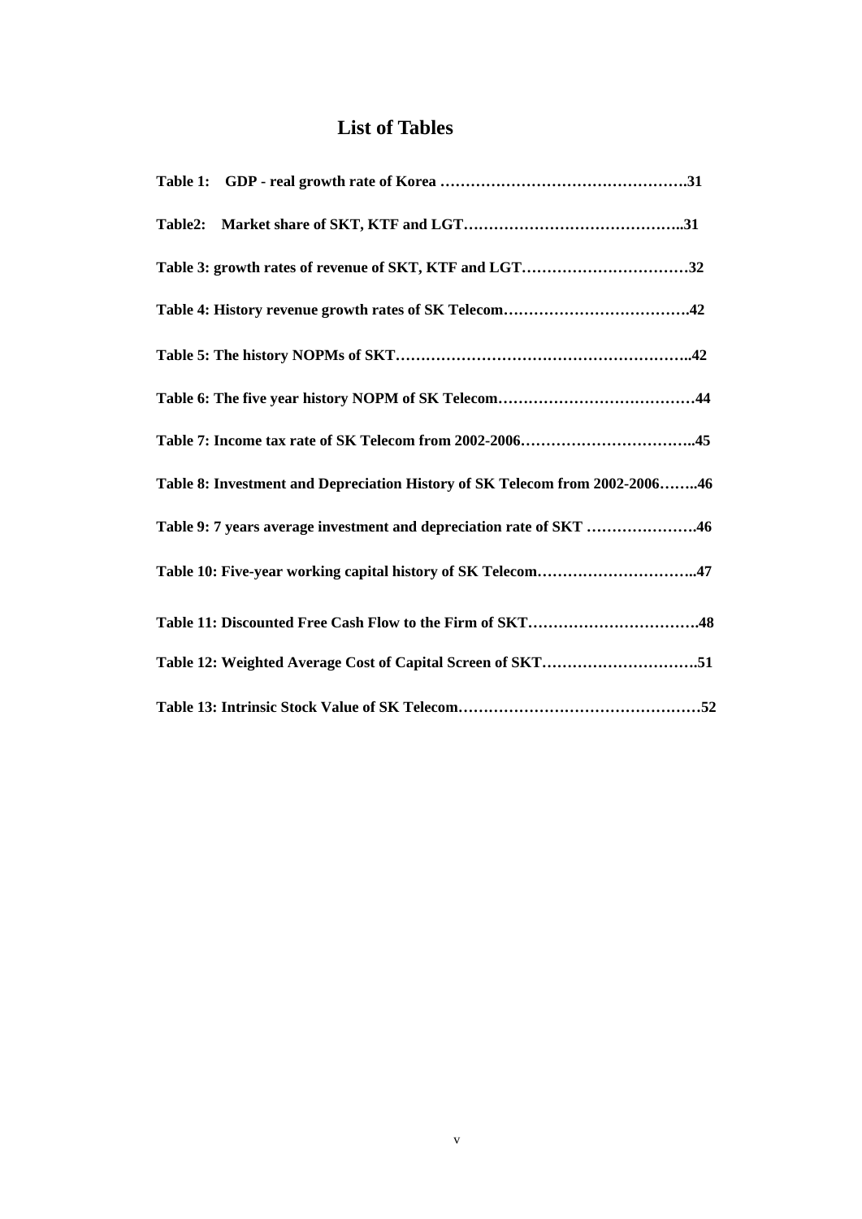# List of Tables

**Table 1: GDP - real growth rate of Korea ………………………………………….31**

**Table2: Market share of SKT, KTF and LGT……………………………………..31**

**Table 3: growth rates of revenue of SKT, KTF and LGT……………………………32**

**Table 4: History revenue growth rates of SK Telecom……………………………….42**

**Table 5: The history NOPMs of SKT…………………………………………………..42**

**Table 6: The five year history NOPM of SK Telecom…………………………………44**

**Table 7: Income tax rate of SK Telecom from 2002-2006……………………………..45**

**Table 8: Investment and Depreciation History of SK Telecom from 2002-2006……..46**

**Table 9: 7 years average investment and depreciation rate of SKT ………………….46**

**Table 10: Five-year working capital history of SK Telecom…………………………..47**

**Table 11: Discounted Free Cash Flow to the Firm of SKT…………………………….48**

**Table 12: Weighted Average Cost of Capital Screen of SKT………………………….51**

**Table 13: Intrinsic Stock Value of SK Telecom…………………………………………52**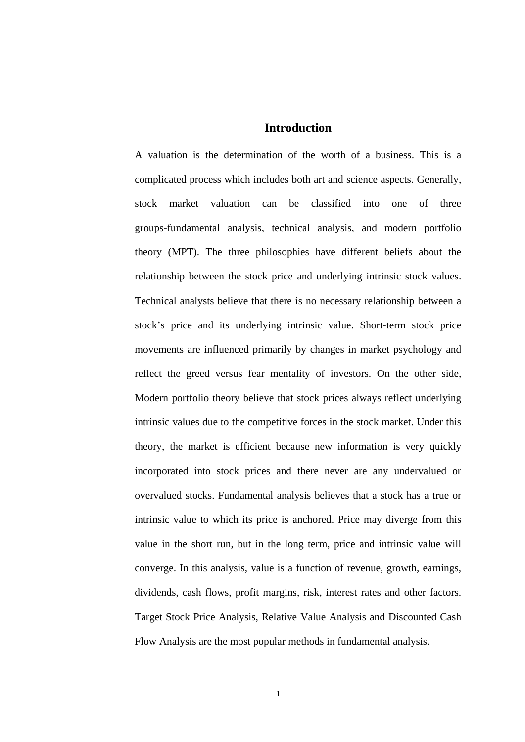# Introduction

A valuation is the determination of the worth of a business. This is a complicated process which includes both art and science aspects. Generally, stock market valuation can be classified into one of three groups-fundamental analysis, technical analysis, and modern portfolio theory (MPT). The three philosophies have different beliefs about the relationship between the stock price and underlying intrinsic stock values. Technical analysts believe that there is no necessary relationship between a stock's price and its underlying intrinsic value. Short-term stock price movements are influenced primarily by changes in market psychology and reflect the greed versus fear mentality of investors. On the other side, Modern portfolio theory believe that stock prices always reflect underlying intrinsic values due to the competitive forces in the stock market. Under this theory, the market is efficient because new information is very quickly incorporated into stock prices and there never are any undervalued or overvalued stocks. Fundamental analysis believes that a stock has a true or intrinsic value to which its price is anchored. Price may diverge from this value in the short run, but in the long term, price and intrinsic value will converge. In this analysis, value is a function of revenue, growth, earnings, dividends, cash flows, profit margins, risk, interest rates and other factors. Target Stock Price Analysis, Relative Value Analysis and Discounted Cash Flow Analysis are the most popular methods in fundamental analysis.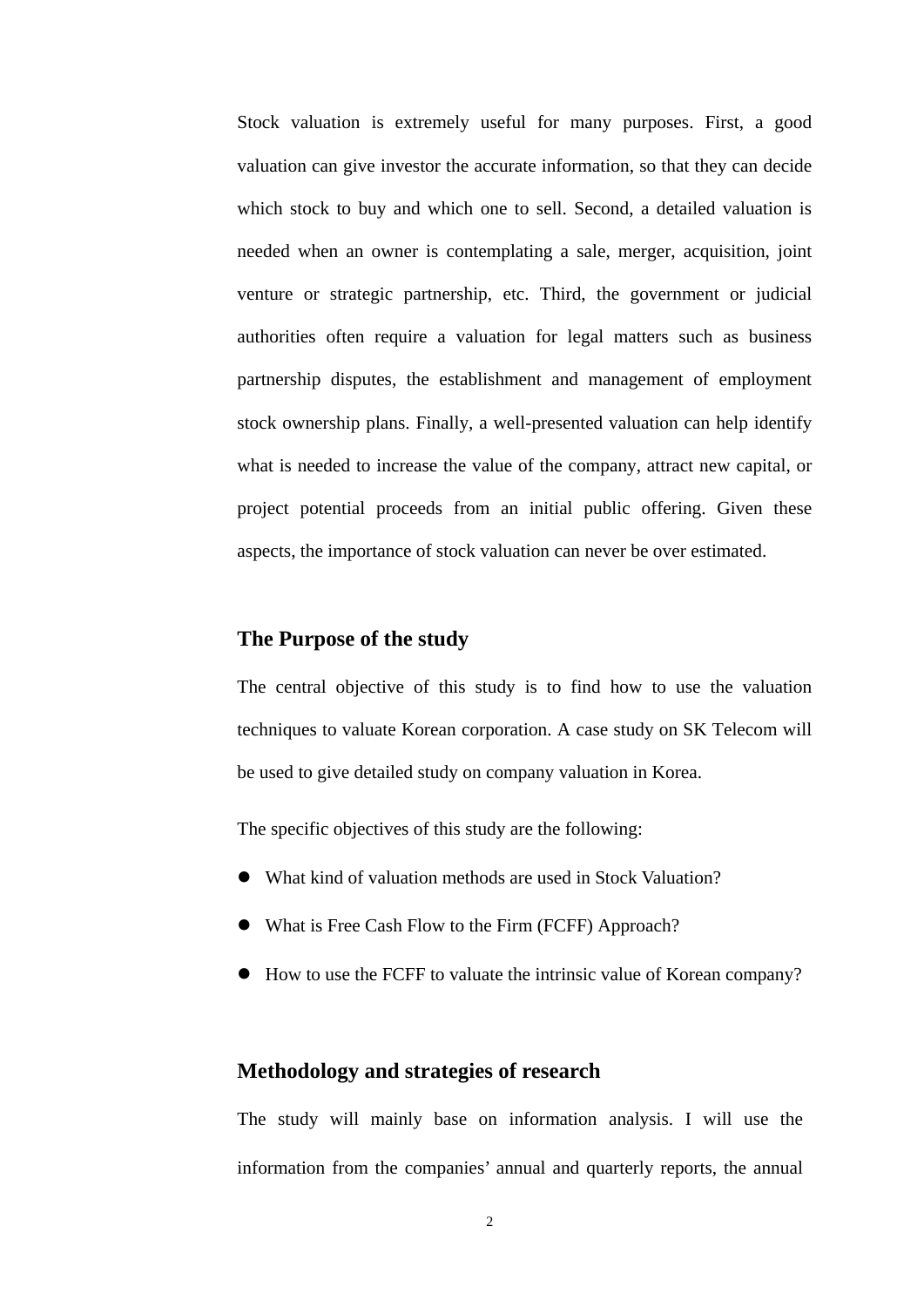Stock valuation is extremely useful for many purposes. First, a good valuation can give investor the accurate information, so that they can decide which stock to buy and which one to sell. Second, a detailed valuation is needed when an owner is contemplating a sale, merger, acquisition, joint venture or strategic partnership, etc. Third, the government or judicial authorities often require a valuation for legal matters such as business partnership disputes, the establishment and management of employment stock ownership plans. Finally, a well-presented valuation can help identify what is needed to increase the value of the company, attract new capital, or project potential proceeds from an initial public offering. Given these aspects, the importance of stock valuation can never be over estimated.

### The Purpose of the study

The central objective of this study is to find how to use the valuation techniques to valuate Korean corporation. A case study on SK Telecom will be used to give detailed study on company valuation in Korea.

The specific objectives of this study are the following:

- What kind of valuation methods are used in Stock Valuation?
- What is Free Cash Flow to the Firm (FCFF) Approach?
- How to use the FCFF to valuate the intrinsic value of Korean company?

### Methodology and strategies of research

The study will mainly base on information analysis. I will use the information from the companies' annual and quarterly reports, the annual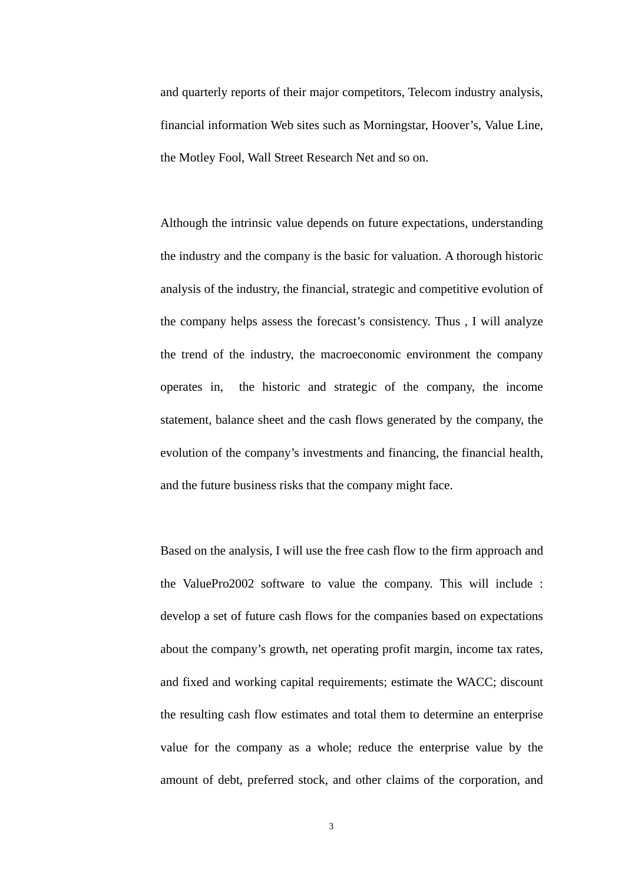and quarterly reports of their major competitors, Telecom industry analysis, financial information Web sites such as Morningstar, Hoover's, Value Line, the Motley Fool, Wall Street Research Net and so on.

Although the intrinsic value depends on future expectations, understanding the industry and the company is the basic for valuation. A thorough historic analysis of the industry, the financial, strategic and competitive evolution of the company helps assess the forecast's consistency. Thus , I will analyze the trend of the industry, the macroeconomic environment the company operates in, the historic and strategic of the company, the income statement, balance sheet and the cash flows generated by the company, the evolution of the company's investments and financing, the financial health, and the future business risks that the company might face.

Based on the analysis, I will use the free cash flow to the firm approach and the ValuePro2002 software to value the company. This will include : develop a set of future cash flows for the companies based on expectations about the company's growth, net operating profit margin, income tax rates, and fixed and working capital requirements; estimate the WACC; discount the resulting cash flow estimates and total them to determine an enterprise value for the company as a whole; reduce the enterprise value by the amount of debt, preferred stock, and other claims of the corporation, and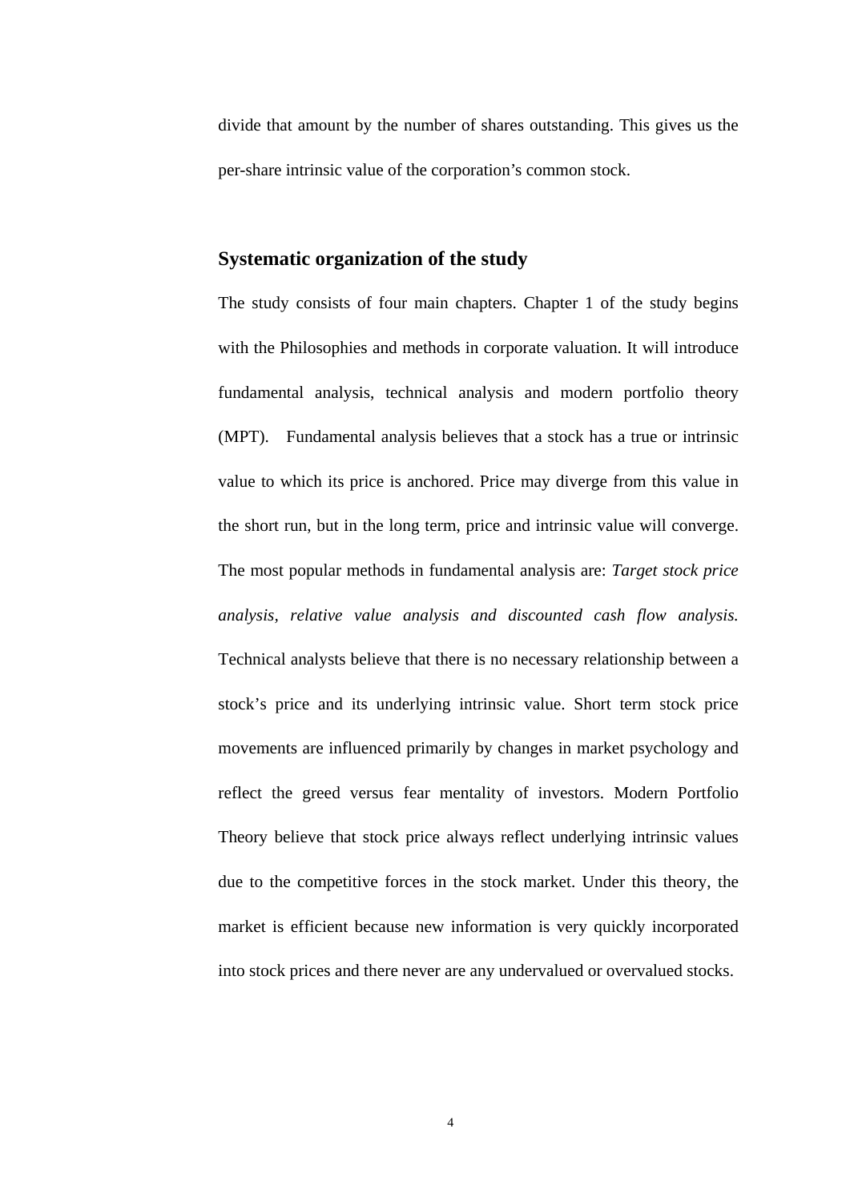divide that amount by the number of shares outstanding. This gives us the per-share intrinsic value of the corporation's common stock.

## Systematic organization of the study

The study consists of four main chapters. Chapter 1 of the study begins with the Philosophies and methods in corporate valuation. It will introduce fundamental analysis, technical analysis and modern portfolio theory (MPT). Fundamental analysis believes that a stock has a true or intrinsic value to which its price is anchored. Price may diverge from this value in the short run, but in the long term, price and intrinsic value will converge. The most popular methods in fundamental analysis are: *Target stock price analysis, relative value analysis and discounted cash flow analysis.* Technical analysts believe that there is no necessary relationship between a stock's price and its underlying intrinsic value. Short term stock price movements are influenced primarily by changes in market psychology and reflect the greed versus fear mentality of investors. Modern Portfolio Theory believe that stock price always reflect underlying intrinsic values due to the competitive forces in the stock market. Under this theory, the market is efficient because new information is very quickly incorporated into stock prices and there never are any undervalued or overvalued stocks.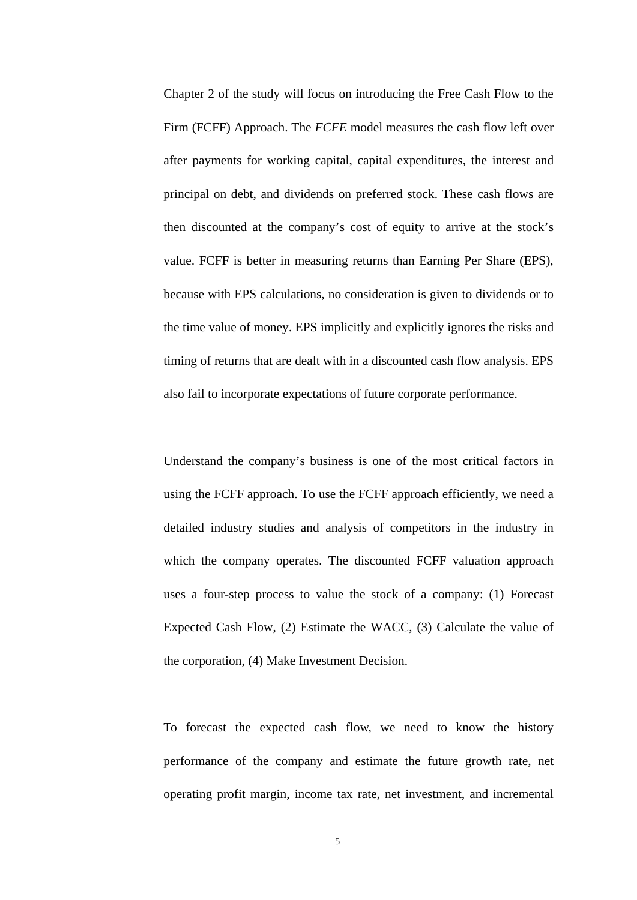Chapter 2 of the study will focus on introducing the Free Cash Flow to the Firm (FCFF) Approach. The *FCFE* model measures the cash flow left over after payments for working capital, capital expenditures, the interest and principal on debt, and dividends on preferred stock. These cash flows are then discounted at the company's cost of equity to arrive at the stock's value. FCFF is better in measuring returns than Earning Per Share (EPS), because with EPS calculations, no consideration is given to dividends or to the time value of money. EPS implicitly and explicitly ignores the risks and timing of returns that are dealt with in a discounted cash flow analysis. EPS also fail to incorporate expectations of future corporate performance.

Understand the company's business is one of the most critical factors in using the FCFF approach. To use the FCFF approach efficiently, we need a detailed industry studies and analysis of competitors in the industry in which the company operates. The discounted FCFF valuation approach uses a four-step process to value the stock of a company: (1) Forecast Expected Cash Flow, (2) Estimate the WACC, (3) Calculate the value of the corporation, (4) Make Investment Decision.

To forecast the expected cash flow, we need to know the history performance of the company and estimate the future growth rate, net operating profit margin, income tax rate, net investment, and incremental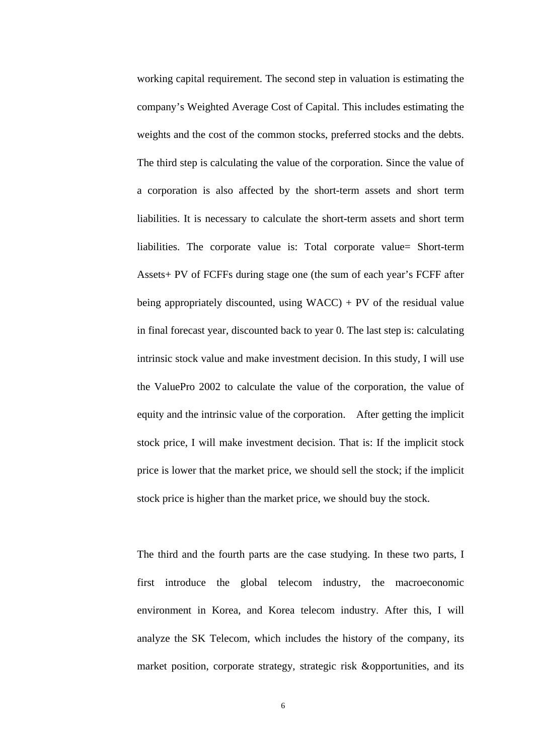working capital requirement. The second step in valuation is estimating the company's Weighted Average Cost of Capital. This includes estimating the weights and the cost of the common stocks, preferred stocks and the debts. The third step is calculating the value of the corporation. Since the value of a corporation is also affected by the short-term assets and short term liabilities. It is necessary to calculate the short-term assets and short term liabilities. The corporate value is: Total corporate value= Short-term Assets+ PV of FCFFs during stage one (the sum of each year's FCFF after being appropriately discounted, using WACC) + PV of the residual value in final forecast year, discounted back to year 0. The last step is: calculating intrinsic stock value and make investment decision. In this study, I will use the ValuePro 2002 to calculate the value of the corporation, the value of equity and the intrinsic value of the corporation. After getting the implicit stock price, I will make investment decision. That is: If the implicit stock price is lower that the market price, we should sell the stock; if the implicit stock price is higher than the market price, we should buy the stock.

The third and the fourth parts are the case studying. In these two parts, I first introduce the global telecom industry, the macroeconomic environment in Korea, and Korea telecom industry. After this, I will analyze the SK Telecom, which includes the history of the company, its market position, corporate strategy, strategic risk &opportunities, and its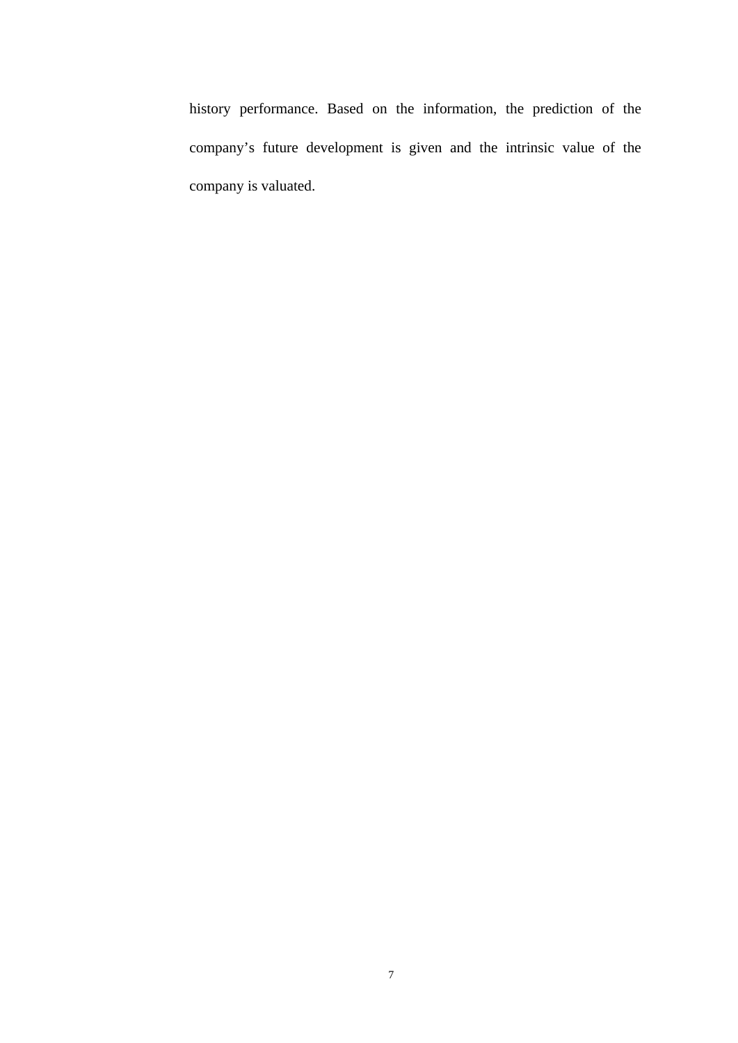history performance. Based on the information, the prediction of the company's future development is given and the intrinsic value of the company is valuated.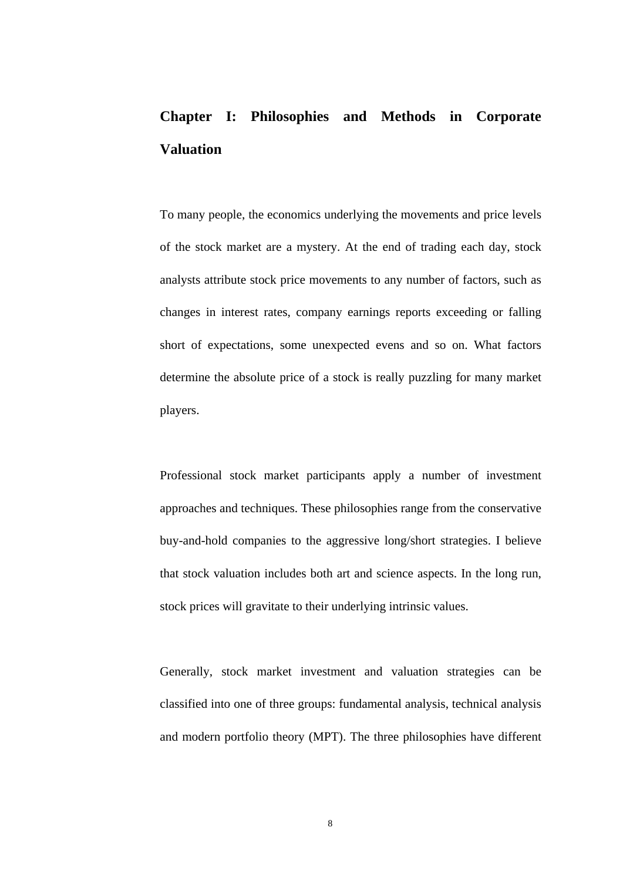# Chapter I: Philosophies and Methods in Corporate Valuation

To many people, the economics underlying the movements and price levels of the stock market are a mystery. At the end of trading each day, stock analysts attribute stock price movements to any number of factors, such as changes in interest rates, company earnings reports exceeding or falling short of expectations, some unexpected evens and so on. What factors determine the absolute price of a stock is really puzzling for many market players.

Professional stock market participants apply a number of investment approaches and techniques. These philosophies range from the conservative buy-and-hold companies to the aggressive long/short strategies. I believe that stock valuation includes both art and science aspects. In the long run, stock prices will gravitate to their underlying intrinsic values.

Generally, stock market investment and valuation strategies can be classified into one of three groups: fundamental analysis, technical analysis and modern portfolio theory (MPT). The three philosophies have different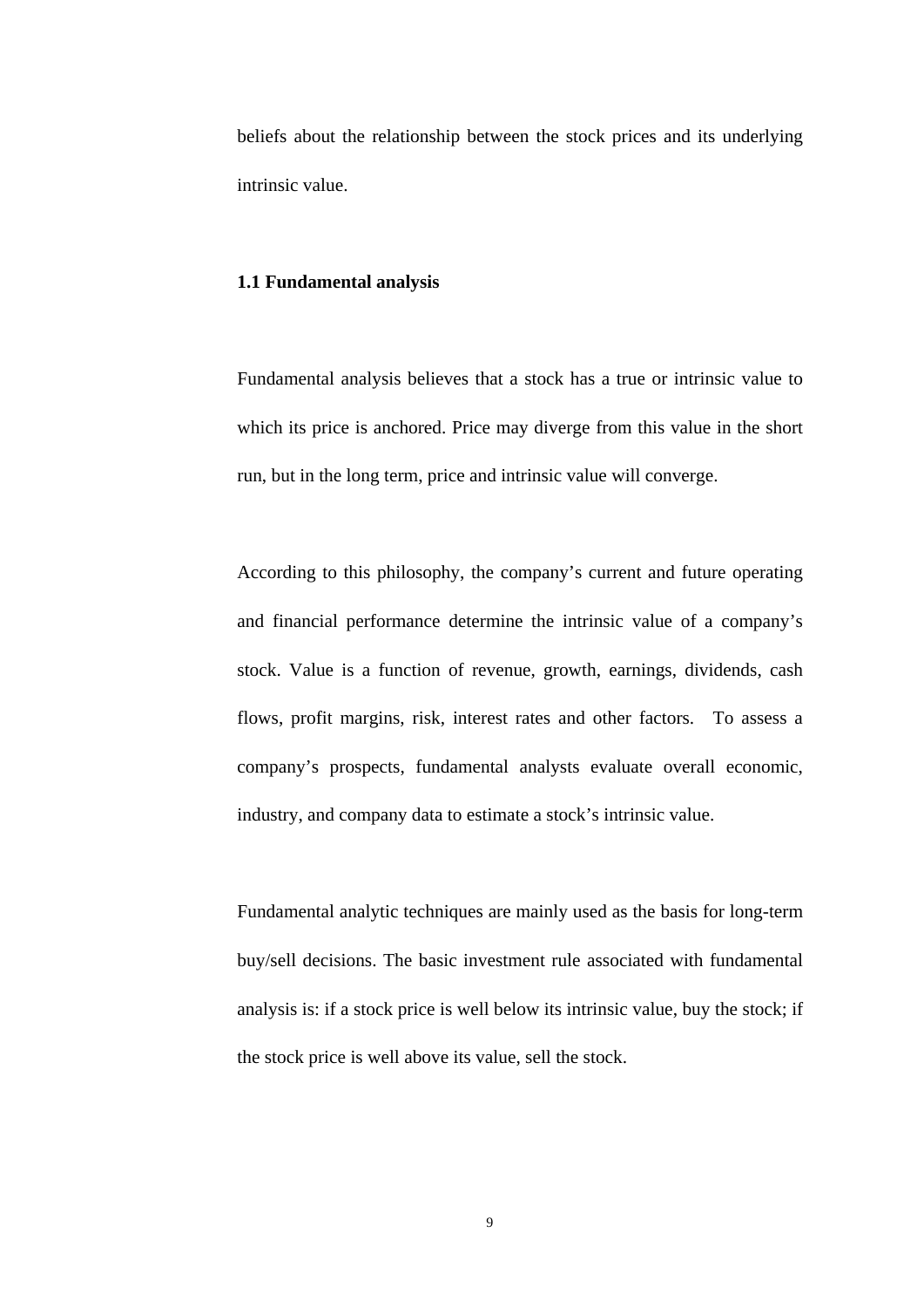beliefs about the relationship between the stock prices and its underlying intrinsic value.

## 1.1 Fundamental analysis

Fundamental analysis believes that a stock has a true or intrinsic value to which its price is anchored. Price may diverge from this value in the short run, but in the long term, price and intrinsic value will converge.

According to this philosophy, the company's current and future operating and financial performance determine the intrinsic value of a company's stock. Value is a function of revenue, growth, earnings, dividends, cash flows, profit margins, risk, interest rates and other factors. To assess a company's prospects, fundamental analysts evaluate overall economic, industry, and company data to estimate a stock's intrinsic value.

Fundamental analytic techniques are mainly used as the basis for long-term buy/sell decisions. The basic investment rule associated with fundamental analysis is: if a stock price is well below its intrinsic value, buy the stock; if the stock price is well above its value, sell the stock.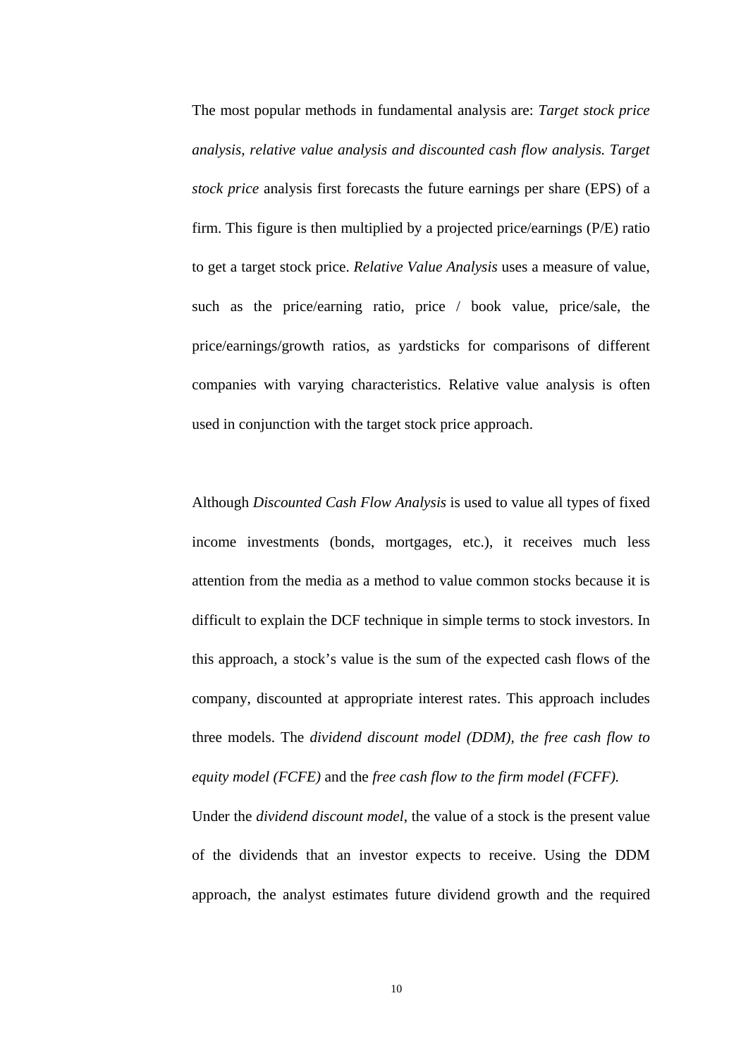The most popular methods in fundamental analysis are: *Target stock price analysis, relative value analysis and discounted cash flow analysis. Target stock price* analysis first forecasts the future earnings per share (EPS) of a firm. This figure is then multiplied by a projected price/earnings (P/E) ratio to get a target stock price. *Relative Value Analysis* uses a measure of value, such as the price/earning ratio, price / book value, price/sale, the price/earnings/growth ratios, as yardsticks for comparisons of different companies with varying characteristics. Relative value analysis is often used in conjunction with the target stock price approach.

Although *Discounted Cash Flow Analysis* is used to value all types of fixed income investments (bonds, mortgages, etc.), it receives much less attention from the media as a method to value common stocks because it is difficult to explain the DCF technique in simple terms to stock investors. In this approach, a stock's value is the sum of the expected cash flows of the company, discounted at appropriate interest rates. This approach includes three models. The *dividend discount model (DDM), the free cash flow to equity model (FCFE)* and the *free cash flow to the firm model (FCFF).*

Under the *dividend discount model*, the value of a stock is the present value of the dividends that an investor expects to receive. Using the DDM approach, the analyst estimates future dividend growth and the required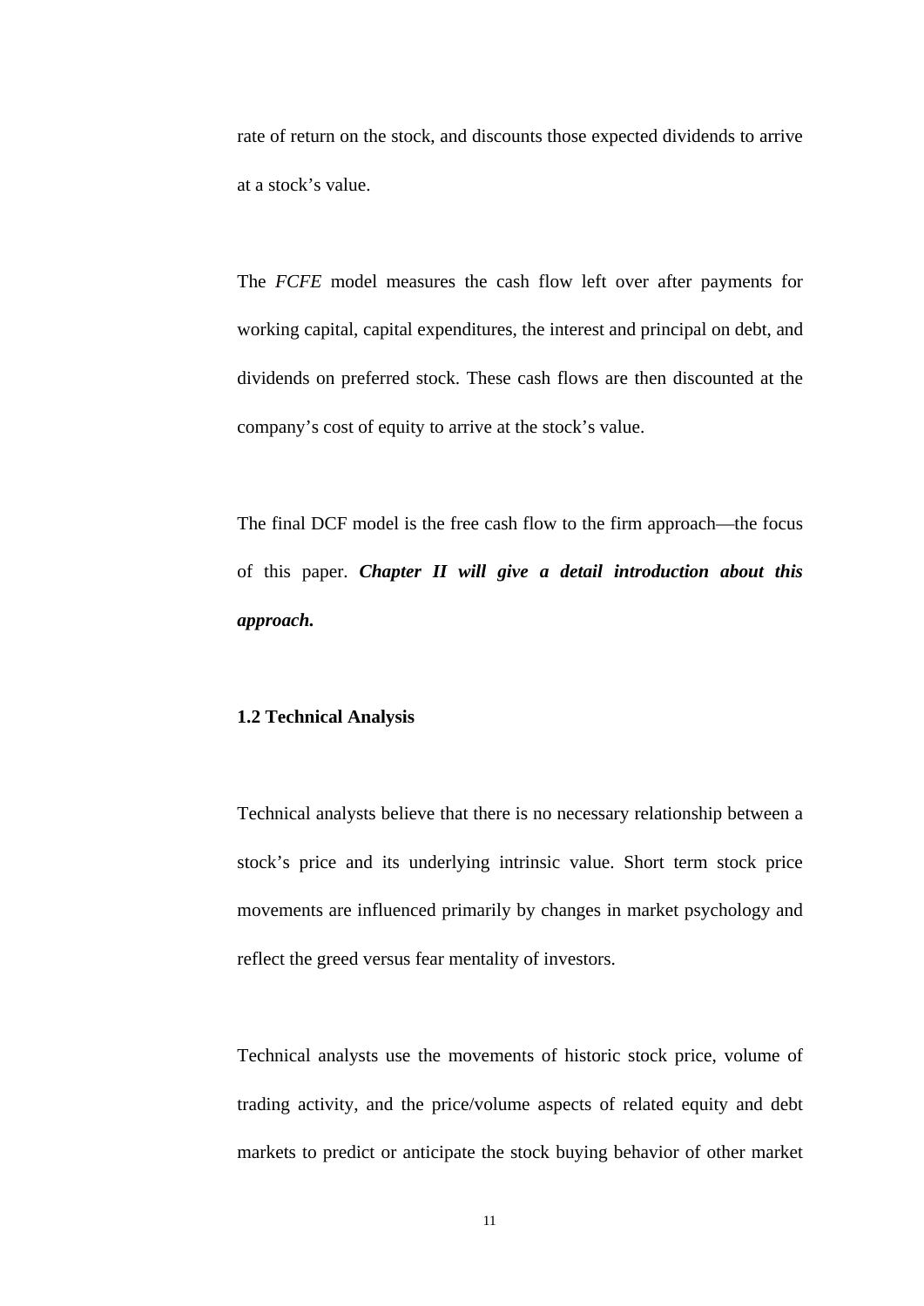rate of return on the stock, and discounts those expected dividends to arrive at a stock's value.

The *FCFE* model measures the cash flow left over after payments for working capital, capital expenditures, the interest and principal on debt, and dividends on preferred stock. These cash flows are then discounted at the company's cost of equity to arrive at the stock's value.

The final DCF model is the free cash flow to the firm approach—the focus of this paper. ***Chapter II will give a detail introduction about this approach.***

### 1.2 Technical Analysis

Technical analysts believe that there is no necessary relationship between a stock's price and its underlying intrinsic value. Short term stock price movements are influenced primarily by changes in market psychology and reflect the greed versus fear mentality of investors.

Technical analysts use the movements of historic stock price, volume of trading activity, and the price/volume aspects of related equity and debt markets to predict or anticipate the stock buying behavior of other market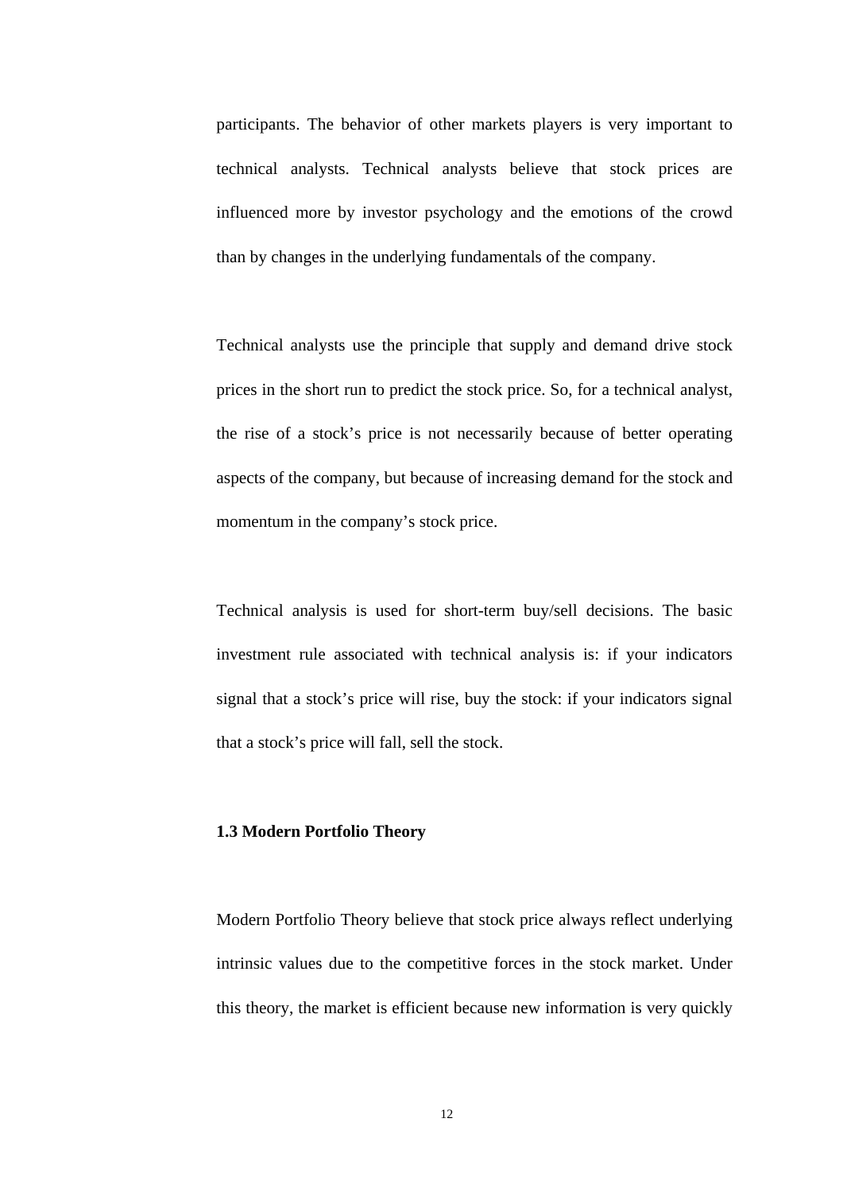participants. The behavior of other markets players is very important to technical analysts. Technical analysts believe that stock prices are influenced more by investor psychology and the emotions of the crowd than by changes in the underlying fundamentals of the company.

Technical analysts use the principle that supply and demand drive stock prices in the short run to predict the stock price. So, for a technical analyst, the rise of a stock's price is not necessarily because of better operating aspects of the company, but because of increasing demand for the stock and momentum in the company's stock price.

Technical analysis is used for short-term buy/sell decisions. The basic investment rule associated with technical analysis is: if your indicators signal that a stock's price will rise, buy the stock: if your indicators signal that a stock's price will fall, sell the stock.

### 1.3 Modern Portfolio Theory

Modern Portfolio Theory believe that stock price always reflect underlying intrinsic values due to the competitive forces in the stock market. Under this theory, the market is efficient because new information is very quickly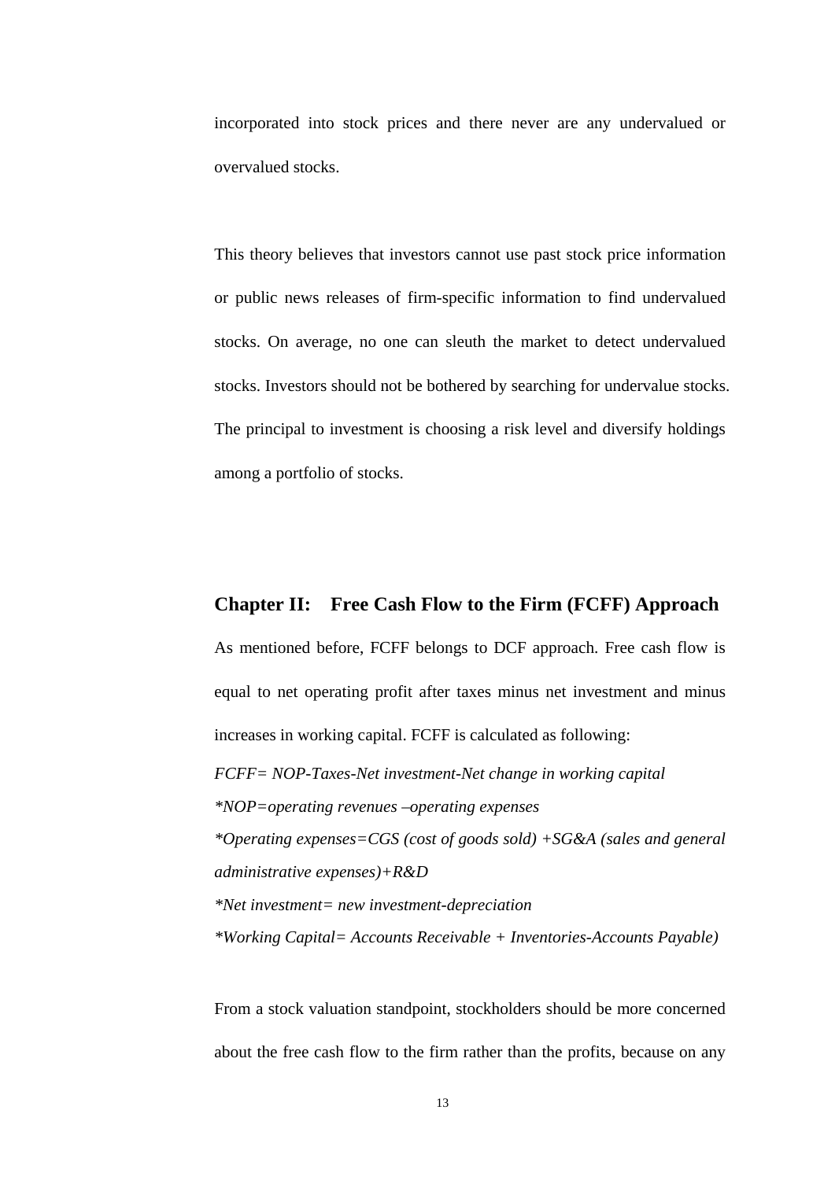incorporated into stock prices and there never are any undervalued or overvalued stocks.

This theory believes that investors cannot use past stock price information or public news releases of firm-specific information to find undervalued stocks. On average, no one can sleuth the market to detect undervalued stocks. Investors should not be bothered by searching for undervalue stocks. The principal to investment is choosing a risk level and diversify holdings among a portfolio of stocks.

## Chapter II: Free Cash Flow to the Firm (FCFF) Approach

As mentioned before, FCFF belongs to DCF approach. Free cash flow is equal to net operating profit after taxes minus net investment and minus increases in working capital. FCFF is calculated as following:

*FCFF= NOP-Taxes-Net investment-Net change in working capital*

*\*NOP=operating revenues –operating expenses*

*\*Operating expenses=CGS (cost of goods sold) +SG&A (sales and general administrative expenses)+R&D*

*\*Net investment= new investment-depreciation*

*\*Working Capital= Accounts Receivable + Inventories-Accounts Payable)*

From a stock valuation standpoint, stockholders should be more concerned about the free cash flow to the firm rather than the profits, because on any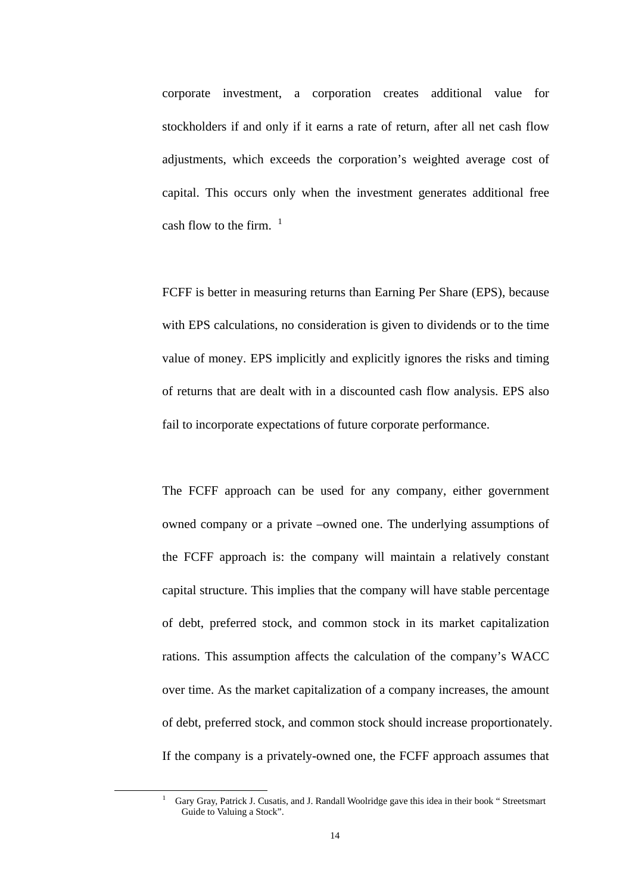corporate investment, a corporation creates additional value for stockholders if and only if it earns a rate of return, after all net cash flow adjustments, which exceeds the corporation's weighted average cost of capital. This occurs only when the investment generates additional free cash flow to the firm. [1]

FCFF is better in measuring returns than Earning Per Share (EPS), because with EPS calculations, no consideration is given to dividends or to the time value of money. EPS implicitly and explicitly ignores the risks and timing of returns that are dealt with in a discounted cash flow analysis. EPS also fail to incorporate expectations of future corporate performance.

The FCFF approach can be used for any company, either government owned company or a private –owned one. The underlying assumptions of the FCFF approach is: the company will maintain a relatively constant capital structure. This implies that the company will have stable percentage of debt, preferred stock, and common stock in its market capitalization rations. This assumption affects the calculation of the company's WACC over time. As the market capitalization of a company increases, the amount of debt, preferred stock, and common stock should increase proportionately. If the company is a privately-owned one, the FCFF approach assumes that

---

[1] Gary Gray, Patrick J. Cusatis, and J. Randall Woolridge gave this idea in their book " Streetsmart Guide to Valuing a Stock".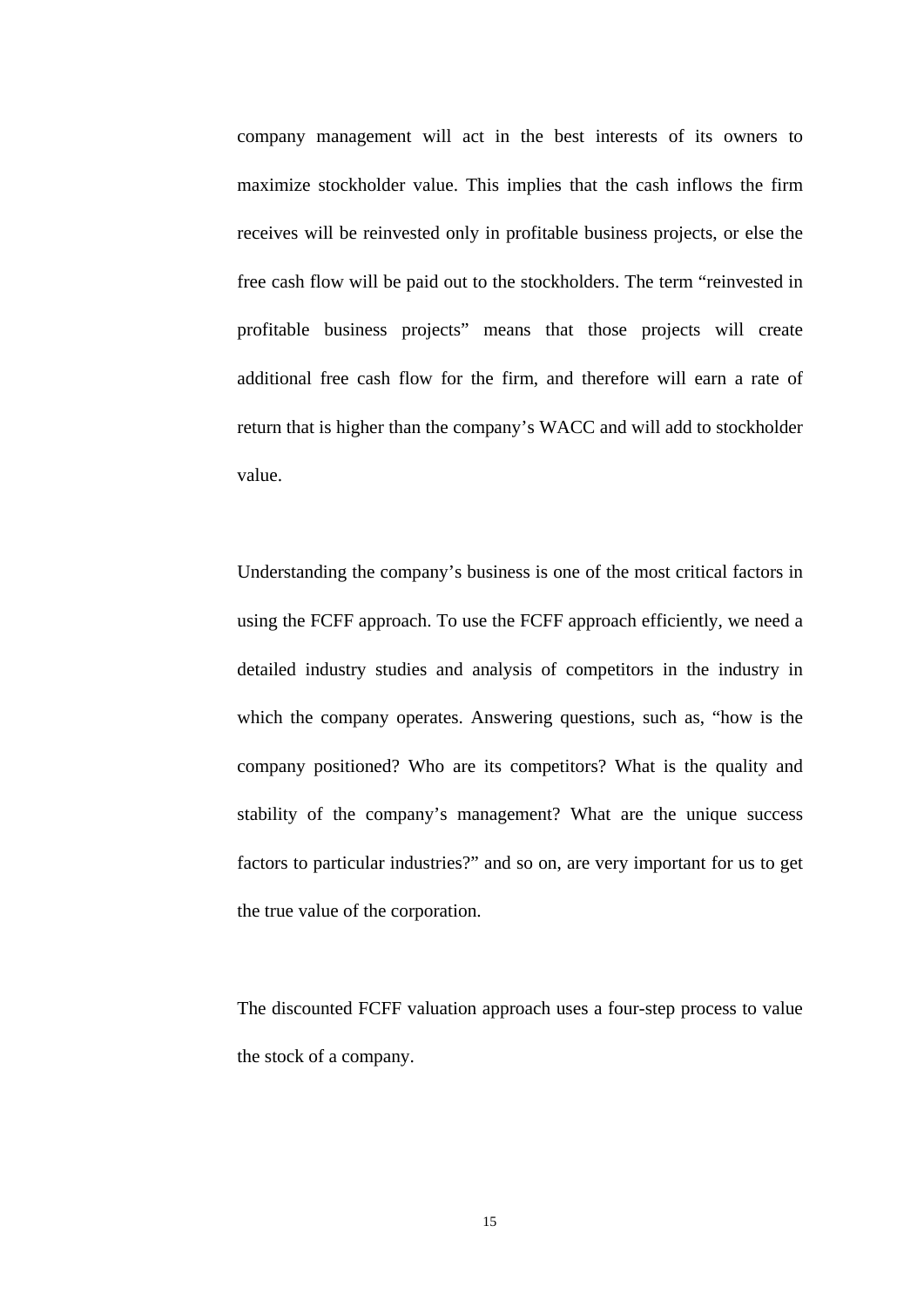company management will act in the best interests of its owners to maximize stockholder value. This implies that the cash inflows the firm receives will be reinvested only in profitable business projects, or else the free cash flow will be paid out to the stockholders. The term “reinvested in profitable business projects” means that those projects will create additional free cash flow for the firm, and therefore will earn a rate of return that is higher than the company’s WACC and will add to stockholder value.

Understanding the company’s business is one of the most critical factors in using the FCFF approach. To use the FCFF approach efficiently, we need a detailed industry studies and analysis of competitors in the industry in which the company operates. Answering questions, such as, “how is the company positioned? Who are its competitors? What is the quality and stability of the company’s management? What are the unique success factors to particular industries?” and so on, are very important for us to get the true value of the corporation.

The discounted FCFF valuation approach uses a four-step process to value the stock of a company.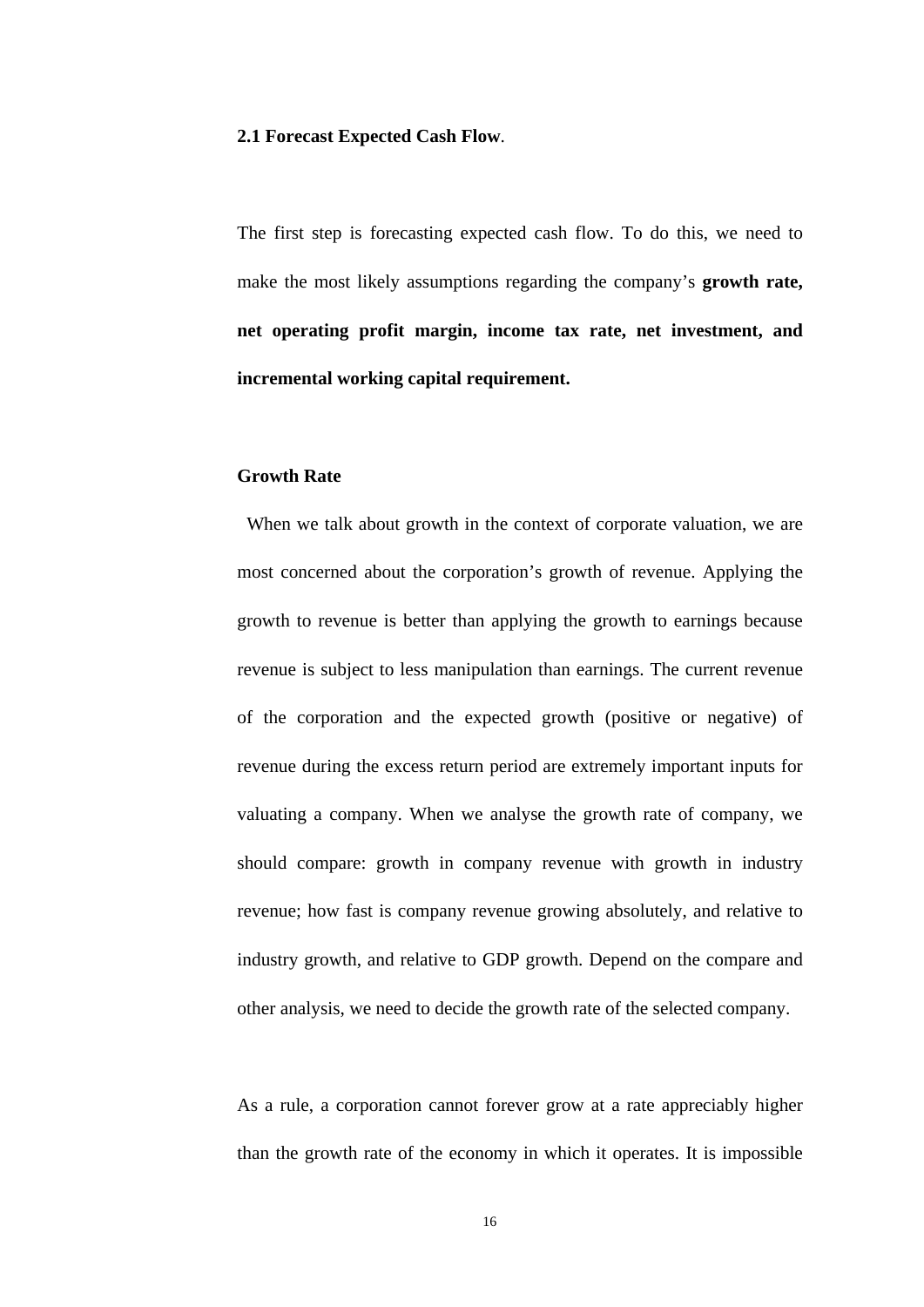**2.1 Forecast Expected Cash Flow**.

The first step is forecasting expected cash flow. To do this, we need to make the most likely assumptions regarding the company's **growth rate, net operating profit margin, income tax rate, net investment, and incremental working capital requirement.**

**Growth Rate**

When we talk about growth in the context of corporate valuation, we are most concerned about the corporation's growth of revenue. Applying the growth to revenue is better than applying the growth to earnings because revenue is subject to less manipulation than earnings. The current revenue of the corporation and the expected growth (positive or negative) of revenue during the excess return period are extremely important inputs for valuating a company. When we analyse the growth rate of company, we should compare: growth in company revenue with growth in industry revenue; how fast is company revenue growing absolutely, and relative to industry growth, and relative to GDP growth. Depend on the compare and other analysis, we need to decide the growth rate of the selected company.

As a rule, a corporation cannot forever grow at a rate appreciably higher than the growth rate of the economy in which it operates. It is impossible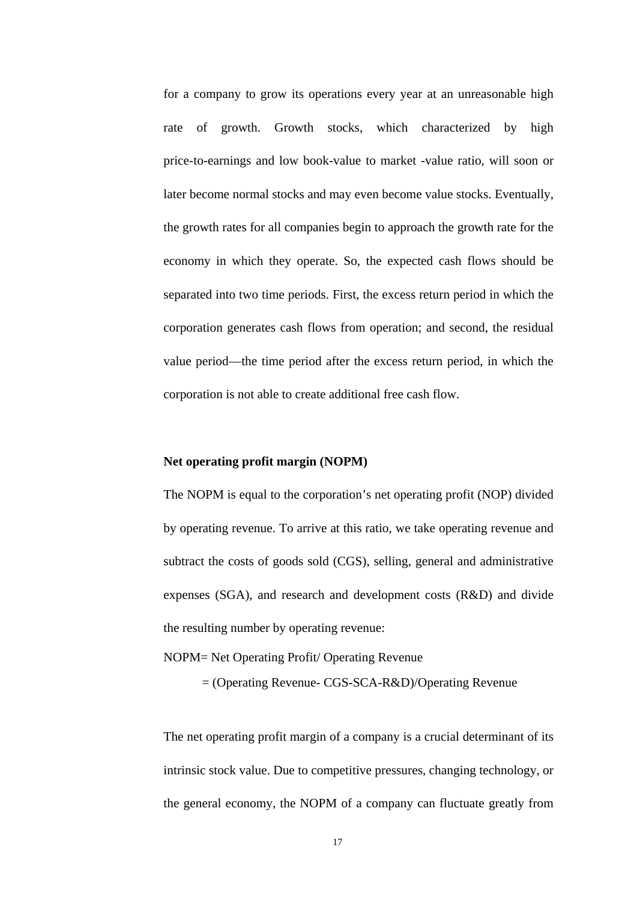for a company to grow its operations every year at an unreasonable high rate of growth. Growth stocks, which characterized by high price-to-earnings and low book-value to market -value ratio, will soon or later become normal stocks and may even become value stocks. Eventually, the growth rates for all companies begin to approach the growth rate for the economy in which they operate. So, the expected cash flows should be separated into two time periods. First, the excess return period in which the corporation generates cash flows from operation; and second, the residual value period—the time period after the excess return period, in which the corporation is not able to create additional free cash flow.

**Net operating profit margin (NOPM)**

The NOPM is equal to the corporation's net operating profit (NOP) divided by operating revenue. To arrive at this ratio, we take operating revenue and subtract the costs of goods sold (CGS), selling, general and administrative expenses (SGA), and research and development costs (R&D) and divide the resulting number by operating revenue:

NOPM= Net Operating Profit/ Operating Revenue

= (Operating Revenue- CGS-SCA-R&D)/Operating Revenue

The net operating profit margin of a company is a crucial determinant of its intrinsic stock value. Due to competitive pressures, changing technology, or the general economy, the NOPM of a company can fluctuate greatly from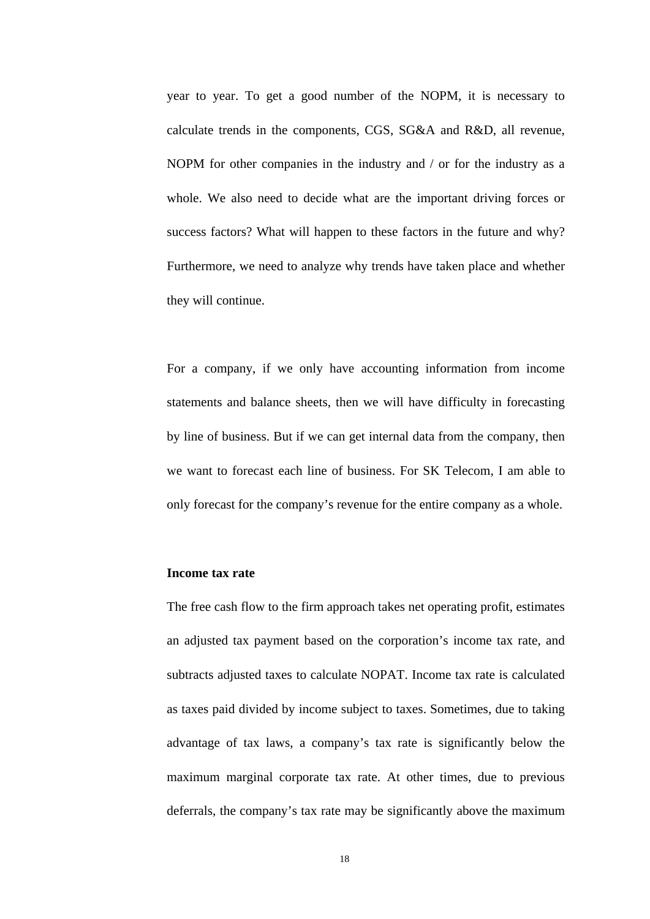year to year. To get a good number of the NOPM, it is necessary to calculate trends in the components, CGS, SG&A and R&D, all revenue, NOPM for other companies in the industry and / or for the industry as a whole. We also need to decide what are the important driving forces or success factors? What will happen to these factors in the future and why? Furthermore, we need to analyze why trends have taken place and whether they will continue.

For a company, if we only have accounting information from income statements and balance sheets, then we will have difficulty in forecasting by line of business. But if we can get internal data from the company, then we want to forecast each line of business. For SK Telecom, I am able to only forecast for the company's revenue for the entire company as a whole.

**Income tax rate**

The free cash flow to the firm approach takes net operating profit, estimates an adjusted tax payment based on the corporation's income tax rate, and subtracts adjusted taxes to calculate NOPAT. Income tax rate is calculated as taxes paid divided by income subject to taxes. Sometimes, due to taking advantage of tax laws, a company's tax rate is significantly below the maximum marginal corporate tax rate. At other times, due to previous deferrals, the company's tax rate may be significantly above the maximum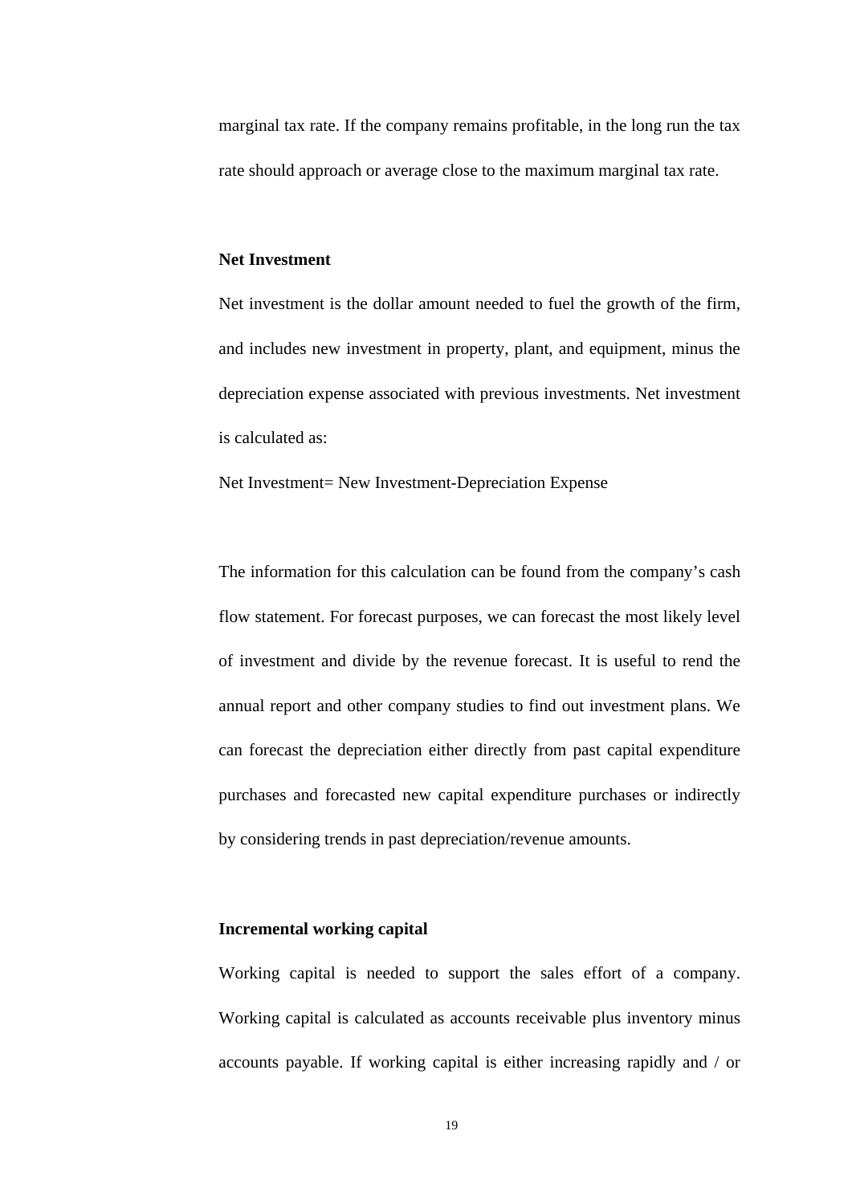marginal tax rate. If the company remains profitable, in the long run the tax rate should approach or average close to the maximum marginal tax rate.

**Net Investment**

Net investment is the dollar amount needed to fuel the growth of the firm, and includes new investment in property, plant, and equipment, minus the depreciation expense associated with previous investments. Net investment is calculated as:

Net Investment= New Investment-Depreciation Expense

The information for this calculation can be found from the company's cash flow statement. For forecast purposes, we can forecast the most likely level of investment and divide by the revenue forecast. It is useful to rend the annual report and other company studies to find out investment plans. We can forecast the depreciation either directly from past capital expenditure purchases and forecasted new capital expenditure purchases or indirectly by considering trends in past depreciation/revenue amounts.

**Incremental working capital**

Working capital is needed to support the sales effort of a company. Working capital is calculated as accounts receivable plus inventory minus accounts payable. If working capital is either increasing rapidly and / or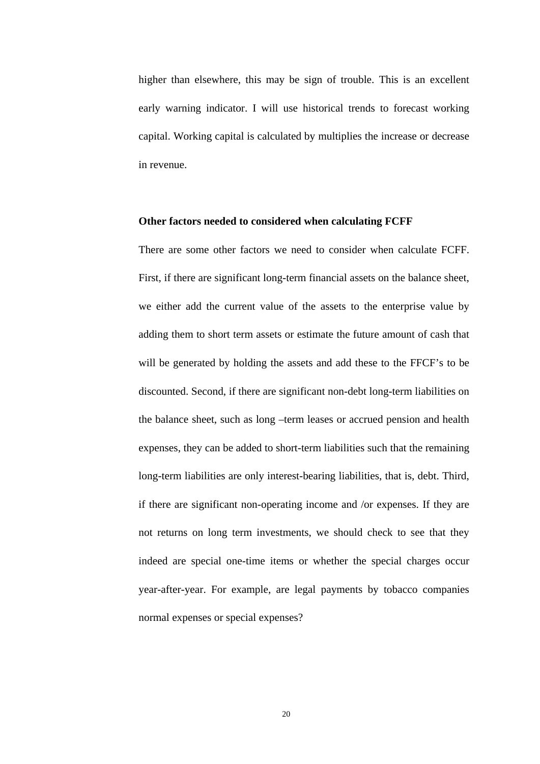higher than elsewhere, this may be sign of trouble. This is an excellent early warning indicator. I will use historical trends to forecast working capital. Working capital is calculated by multiplies the increase or decrease in revenue.

**Other factors needed to considered when calculating FCFF**

There are some other factors we need to consider when calculate FCFF. First, if there are significant long-term financial assets on the balance sheet, we either add the current value of the assets to the enterprise value by adding them to short term assets or estimate the future amount of cash that will be generated by holding the assets and add these to the FFCF's to be discounted. Second, if there are significant non-debt long-term liabilities on the balance sheet, such as long –term leases or accrued pension and health expenses, they can be added to short-term liabilities such that the remaining long-term liabilities are only interest-bearing liabilities, that is, debt. Third, if there are significant non-operating income and /or expenses. If they are not returns on long term investments, we should check to see that they indeed are special one-time items or whether the special charges occur year-after-year. For example, are legal payments by tobacco companies normal expenses or special expenses?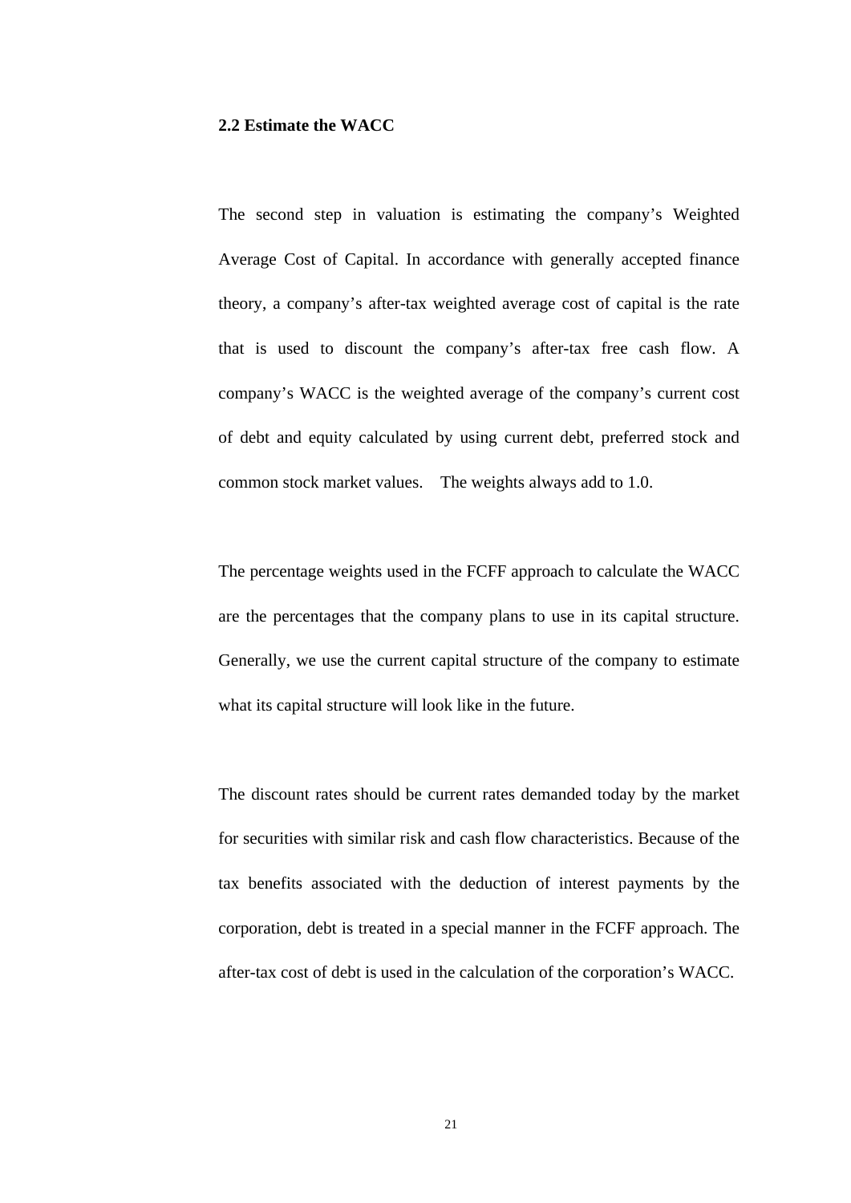### 2.2 Estimate the WACC

The second step in valuation is estimating the company's Weighted Average Cost of Capital. In accordance with generally accepted finance theory, a company's after-tax weighted average cost of capital is the rate that is used to discount the company's after-tax free cash flow. A company's WACC is the weighted average of the company's current cost of debt and equity calculated by using current debt, preferred stock and common stock market values. The weights always add to 1.0.

The percentage weights used in the FCFF approach to calculate the WACC are the percentages that the company plans to use in its capital structure. Generally, we use the current capital structure of the company to estimate what its capital structure will look like in the future.

The discount rates should be current rates demanded today by the market for securities with similar risk and cash flow characteristics. Because of the tax benefits associated with the deduction of interest payments by the corporation, debt is treated in a special manner in the FCFF approach. The after-tax cost of debt is used in the calculation of the corporation's WACC.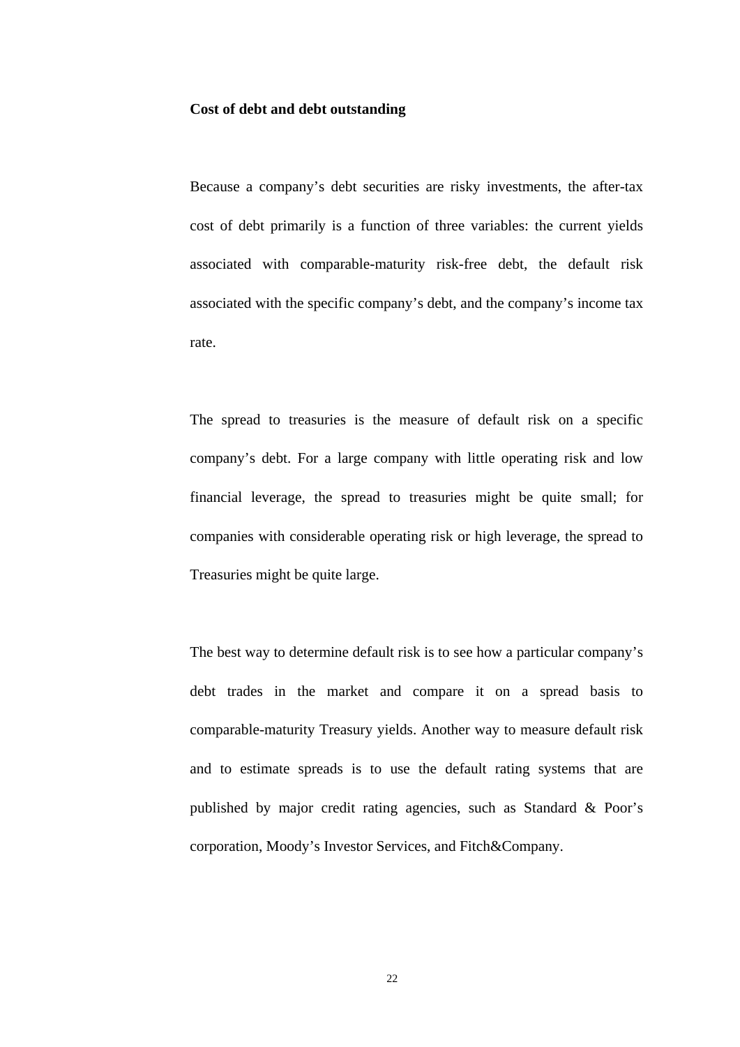**Cost of debt and debt outstanding**

Because a company's debt securities are risky investments, the after-tax cost of debt primarily is a function of three variables: the current yields associated with comparable-maturity risk-free debt, the default risk associated with the specific company's debt, and the company's income tax rate.

The spread to treasuries is the measure of default risk on a specific company's debt. For a large company with little operating risk and low financial leverage, the spread to treasuries might be quite small; for companies with considerable operating risk or high leverage, the spread to Treasuries might be quite large.

The best way to determine default risk is to see how a particular company's debt trades in the market and compare it on a spread basis to comparable-maturity Treasury yields. Another way to measure default risk and to estimate spreads is to use the default rating systems that are published by major credit rating agencies, such as Standard & Poor's corporation, Moody's Investor Services, and Fitch&Company.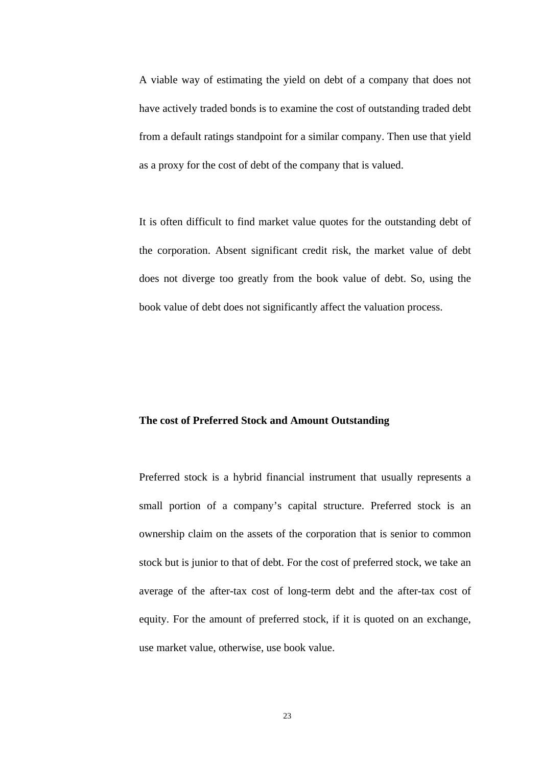A viable way of estimating the yield on debt of a company that does not have actively traded bonds is to examine the cost of outstanding traded debt from a default ratings standpoint for a similar company. Then use that yield as a proxy for the cost of debt of the company that is valued.

It is often difficult to find market value quotes for the outstanding debt of the corporation. Absent significant credit risk, the market value of debt does not diverge too greatly from the book value of debt. So, using the book value of debt does not significantly affect the valuation process.

**The cost of Preferred Stock and Amount Outstanding**

Preferred stock is a hybrid financial instrument that usually represents a small portion of a company's capital structure. Preferred stock is an ownership claim on the assets of the corporation that is senior to common stock but is junior to that of debt. For the cost of preferred stock, we take an average of the after-tax cost of long-term debt and the after-tax cost of equity. For the amount of preferred stock, if it is quoted on an exchange, use market value, otherwise, use book value.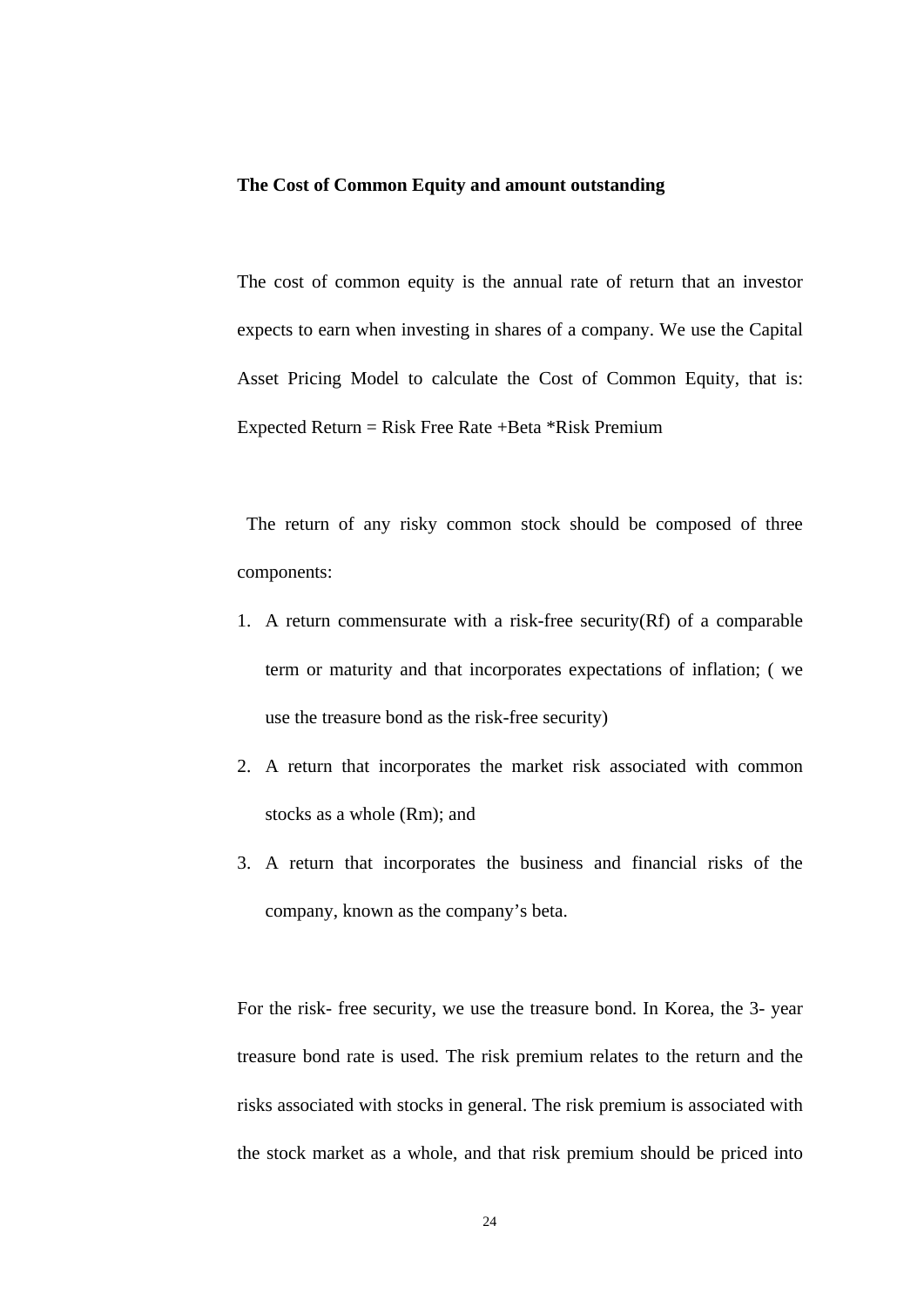**The Cost of Common Equity and amount outstanding**

The cost of common equity is the annual rate of return that an investor expects to earn when investing in shares of a company. We use the Capital Asset Pricing Model to calculate the Cost of Common Equity, that is: Expected Return = Risk Free Rate +Beta *Risk Premium

The return of any risky common stock should be composed of three components:

1. A return commensurate with a risk-free security(Rf) of a comparable term or maturity and that incorporates expectations of inflation; ( we use the treasure bond as the risk-free security)
2. A return that incorporates the market risk associated with common stocks as a whole (Rm); and
3. A return that incorporates the business and financial risks of the company, known as the company's beta.

For the risk- free security, we use the treasure bond. In Korea, the 3- year treasure bond rate is used. The risk premium relates to the return and the risks associated with stocks in general. The risk premium is associated with the stock market as a whole, and that risk premium should be priced into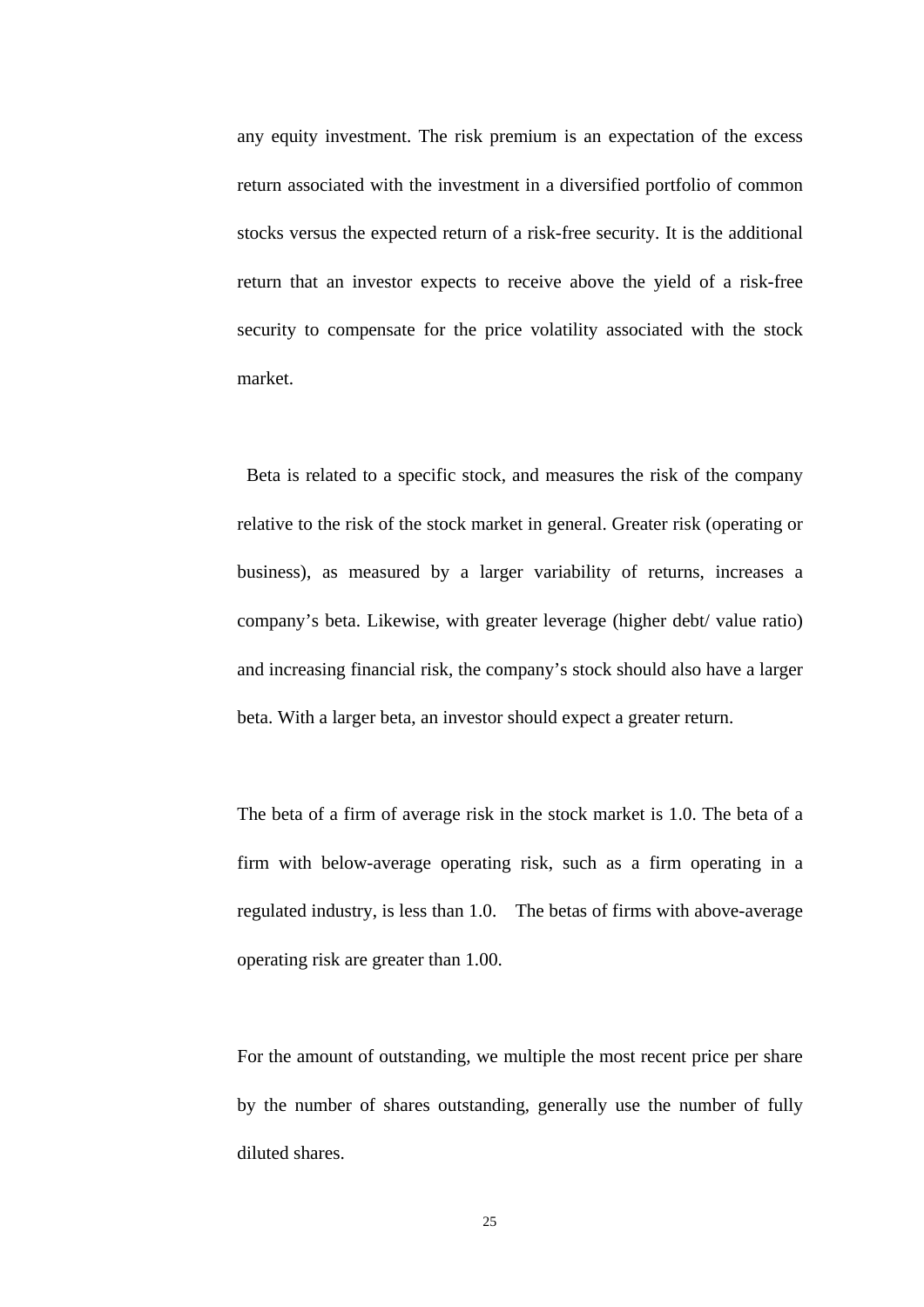any equity investment. The risk premium is an expectation of the excess return associated with the investment in a diversified portfolio of common stocks versus the expected return of a risk-free security. It is the additional return that an investor expects to receive above the yield of a risk-free security to compensate for the price volatility associated with the stock market.

Beta is related to a specific stock, and measures the risk of the company relative to the risk of the stock market in general. Greater risk (operating or business), as measured by a larger variability of returns, increases a company's beta. Likewise, with greater leverage (higher debt/ value ratio) and increasing financial risk, the company's stock should also have a larger beta. With a larger beta, an investor should expect a greater return.

The beta of a firm of average risk in the stock market is 1.0. The beta of a firm with below-average operating risk, such as a firm operating in a regulated industry, is less than 1.0. The betas of firms with above-average operating risk are greater than 1.00.

For the amount of outstanding, we multiple the most recent price per share by the number of shares outstanding, generally use the number of fully diluted shares.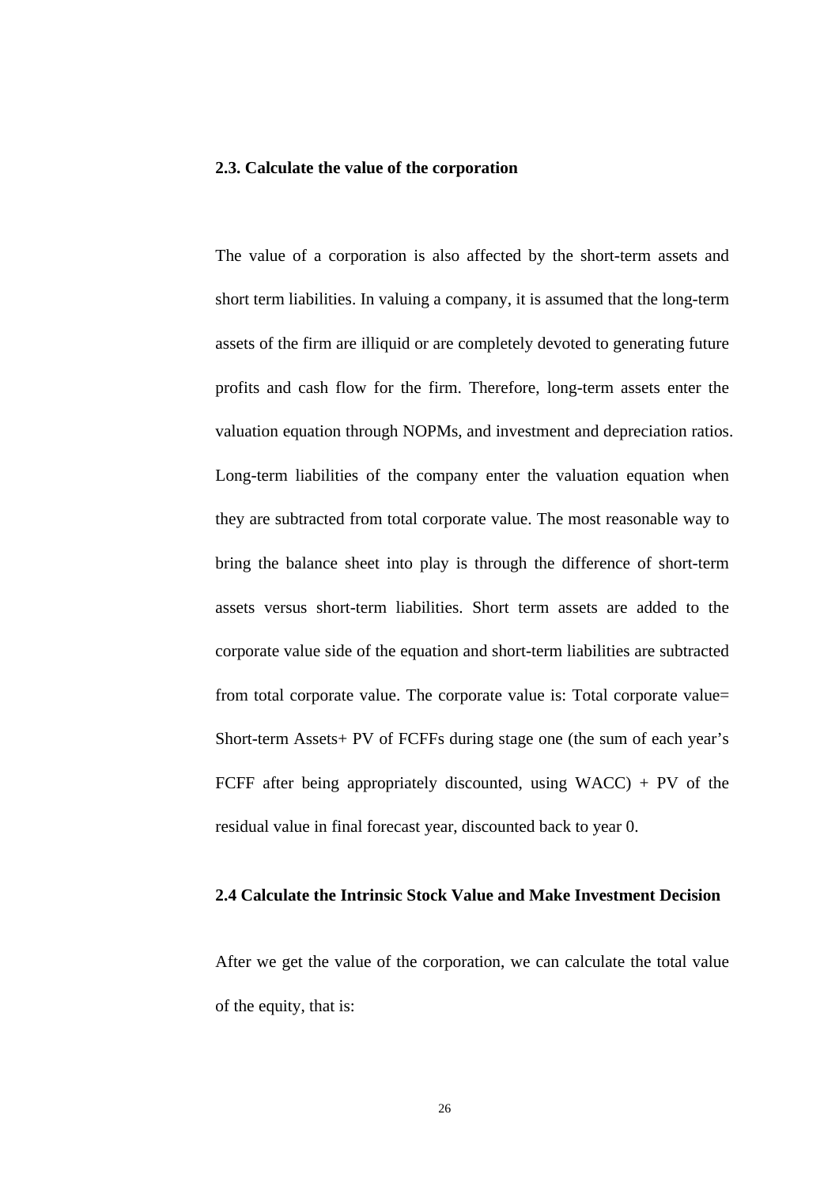### 2.3. Calculate the value of the corporation

The value of a corporation is also affected by the short-term assets and short term liabilities. In valuing a company, it is assumed that the long-term assets of the firm are illiquid or are completely devoted to generating future profits and cash flow for the firm. Therefore, long-term assets enter the valuation equation through NOPMs, and investment and depreciation ratios. Long-term liabilities of the company enter the valuation equation when they are subtracted from total corporate value. The most reasonable way to bring the balance sheet into play is through the difference of short-term assets versus short-term liabilities. Short term assets are added to the corporate value side of the equation and short-term liabilities are subtracted from total corporate value. The corporate value is: Total corporate value= Short-term Assets+ PV of FCFFs during stage one (the sum of each year's FCFF after being appropriately discounted, using WACC) + PV of the residual value in final forecast year, discounted back to year 0.

### 2.4 Calculate the Intrinsic Stock Value and Make Investment Decision

After we get the value of the corporation, we can calculate the total value of the equity, that is: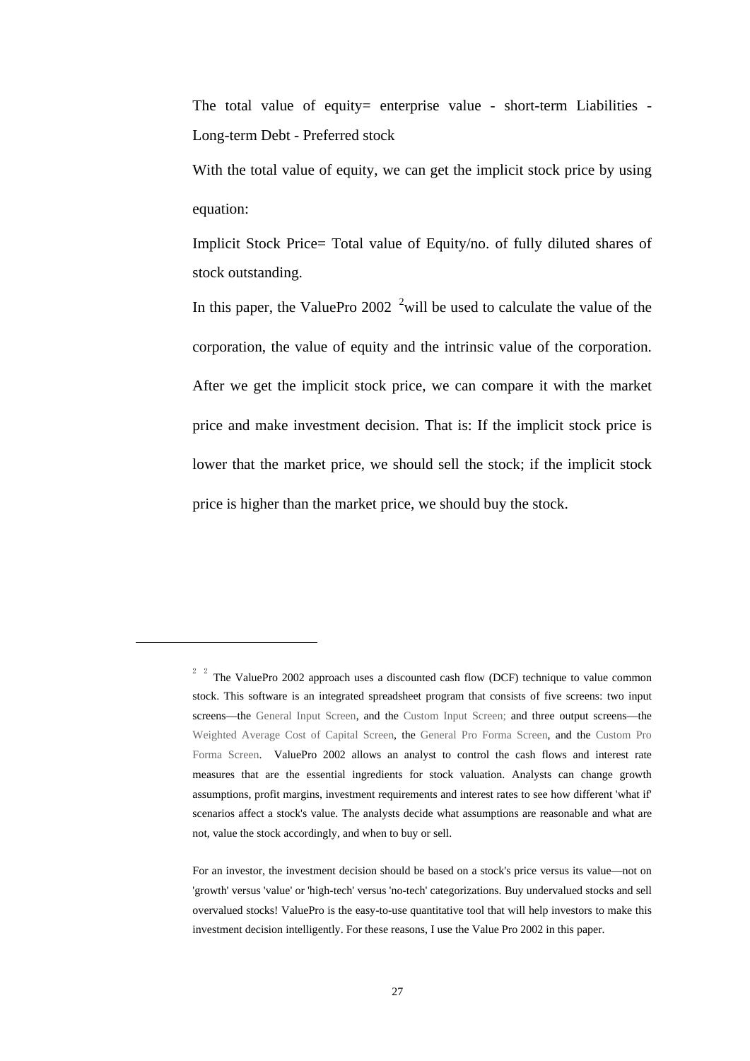The total value of equity= enterprise value - short-term Liabilities - Long-term Debt - Preferred stock

With the total value of equity, we can get the implicit stock price by using equation:

Implicit Stock Price= Total value of Equity/no. of fully diluted shares of stock outstanding.

In this paper, the ValuePro 2002 [2]will be used to calculate the value of the corporation, the value of equity and the intrinsic value of the corporation. After we get the implicit stock price, we can compare it with the market price and make investment decision. That is: If the implicit stock price is lower that the market price, we should sell the stock; if the implicit stock price is higher than the market price, we should buy the stock.

---

[2] [2] The ValuePro 2002 approach uses a discounted cash flow (DCF) technique to value common stock. This software is an integrated spreadsheet program that consists of five screens: two input screens—the General Input Screen, and the Custom Input Screen; and three output screens—the Weighted Average Cost of Capital Screen, the General Pro Forma Screen, and the Custom Pro Forma Screen. ValuePro 2002 allows an analyst to control the cash flows and interest rate measures that are the essential ingredients for stock valuation. Analysts can change growth assumptions, profit margins, investment requirements and interest rates to see how different 'what if' scenarios affect a stock's value. The analysts decide what assumptions are reasonable and what are not, value the stock accordingly, and when to buy or sell.

For an investor, the investment decision should be based on a stock's price versus its value—not on 'growth' versus 'value' or 'high-tech' versus 'no-tech' categorizations. Buy undervalued stocks and sell overvalued stocks! ValuePro is the easy-to-use quantitative tool that will help investors to make this investment decision intelligently. For these reasons, I use the Value Pro 2002 in this paper.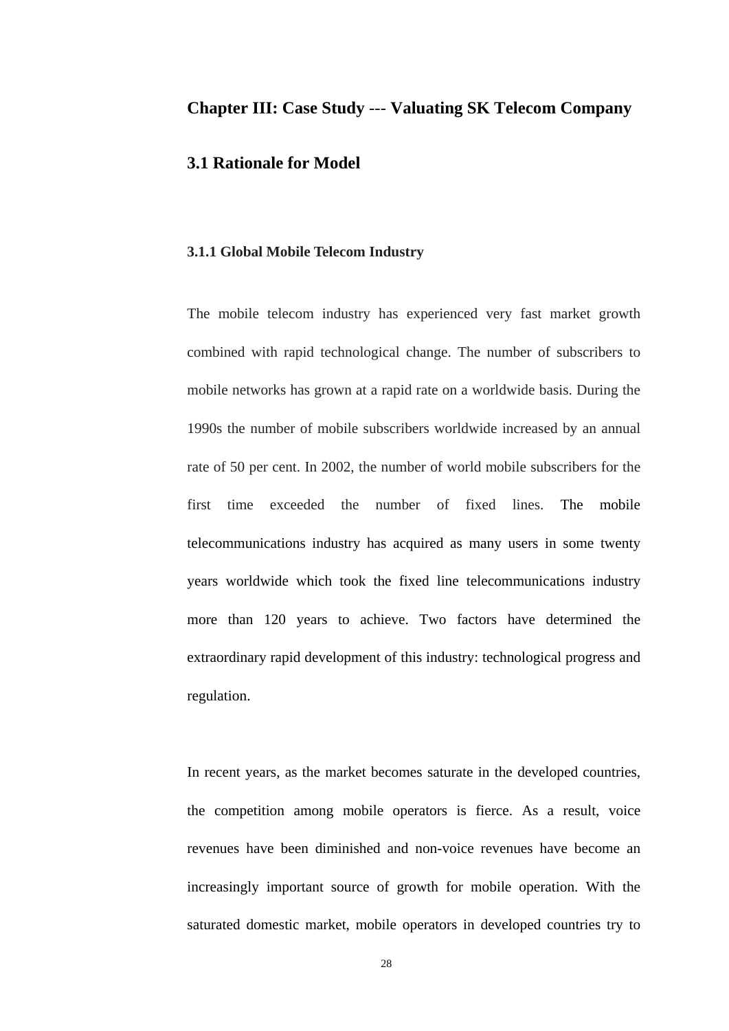# Chapter III: Case Study --- Valuating SK Telecom Company

## 3.1 Rationale for Model

### 3.1.1 Global Mobile Telecom Industry

The mobile telecom industry has experienced very fast market growth combined with rapid technological change. The number of subscribers to mobile networks has grown at a rapid rate on a worldwide basis. During the 1990s the number of mobile subscribers worldwide increased by an annual rate of 50 per cent. In 2002, the number of world mobile subscribers for the first time exceeded the number of fixed lines. The mobile telecommunications industry has acquired as many users in some twenty years worldwide which took the fixed line telecommunications industry more than 120 years to achieve. Two factors have determined the extraordinary rapid development of this industry: technological progress and regulation.

In recent years, as the market becomes saturate in the developed countries, the competition among mobile operators is fierce. As a result, voice revenues have been diminished and non-voice revenues have become an increasingly important source of growth for mobile operation. With the saturated domestic market, mobile operators in developed countries try to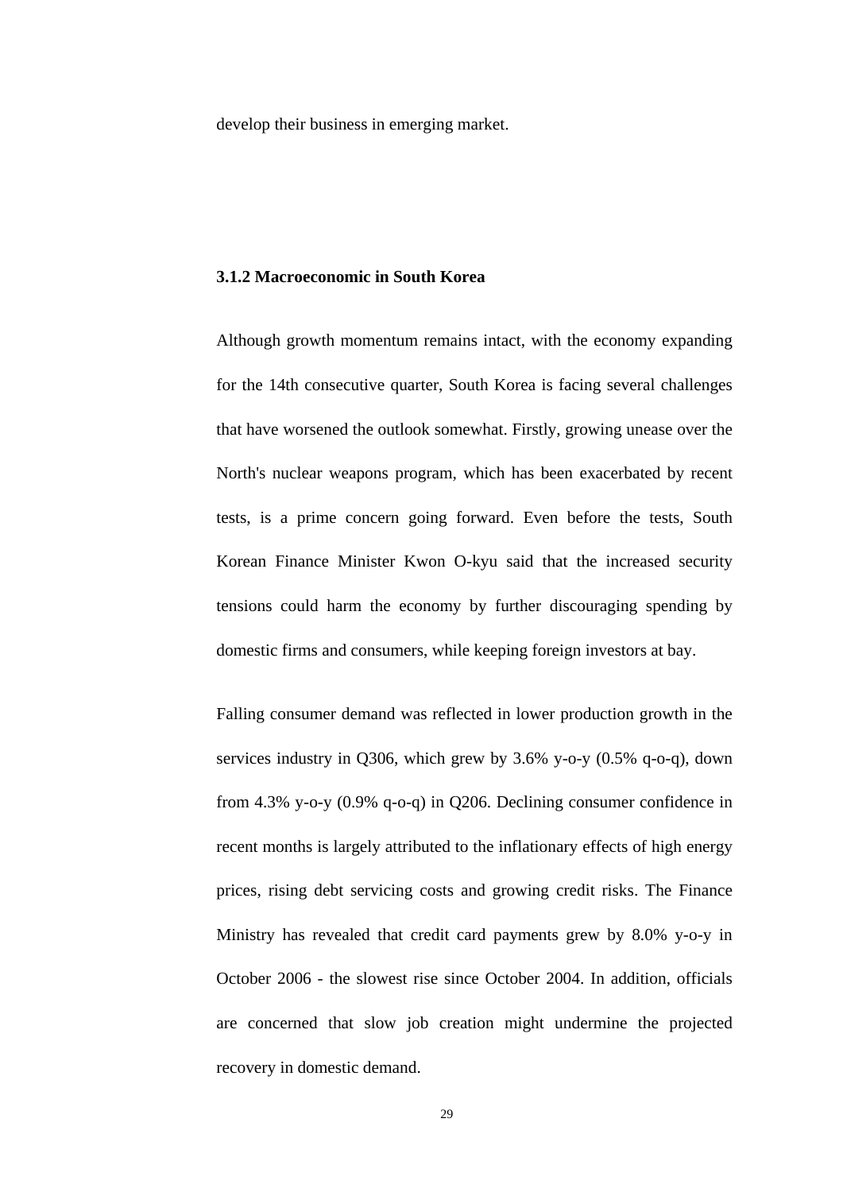develop their business in emerging market.

### 3.1.2 Macroeconomic in South Korea

Although growth momentum remains intact, with the economy expanding for the 14th consecutive quarter, South Korea is facing several challenges that have worsened the outlook somewhat. Firstly, growing unease over the North's nuclear weapons program, which has been exacerbated by recent tests, is a prime concern going forward. Even before the tests, South Korean Finance Minister Kwon O-kyu said that the increased security tensions could harm the economy by further discouraging spending by domestic firms and consumers, while keeping foreign investors at bay.

Falling consumer demand was reflected in lower production growth in the services industry in Q306, which grew by 3.6% y-o-y (0.5% q-o-q), down from 4.3% y-o-y (0.9% q-o-q) in Q206. Declining consumer confidence in recent months is largely attributed to the inflationary effects of high energy prices, rising debt servicing costs and growing credit risks. The Finance Ministry has revealed that credit card payments grew by 8.0% y-o-y in October 2006 - the slowest rise since October 2004. In addition, officials are concerned that slow job creation might undermine the projected recovery in domestic demand.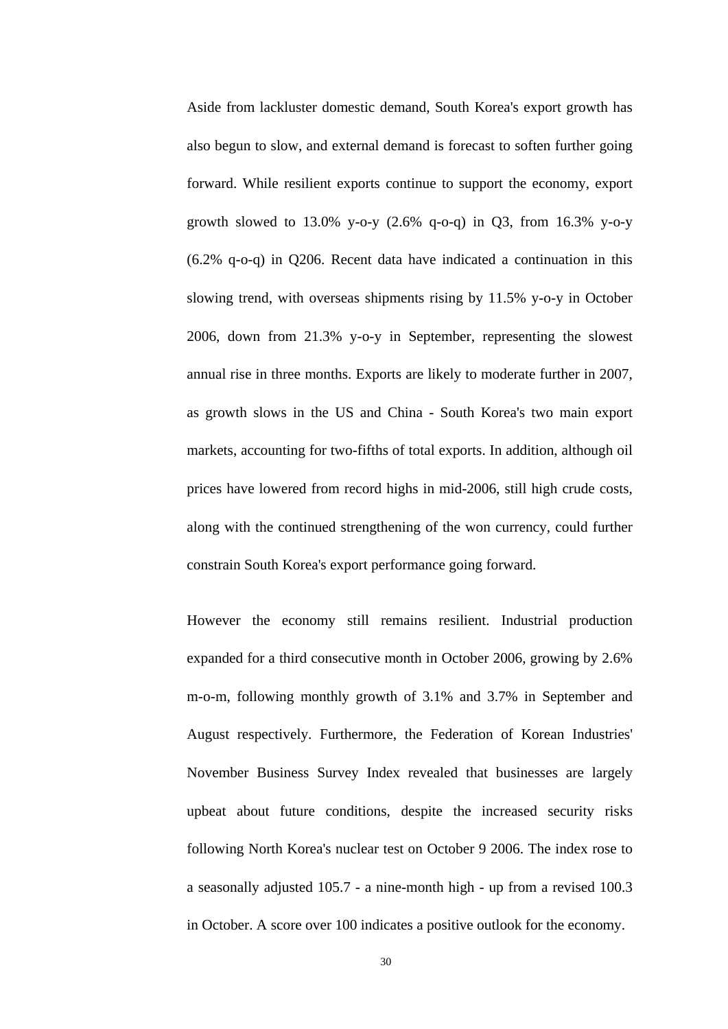Aside from lackluster domestic demand, South Korea's export growth has also begun to slow, and external demand is forecast to soften further going forward. While resilient exports continue to support the economy, export growth slowed to 13.0% y-o-y (2.6% q-o-q) in Q3, from 16.3% y-o-y (6.2% q-o-q) in Q206. Recent data have indicated a continuation in this slowing trend, with overseas shipments rising by 11.5% y-o-y in October 2006, down from 21.3% y-o-y in September, representing the slowest annual rise in three months. Exports are likely to moderate further in 2007, as growth slows in the US and China - South Korea's two main export markets, accounting for two-fifths of total exports. In addition, although oil prices have lowered from record highs in mid-2006, still high crude costs, along with the continued strengthening of the won currency, could further constrain South Korea's export performance going forward.

However the economy still remains resilient. Industrial production expanded for a third consecutive month in October 2006, growing by 2.6% m-o-m, following monthly growth of 3.1% and 3.7% in September and August respectively. Furthermore, the Federation of Korean Industries' November Business Survey Index revealed that businesses are largely upbeat about future conditions, despite the increased security risks following North Korea's nuclear test on October 9 2006. The index rose to a seasonally adjusted 105.7 - a nine-month high - up from a revised 100.3 in October. A score over 100 indicates a positive outlook for the economy.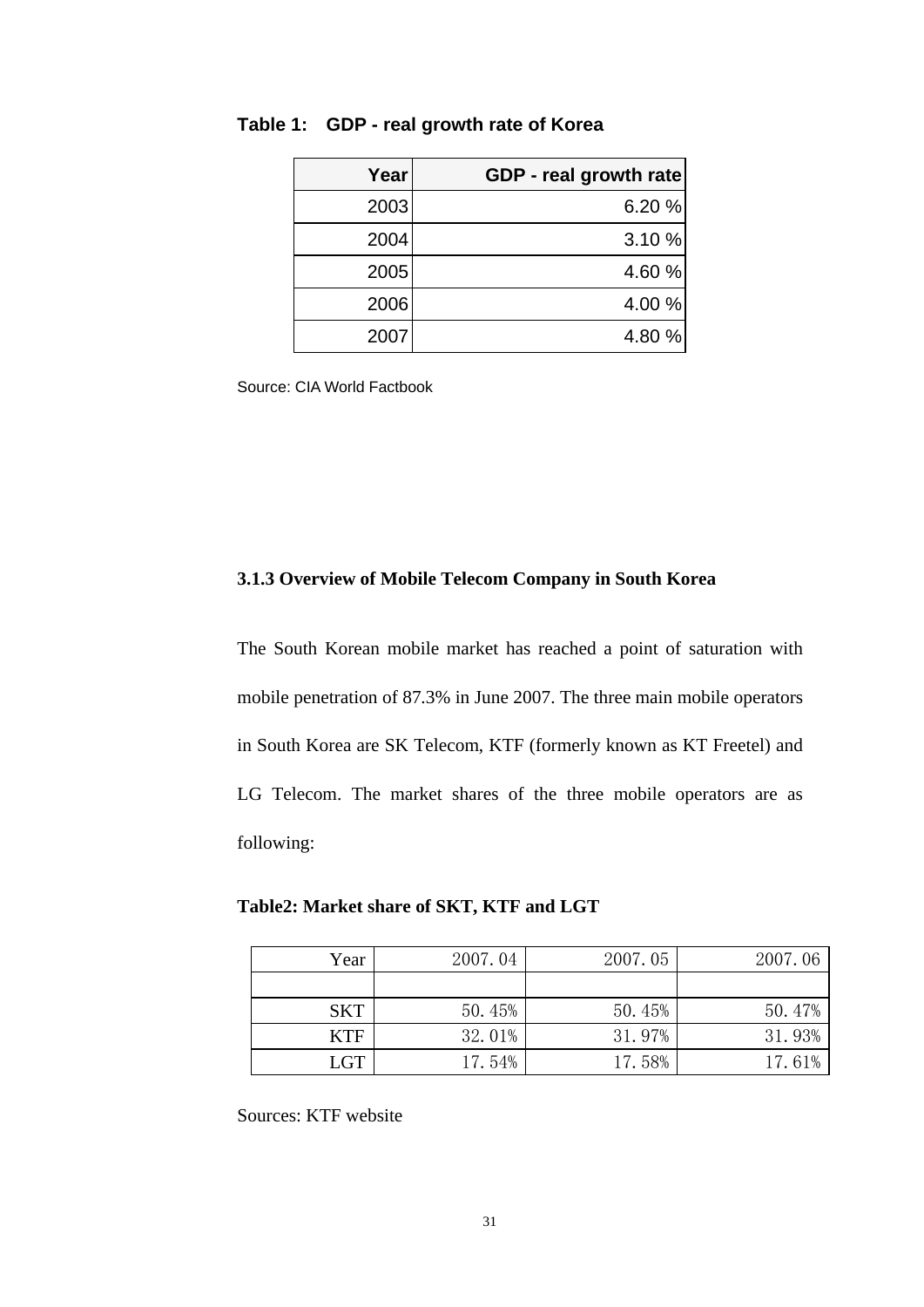**Table 1: GDP - real growth rate of Korea**

| Year | GDP - real growth rate |
|---|---|
| 2003 | 6.20 % |
| 2004 | 3.10 % |
| 2005 | 4.60 % |
| 2006 | 4.00 % |
| 2007 | 4.80 % |

Source: CIA World Factbook

### 3.1.3 Overview of Mobile Telecom Company in South Korea

The South Korean mobile market has reached a point of saturation with mobile penetration of 87.3% in June 2007. The three main mobile operators in South Korea are SK Telecom, KTF (formerly known as KT Freetel) and LG Telecom. The market shares of the three mobile operators are as following:

**Table2: Market share of SKT, KTF and LGT**

| Year | 2007. 04 | 2007. 05 | 2007. 06 |
|---|---|---|---|
| | | | |
| SKT | 50. 45% | 50. 45% | 50. 47% |
| KTF | 32. 01% | 31. 97% | 31. 93% |
| LGT | 17. 54% | 17. 58% | 17. 61% |

Sources: KTF website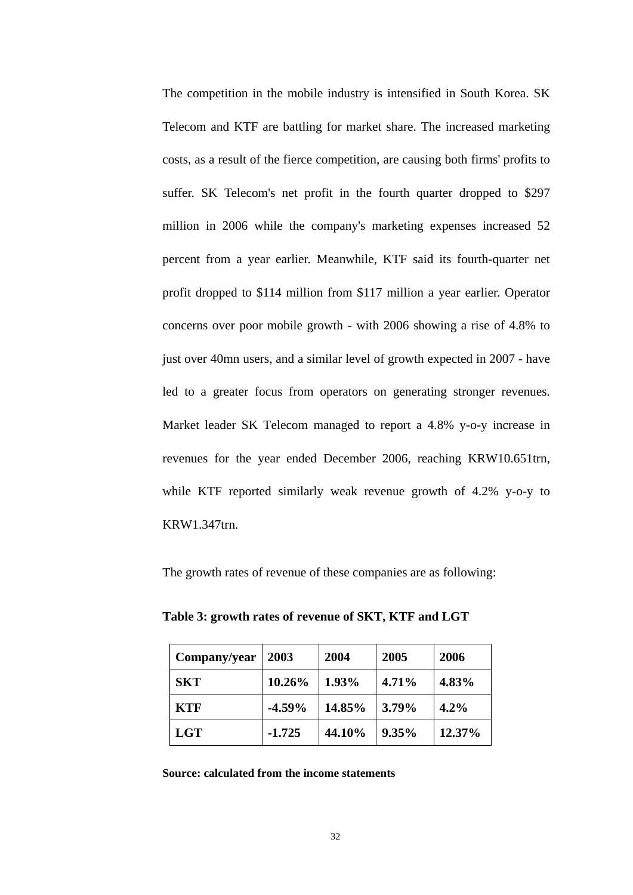The competition in the mobile industry is intensified in South Korea. SK Telecom and KTF are battling for market share. The increased marketing costs, as a result of the fierce competition, are causing both firms' profits to suffer. SK Telecom's net profit in the fourth quarter dropped to $297 million in 2006 while the company's marketing expenses increased 52 percent from a year earlier. Meanwhile, KTF said its fourth-quarter net profit dropped to $114 million from $117 million a year earlier. Operator concerns over poor mobile growth - with 2006 showing a rise of 4.8% to just over 40mn users, and a similar level of growth expected in 2007 - have led to a greater focus from operators on generating stronger revenues. Market leader SK Telecom managed to report a 4.8% y-o-y increase in revenues for the year ended December 2006, reaching KRW10.651trn, while KTF reported similarly weak revenue growth of 4.2% y-o-y to KRW1.347trn.

The growth rates of revenue of these companies are as following:

**Table 3: growth rates of revenue of SKT, KTF and LGT**

| Company/year | 2003 | 2004 | 2005 | 2006 |
|---|---|---|---|---|
| **SKT** | **10.26%** | **1.93%** | **4.71%** | **4.83%** |
| **KTF** | **-4.59%** | **14.85%** | **3.79%** | **4.2%** |
| **LGT** | **-1.725** | **44.10%** | **9.35%** | **12.37%** |

**Source: calculated from the income statements**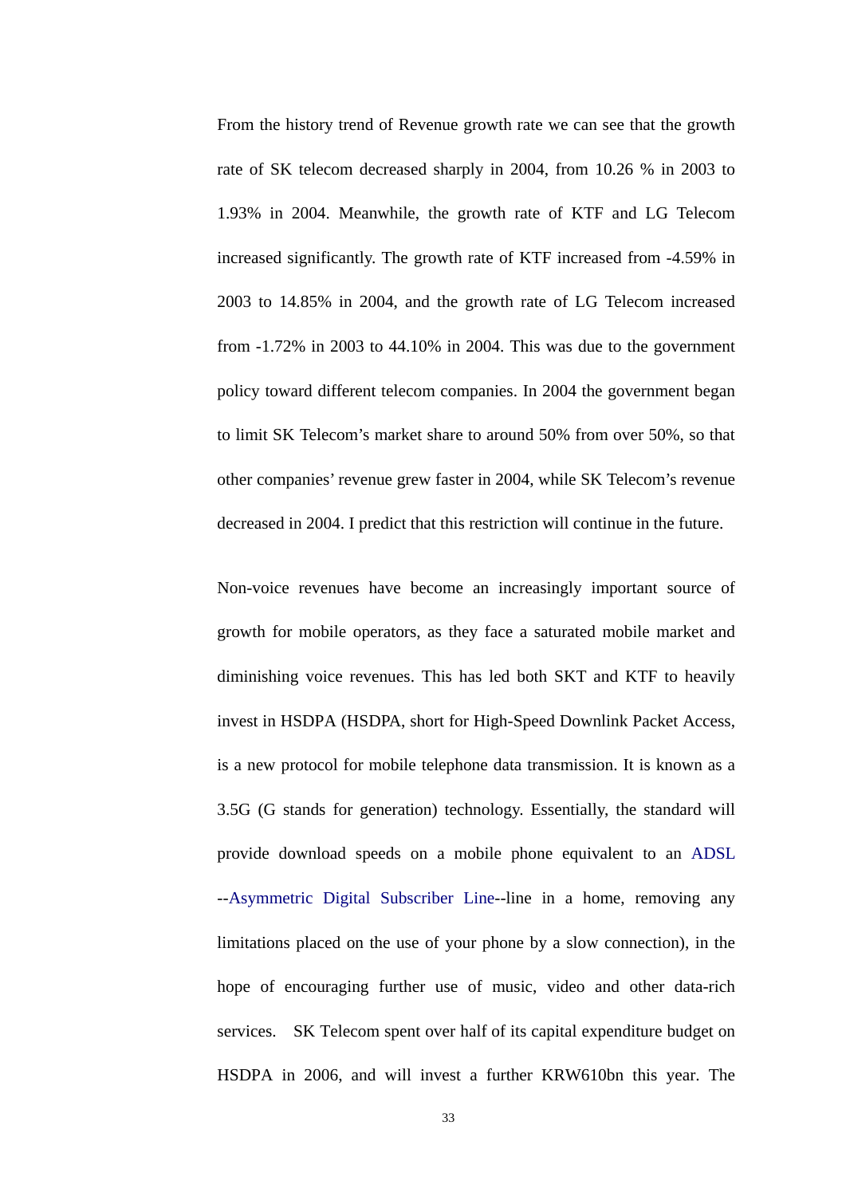From the history trend of Revenue growth rate we can see that the growth rate of SK telecom decreased sharply in 2004, from 10.26 % in 2003 to 1.93% in 2004. Meanwhile, the growth rate of KTF and LG Telecom increased significantly. The growth rate of KTF increased from -4.59% in 2003 to 14.85% in 2004, and the growth rate of LG Telecom increased from -1.72% in 2003 to 44.10% in 2004. This was due to the government policy toward different telecom companies. In 2004 the government began to limit SK Telecom's market share to around 50% from over 50%, so that other companies' revenue grew faster in 2004, while SK Telecom's revenue decreased in 2004. I predict that this restriction will continue in the future.

Non-voice revenues have become an increasingly important source of growth for mobile operators, as they face a saturated mobile market and diminishing voice revenues. This has led both SKT and KTF to heavily invest in HSDPA (HSDPA, short for High-Speed Downlink Packet Access, is a new protocol for mobile telephone data transmission. It is known as a 3.5G (G stands for generation) technology. Essentially, the standard will provide download speeds on a mobile phone equivalent to an ADSL --Asymmetric Digital Subscriber Line--line in a home, removing any limitations placed on the use of your phone by a slow connection), in the hope of encouraging further use of music, video and other data-rich services. SK Telecom spent over half of its capital expenditure budget on HSDPA in 2006, and will invest a further KRW610bn this year. The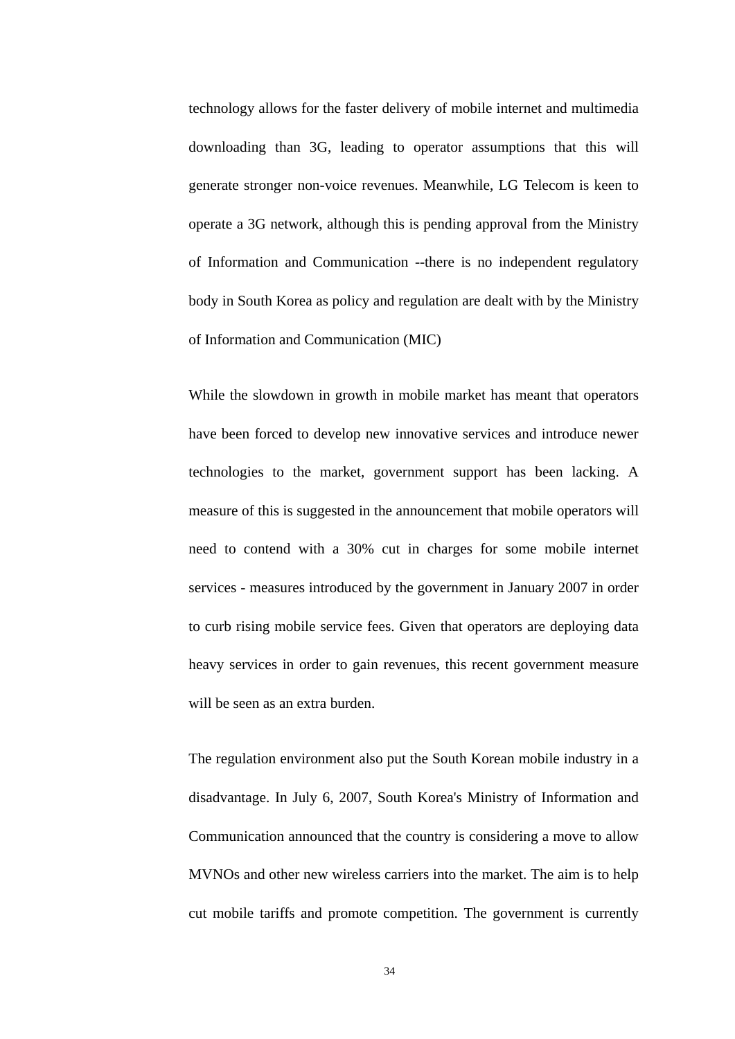technology allows for the faster delivery of mobile internet and multimedia downloading than 3G, leading to operator assumptions that this will generate stronger non-voice revenues. Meanwhile, LG Telecom is keen to operate a 3G network, although this is pending approval from the Ministry of Information and Communication --there is no independent regulatory body in South Korea as policy and regulation are dealt with by the Ministry of Information and Communication (MIC)

While the slowdown in growth in mobile market has meant that operators have been forced to develop new innovative services and introduce newer technologies to the market, government support has been lacking. A measure of this is suggested in the announcement that mobile operators will need to contend with a 30% cut in charges for some mobile internet services - measures introduced by the government in January 2007 in order to curb rising mobile service fees. Given that operators are deploying data heavy services in order to gain revenues, this recent government measure will be seen as an extra burden.

The regulation environment also put the South Korean mobile industry in a disadvantage. In July 6, 2007, South Korea's Ministry of Information and Communication announced that the country is considering a move to allow MVNOs and other new wireless carriers into the market. The aim is to help cut mobile tariffs and promote competition. The government is currently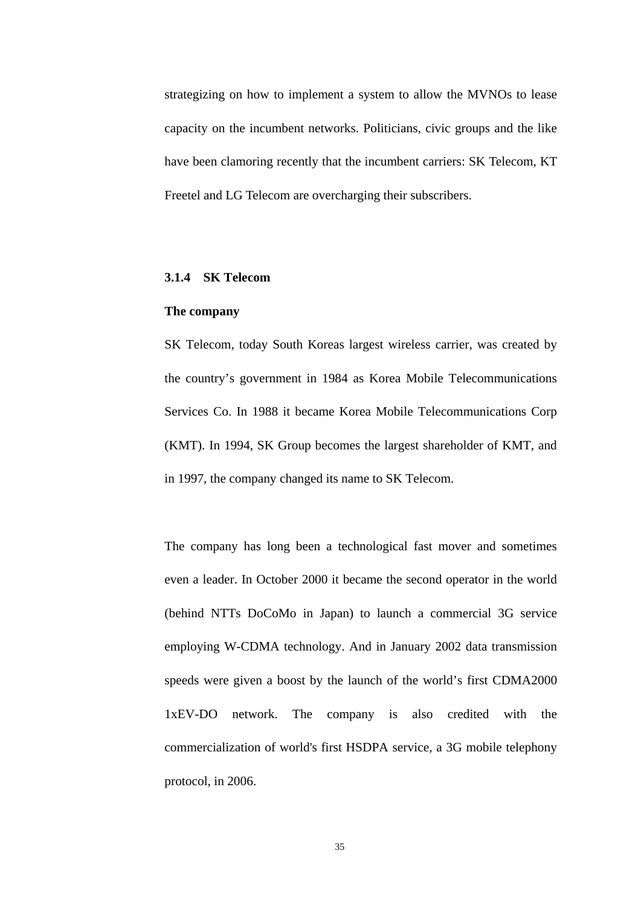strategizing on how to implement a system to allow the MVNOs to lease capacity on the incumbent networks. Politicians, civic groups and the like have been clamoring recently that the incumbent carriers: SK Telecom, KT Freetel and LG Telecom are overcharging their subscribers.

### 3.1.4 SK Telecom

**The company**

SK Telecom, today South Koreas largest wireless carrier, was created by the country's government in 1984 as Korea Mobile Telecommunications Services Co. In 1988 it became Korea Mobile Telecommunications Corp (KMT). In 1994, SK Group becomes the largest shareholder of KMT, and in 1997, the company changed its name to SK Telecom.

The company has long been a technological fast mover and sometimes even a leader. In October 2000 it became the second operator in the world (behind NTTs DoCoMo in Japan) to launch a commercial 3G service employing W-CDMA technology. And in January 2002 data transmission speeds were given a boost by the launch of the world's first CDMA2000 1xEV-DO network. The company is also credited with the commercialization of world's first HSDPA service, a 3G mobile telephony protocol, in 2006.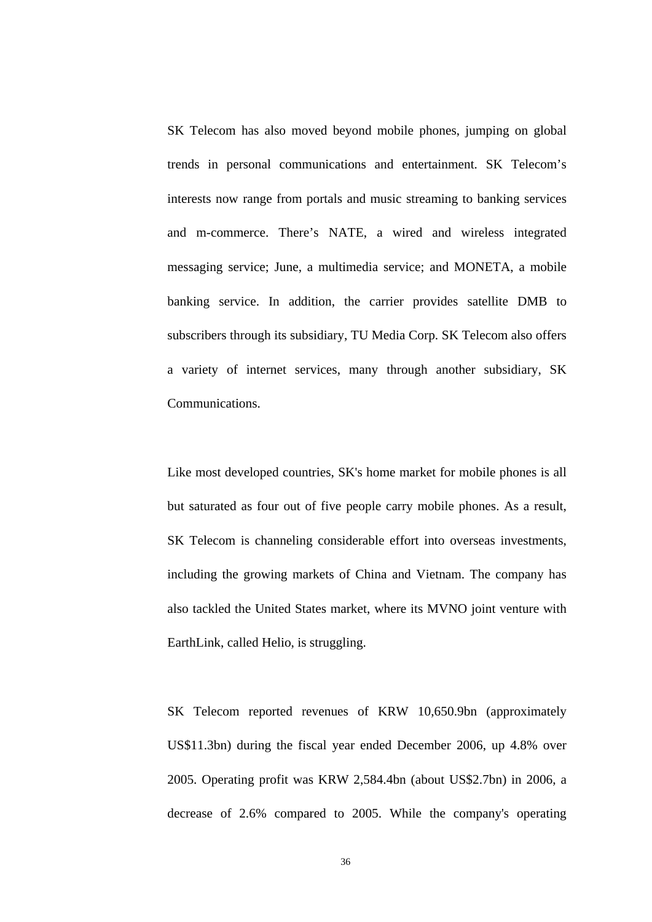SK Telecom has also moved beyond mobile phones, jumping on global trends in personal communications and entertainment. SK Telecom's interests now range from portals and music streaming to banking services and m-commerce. There's NATE, a wired and wireless integrated messaging service; June, a multimedia service; and MONETA, a mobile banking service. In addition, the carrier provides satellite DMB to subscribers through its subsidiary, TU Media Corp. SK Telecom also offers a variety of internet services, many through another subsidiary, SK Communications.

Like most developed countries, SK's home market for mobile phones is all but saturated as four out of five people carry mobile phones. As a result, SK Telecom is channeling considerable effort into overseas investments, including the growing markets of China and Vietnam. The company has also tackled the United States market, where its MVNO joint venture with EarthLink, called Helio, is struggling.

SK Telecom reported revenues of KRW 10,650.9bn (approximately US$11.3bn) during the fiscal year ended December 2006, up 4.8% over 2005. Operating profit was KRW 2,584.4bn (about US$2.7bn) in 2006, a decrease of 2.6% compared to 2005. While the company's operating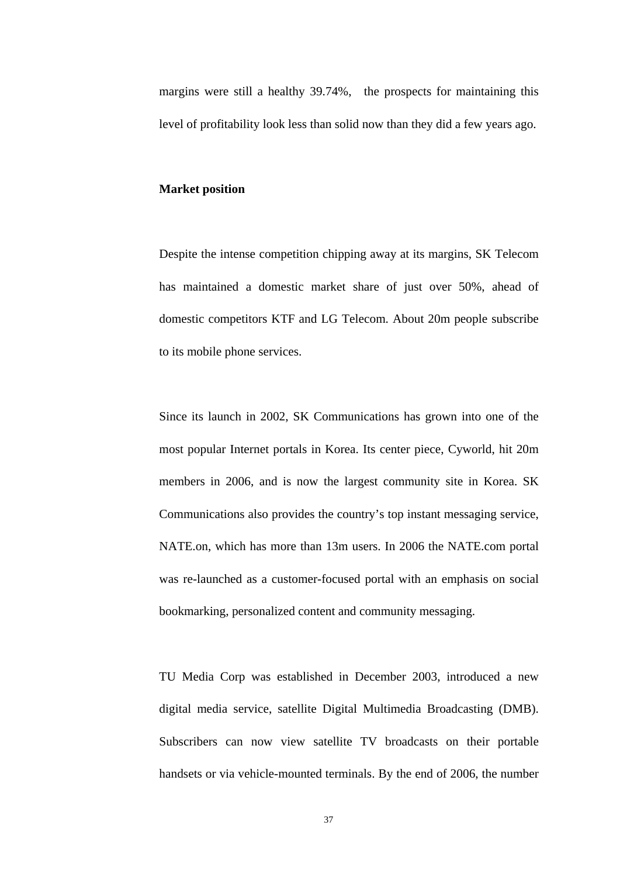margins were still a healthy 39.74%, the prospects for maintaining this level of profitability look less than solid now than they did a few years ago.

**Market position**

Despite the intense competition chipping away at its margins, SK Telecom has maintained a domestic market share of just over 50%, ahead of domestic competitors KTF and LG Telecom. About 20m people subscribe to its mobile phone services.

Since its launch in 2002, SK Communications has grown into one of the most popular Internet portals in Korea. Its center piece, Cyworld, hit 20m members in 2006, and is now the largest community site in Korea. SK Communications also provides the country's top instant messaging service, NATE.on, which has more than 13m users. In 2006 the NATE.com portal was re-launched as a customer-focused portal with an emphasis on social bookmarking, personalized content and community messaging.

TU Media Corp was established in December 2003, introduced a new digital media service, satellite Digital Multimedia Broadcasting (DMB). Subscribers can now view satellite TV broadcasts on their portable handsets or via vehicle-mounted terminals. By the end of 2006, the number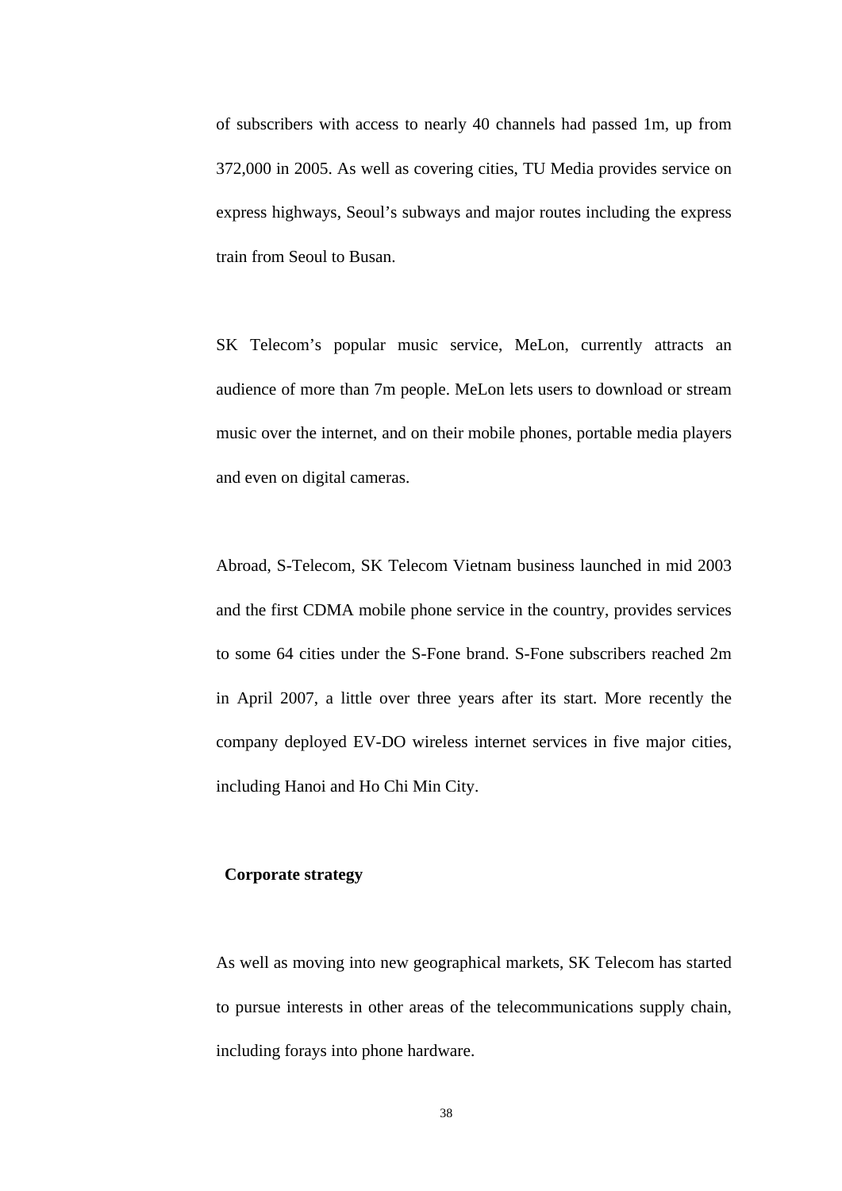of subscribers with access to nearly 40 channels had passed 1m, up from 372,000 in 2005. As well as covering cities, TU Media provides service on express highways, Seoul's subways and major routes including the express train from Seoul to Busan.

SK Telecom's popular music service, MeLon, currently attracts an audience of more than 7m people. MeLon lets users to download or stream music over the internet, and on their mobile phones, portable media players and even on digital cameras.

Abroad, S-Telecom, SK Telecom Vietnam business launched in mid 2003 and the first CDMA mobile phone service in the country, provides services to some 64 cities under the S-Fone brand. S-Fone subscribers reached 2m in April 2007, a little over three years after its start. More recently the company deployed EV-DO wireless internet services in five major cities, including Hanoi and Ho Chi Min City.

**Corporate strategy**

As well as moving into new geographical markets, SK Telecom has started to pursue interests in other areas of the telecommunications supply chain, including forays into phone hardware.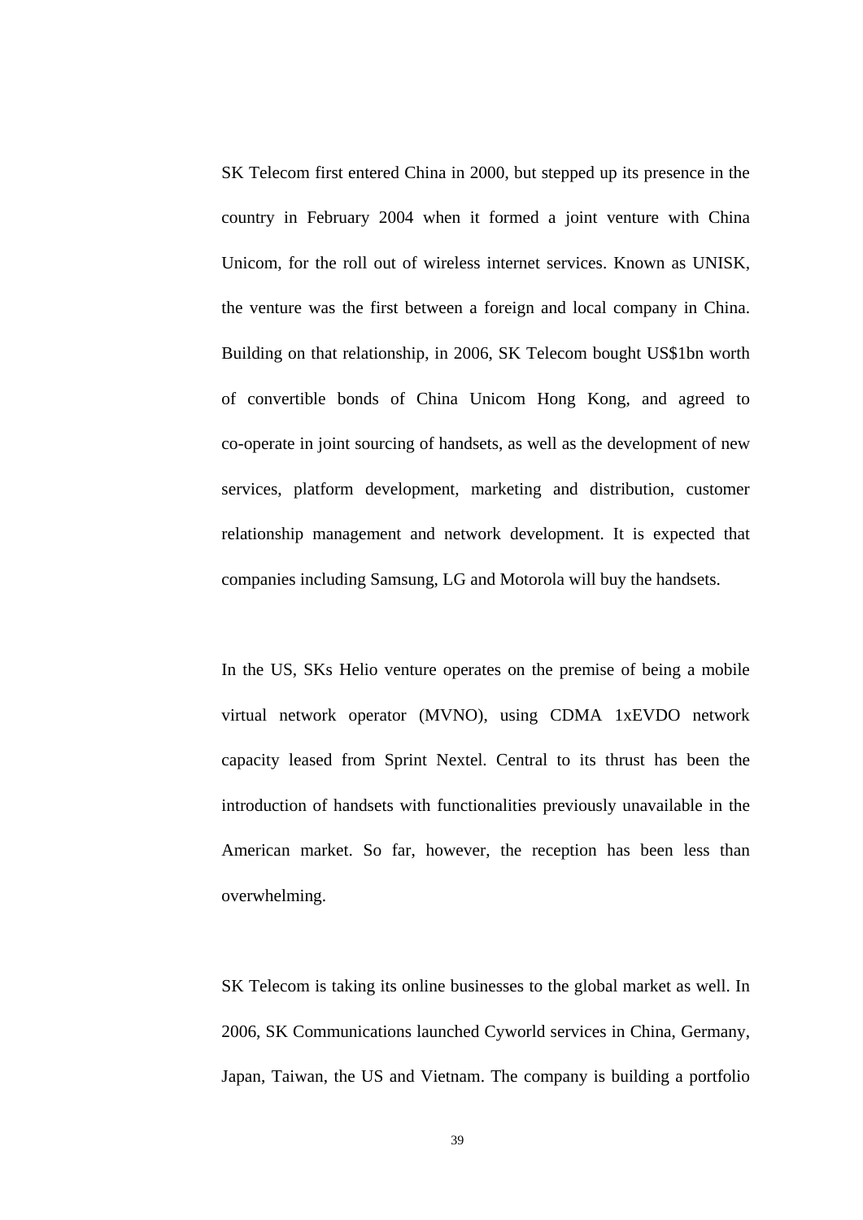SK Telecom first entered China in 2000, but stepped up its presence in the country in February 2004 when it formed a joint venture with China Unicom, for the roll out of wireless internet services. Known as UNISK, the venture was the first between a foreign and local company in China. Building on that relationship, in 2006, SK Telecom bought US$1bn worth of convertible bonds of China Unicom Hong Kong, and agreed to co-operate in joint sourcing of handsets, as well as the development of new services, platform development, marketing and distribution, customer relationship management and network development. It is expected that companies including Samsung, LG and Motorola will buy the handsets.

In the US, SKs Helio venture operates on the premise of being a mobile virtual network operator (MVNO), using CDMA 1xEVDO network capacity leased from Sprint Nextel. Central to its thrust has been the introduction of handsets with functionalities previously unavailable in the American market. So far, however, the reception has been less than overwhelming.

SK Telecom is taking its online businesses to the global market as well. In 2006, SK Communications launched Cyworld services in China, Germany, Japan, Taiwan, the US and Vietnam. The company is building a portfolio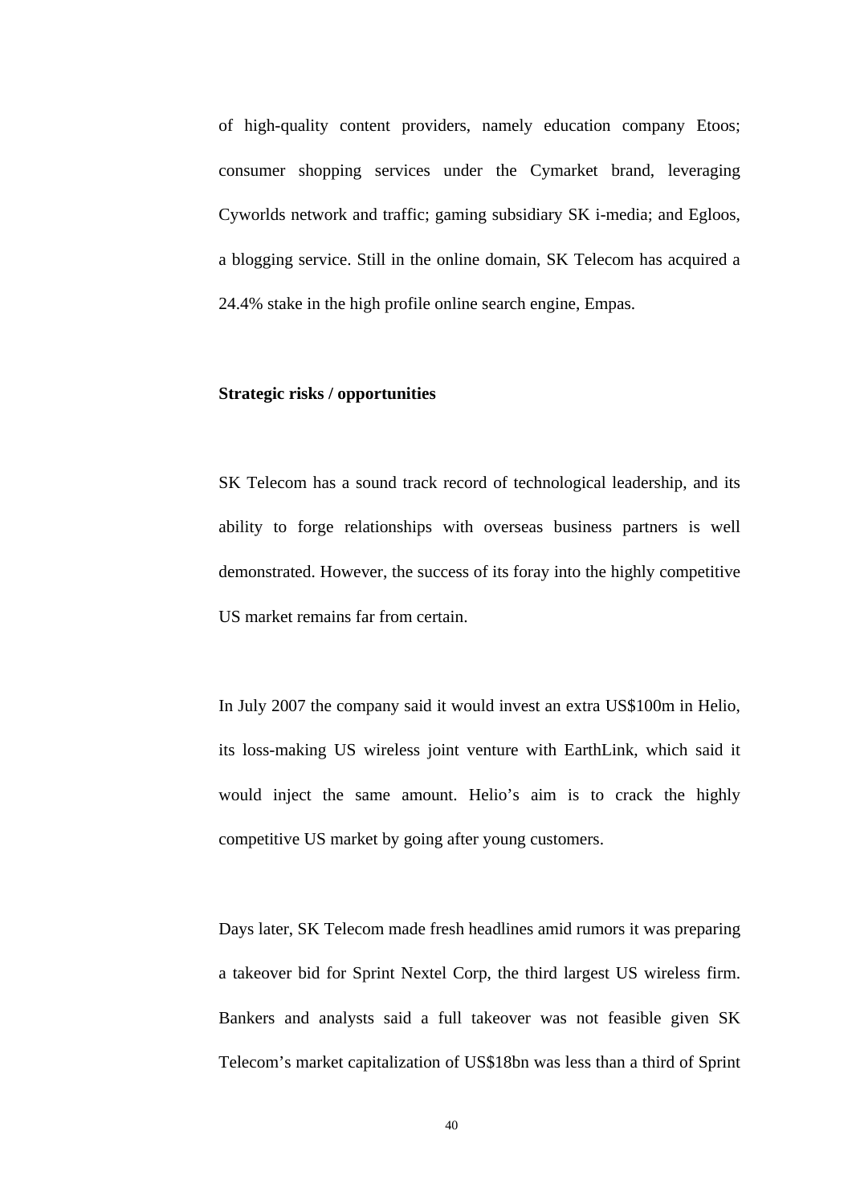of high-quality content providers, namely education company Etoos; consumer shopping services under the Cymarket brand, leveraging Cyworlds network and traffic; gaming subsidiary SK i-media; and Egloos, a blogging service. Still in the online domain, SK Telecom has acquired a 24.4% stake in the high profile online search engine, Empas.

**Strategic risks / opportunities**

SK Telecom has a sound track record of technological leadership, and its ability to forge relationships with overseas business partners is well demonstrated. However, the success of its foray into the highly competitive US market remains far from certain.

In July 2007 the company said it would invest an extra US$100m in Helio, its loss-making US wireless joint venture with EarthLink, which said it would inject the same amount. Helio's aim is to crack the highly competitive US market by going after young customers.

Days later, SK Telecom made fresh headlines amid rumors it was preparing a takeover bid for Sprint Nextel Corp, the third largest US wireless firm. Bankers and analysts said a full takeover was not feasible given SK Telecom's market capitalization of US$18bn was less than a third of Sprint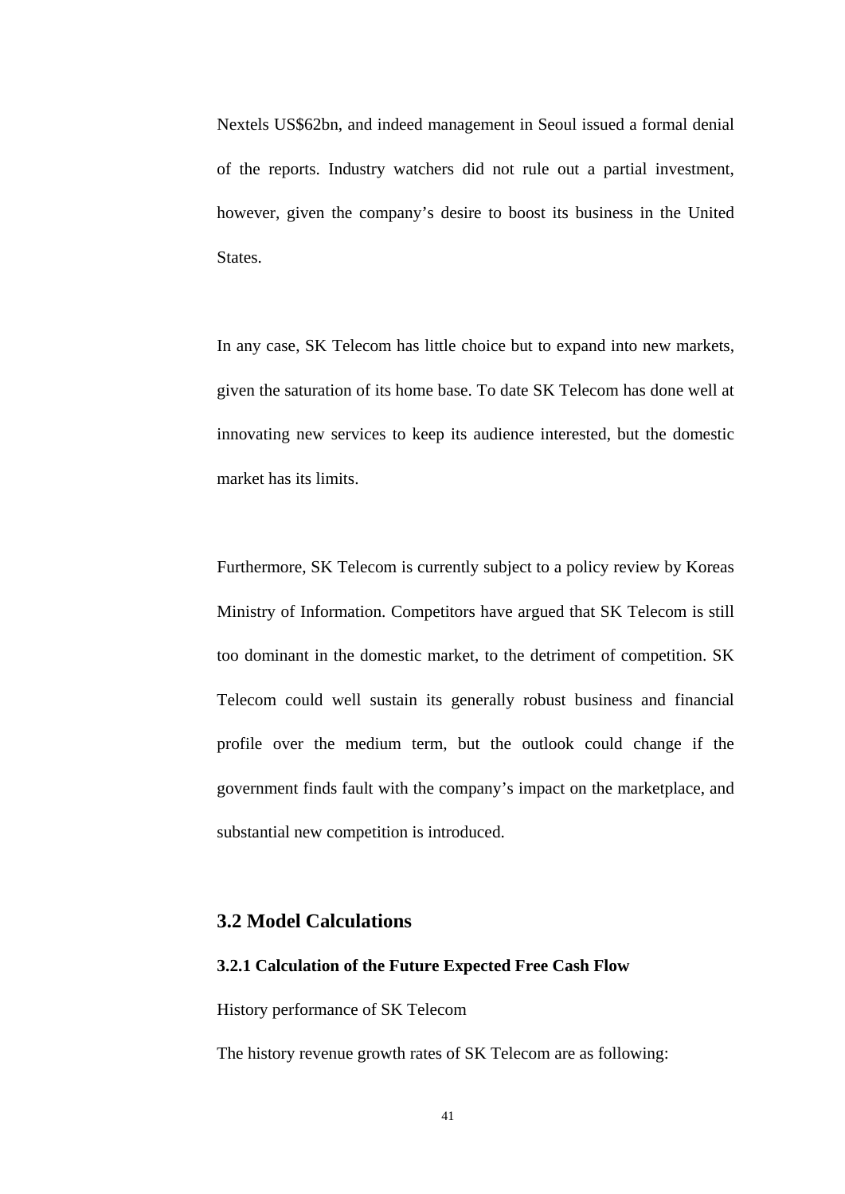Nextels US$62bn, and indeed management in Seoul issued a formal denial of the reports. Industry watchers did not rule out a partial investment, however, given the company's desire to boost its business in the United States.

In any case, SK Telecom has little choice but to expand into new markets, given the saturation of its home base. To date SK Telecom has done well at innovating new services to keep its audience interested, but the domestic market has its limits.

Furthermore, SK Telecom is currently subject to a policy review by Koreas Ministry of Information. Competitors have argued that SK Telecom is still too dominant in the domestic market, to the detriment of competition. SK Telecom could well sustain its generally robust business and financial profile over the medium term, but the outlook could change if the government finds fault with the company's impact on the marketplace, and substantial new competition is introduced.

## 3.2 Model Calculations

### 3.2.1 Calculation of the Future Expected Free Cash Flow

History performance of SK Telecom

The history revenue growth rates of SK Telecom are as following: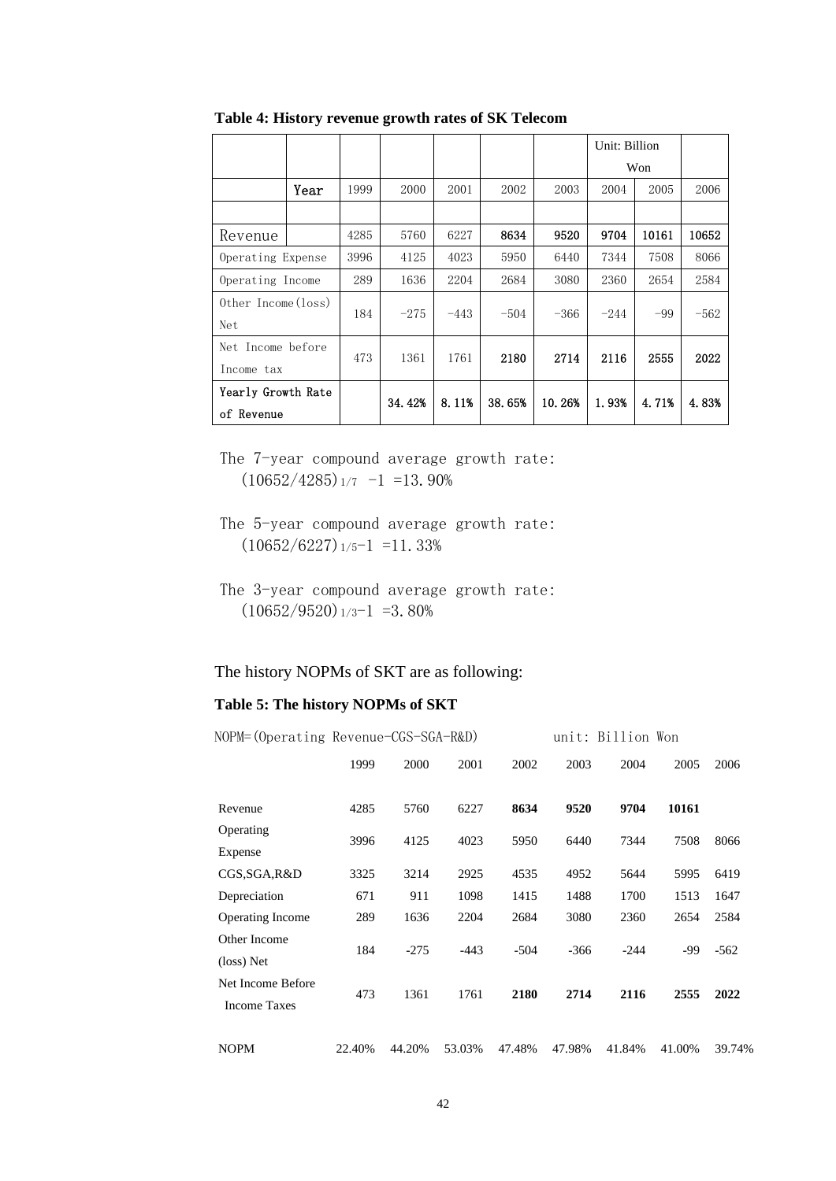**Table 4: History revenue growth rates of SK Telecom**

| | Year | 1999 | 2000 | 2001 | 2002 | 2003 | 2004 | 2005 | 2006 |
|---|---|---|---|---|---|---|---|---|---|
| | | | | | | | Unit: Billion Won | | |
| Revenue | | 4285 | 5760 | 6227 | **8634** | **9520** | **9704** | **10161** | **10652** |
| Operating Expense | | 3996 | 4125 | 4023 | 5950 | 6440 | 7344 | 7508 | 8066 |
| Operating Income | | 289 | 1636 | 2204 | 2684 | 3080 | 2360 | 2654 | 2584 |
| Other Income(loss) Net | | 184 | -275 | -443 | -504 | -366 | -244 | -99 | -562 |
| Net Income before Income tax | | 473 | 1361 | 1761 | **2180** | **2714** | **2116** | **2555** | **2022** |
| **Yearly Growth Rate of Revenue** | | | **34.42%** | **8.11%** | **38.65%** | **10.26%** | **1.93%** | **4.71%** | **4.83%** |

The 7-year compound average growth rate:
$(10652/4285)^{1/7} - 1 = 13.90\%$

The 5-year compound average growth rate:
$(10652/6227)^{1/5} - 1 = 11.33\%$

The 3-year compound average growth rate:
$(10652/9520)^{1/3} - 1 = 3.80\%$

The history NOPMs of SKT are as following:

**Table 5: The history NOPMs of SKT**

NOPM=(Operating Revenue-CGS-SGA-R&D) unit: Billion Won

| | 1999 | 2000 | 2001 | 2002 | 2003 | 2004 | 2005 | 2006 |
|---|---|---|---|---|---|---|---|---|
| Revenue | 4285 | 5760 | 6227 | **8634** | **9520** | **9704** | **10161** | |
| Operating Expense | 3996 | 4125 | 4023 | 5950 | 6440 | 7344 | 7508 | 8066 |
| CGS,SGA,R&D | 3325 | 3214 | 2925 | 4535 | 4952 | 5644 | 5995 | 6419 |
| Depreciation | 671 | 911 | 1098 | 1415 | 1488 | 1700 | 1513 | 1647 |
| Operating Income | 289 | 1636 | 2204 | 2684 | 3080 | 2360 | 2654 | 2584 |
| Other Income (loss) Net | 184 | -275 | -443 | -504 | -366 | -244 | -99 | -562 |
| Net Income Before Income Taxes | 473 | 1361 | 1761 | **2180** | **2714** | **2116** | **2555** | **2022** |
| NOPM | 22.40% | 44.20% | 53.03% | 47.48% | 47.98% | 41.84% | 41.00% | 39.74% |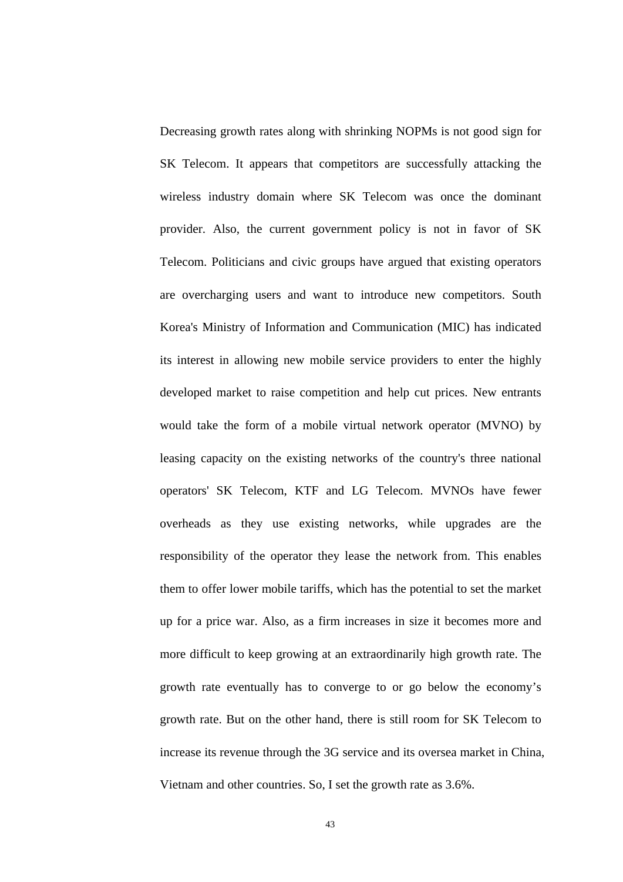Decreasing growth rates along with shrinking NOPMs is not good sign for SK Telecom. It appears that competitors are successfully attacking the wireless industry domain where SK Telecom was once the dominant provider. Also, the current government policy is not in favor of SK Telecom. Politicians and civic groups have argued that existing operators are overcharging users and want to introduce new competitors. South Korea's Ministry of Information and Communication (MIC) has indicated its interest in allowing new mobile service providers to enter the highly developed market to raise competition and help cut prices. New entrants would take the form of a mobile virtual network operator (MVNO) by leasing capacity on the existing networks of the country's three national operators' SK Telecom, KTF and LG Telecom. MVNOs have fewer overheads as they use existing networks, while upgrades are the responsibility of the operator they lease the network from. This enables them to offer lower mobile tariffs, which has the potential to set the market up for a price war. Also, as a firm increases in size it becomes more and more difficult to keep growing at an extraordinarily high growth rate. The growth rate eventually has to converge to or go below the economy's growth rate. But on the other hand, there is still room for SK Telecom to increase its revenue through the 3G service and its oversea market in China, Vietnam and other countries. So, I set the growth rate as 3.6%.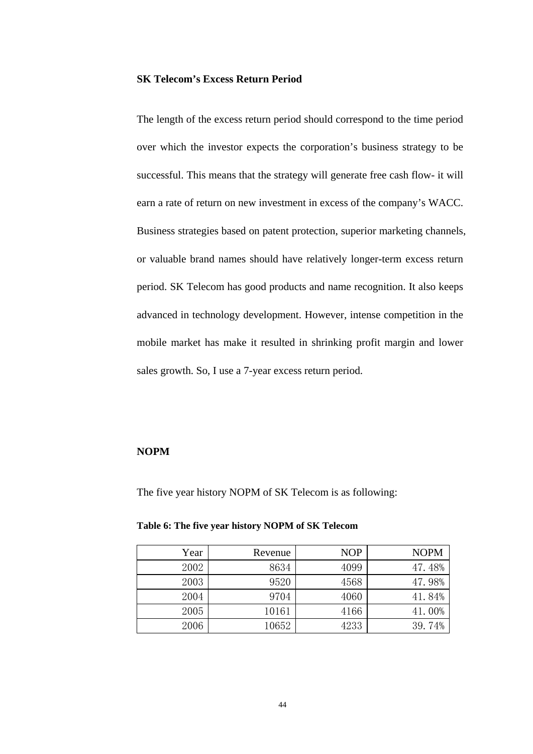**SK Telecom's Excess Return Period**

The length of the excess return period should correspond to the time period over which the investor expects the corporation's business strategy to be successful. This means that the strategy will generate free cash flow- it will earn a rate of return on new investment in excess of the company's WACC. Business strategies based on patent protection, superior marketing channels, or valuable brand names should have relatively longer-term excess return period. SK Telecom has good products and name recognition. It also keeps advanced in technology development. However, intense competition in the mobile market has make it resulted in shrinking profit margin and lower sales growth. So, I use a 7-year excess return period.

**NOPM**

The five year history NOPM of SK Telecom is as following:

**Table 6: The five year history NOPM of SK Telecom**

| Year | Revenue | NOP | NOPM |
|---:|---:|---:|---:|
| 2002 | 8634 | 4099 | 47.48% |
| 2003 | 9520 | 4568 | 47.98% |
| 2004 | 9704 | 4060 | 41.84% |
| 2005 | 10161 | 4166 | 41.00% |
| 2006 | 10652 | 4233 | 39.74% |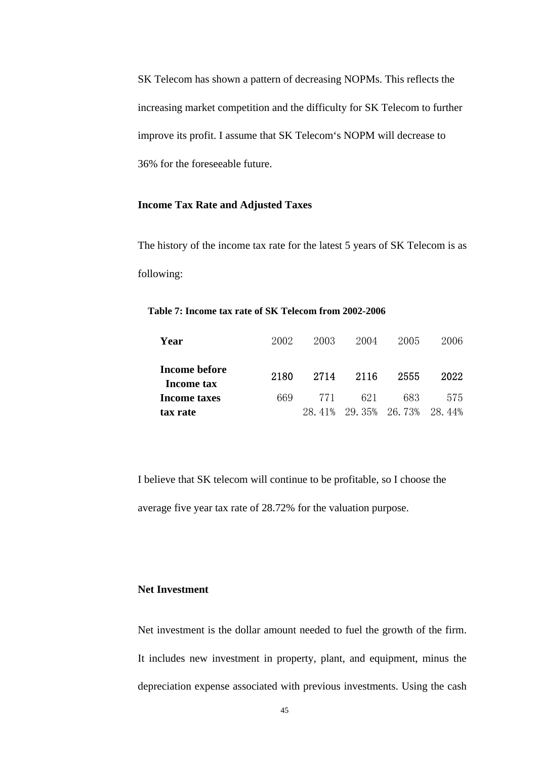SK Telecom has shown a pattern of decreasing NOPMs. This reflects the increasing market competition and the difficulty for SK Telecom to further improve its profit. I assume that SK Telecom's NOPM will decrease to 36% for the foreseeable future.

**Income Tax Rate and Adjusted Taxes**

The history of the income tax rate for the latest 5 years of SK Telecom is as following:

**Table 7: Income tax rate of SK Telecom from 2002-2006**

| Year | 2002 | 2003 | 2004 | 2005 | 2006 |
|---|---|---|---|---|---|
| Income before Income tax | 2180 | 2714 | 2116 | 2555 | 2022 |
| Income taxes | 669 | 771 | 621 | 683 | 575 |
| tax rate | | 28.41% | 29.35% | 26.73% | 28.44% |

I believe that SK telecom will continue to be profitable, so I choose the average five year tax rate of 28.72% for the valuation purpose.

**Net Investment**

Net investment is the dollar amount needed to fuel the growth of the firm. It includes new investment in property, plant, and equipment, minus the depreciation expense associated with previous investments. Using the cash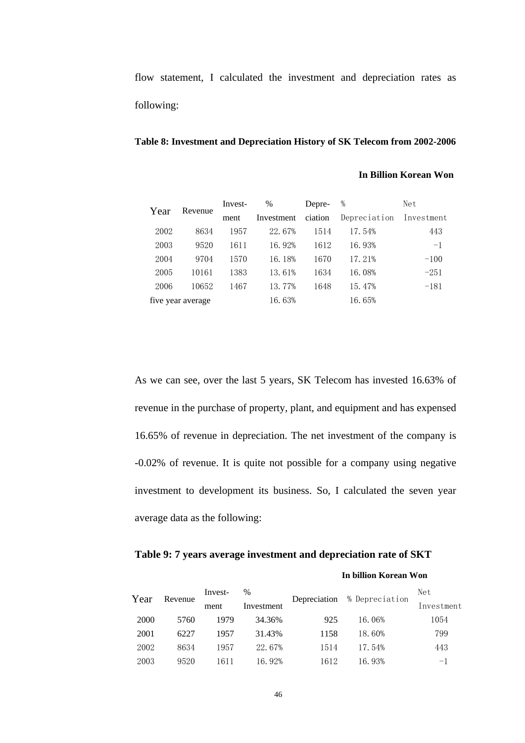flow statement, I calculated the investment and depreciation rates as following:

**Table 8: Investment and Depreciation History of SK Telecom from 2002-2006**

**In Billion Korean Won**

| Year | Revenue | Invest-ment | % Investment | Depre-ciation | % Depreciation | Net Investment |
|---|---|---|---|---|---|---|
| 2002 | 8634 | 1957 | 22.67% | 1514 | 17.54% | 443 |
| 2003 | 9520 | 1611 | 16.92% | 1612 | 16.93% | -1 |
| 2004 | 9704 | 1570 | 16.18% | 1670 | 17.21% | -100 |
| 2005 | 10161 | 1383 | 13.61% | 1634 | 16.08% | -251 |
| 2006 | 10652 | 1467 | 13.77% | 1648 | 15.47% | -181 |
| five year average | | | 16.63% | | 16.65% | |

As we can see, over the last 5 years, SK Telecom has invested 16.63% of revenue in the purchase of property, plant, and equipment and has expensed 16.65% of revenue in depreciation. The net investment of the company is -0.02% of revenue. It is quite not possible for a company using negative investment to development its business. So, I calculated the seven year average data as the following:

**Table 9: 7 years average investment and depreciation rate of SKT**

**In billion Korean Won**

| Year | Revenue | Invest-ment | % Investment | Depreciation | % Depreciation | Net Investment |
|---|---|---|---|---|---|---|
| 2000 | 5760 | 1979 | 34.36% | 925 | 16.06% | 1054 |
| 2001 | 6227 | 1957 | 31.43% | 1158 | 18.60% | 799 |
| 2002 | 8634 | 1957 | 22.67% | 1514 | 17.54% | 443 |
| 2003 | 9520 | 1611 | 16.92% | 1612 | 16.93% | -1 |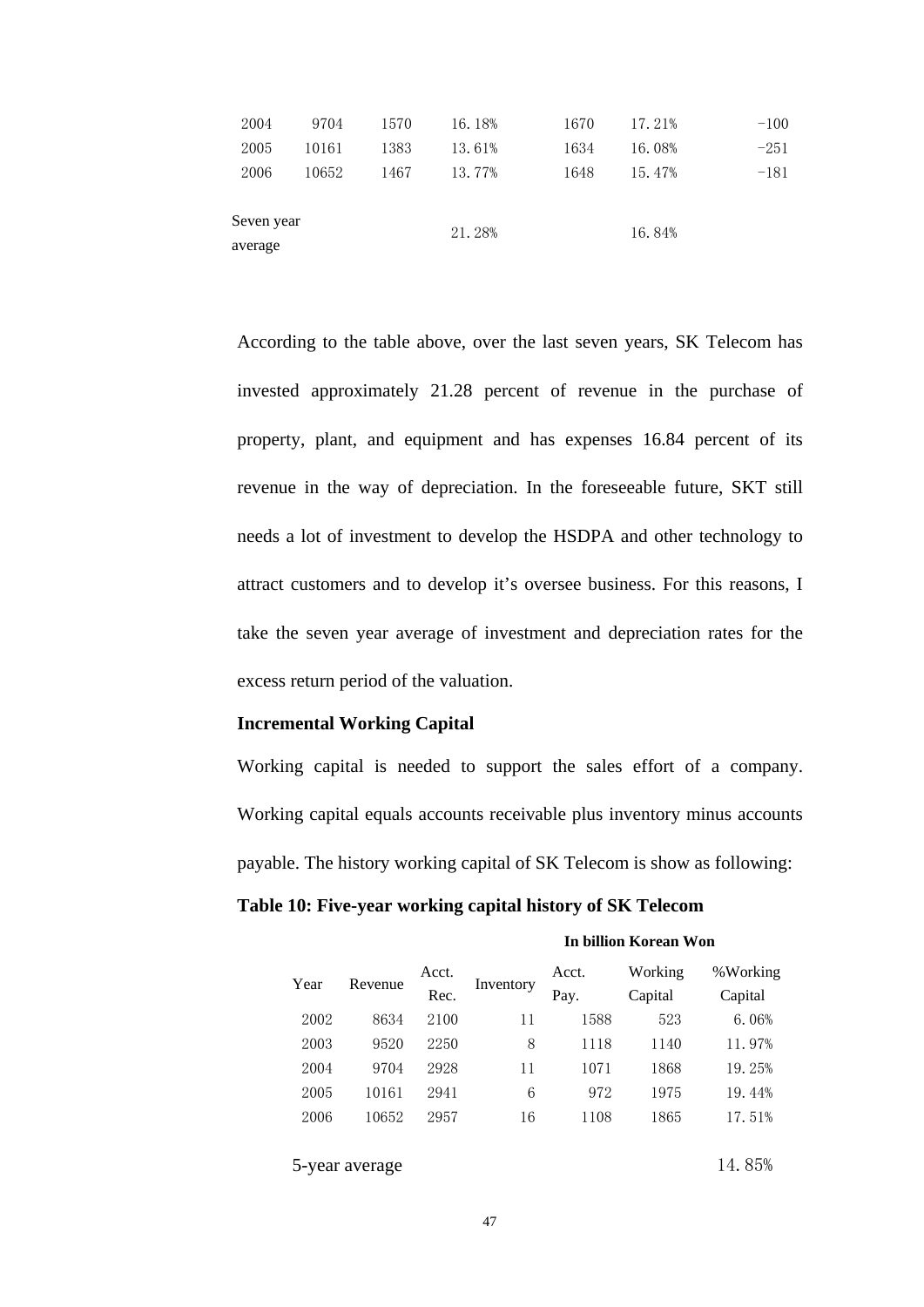| | | | | | | |
|---|---|---|---|---|---|---|
| 2004 | 9704 | 1570 | 16.18% | 1670 | 17.21% | -100 |
| 2005 | 10161 | 1383 | 13.61% | 1634 | 16.08% | -251 |
| 2006 | 10652 | 1467 | 13.77% | 1648 | 15.47% | -181 |
| Seven year average | | | 21.28% | | 16.84% | |

According to the table above, over the last seven years, SK Telecom has invested approximately 21.28 percent of revenue in the purchase of property, plant, and equipment and has expenses 16.84 percent of its revenue in the way of depreciation. In the foreseeable future, SKT still needs a lot of investment to develop the HSDPA and other technology to attract customers and to develop it's oversee business. For this reasons, I take the seven year average of investment and depreciation rates for the excess return period of the valuation.

**Incremental Working Capital**

Working capital is needed to support the sales effort of a company. Working capital equals accounts receivable plus inventory minus accounts payable. The history working capital of SK Telecom is show as following:

**Table 10: Five-year working capital history of SK Telecom**

**In billion Korean Won**

| Year | Revenue | Acct. Rec. | Inventory | Acct. Pay. | Working Capital | %Working Capital |
|---|---|---|---|---|---|---|
| 2002 | 8634 | 2100 | 11 | 1588 | 523 | 6.06% |
| 2003 | 9520 | 2250 | 8 | 1118 | 1140 | 11.97% |
| 2004 | 9704 | 2928 | 11 | 1071 | 1868 | 19.25% |
| 2005 | 10161 | 2941 | 6 | 972 | 1975 | 19.44% |
| 2006 | 10652 | 2957 | 16 | 1108 | 1865 | 17.51% |
| 5-year average | | | | | | 14.85% |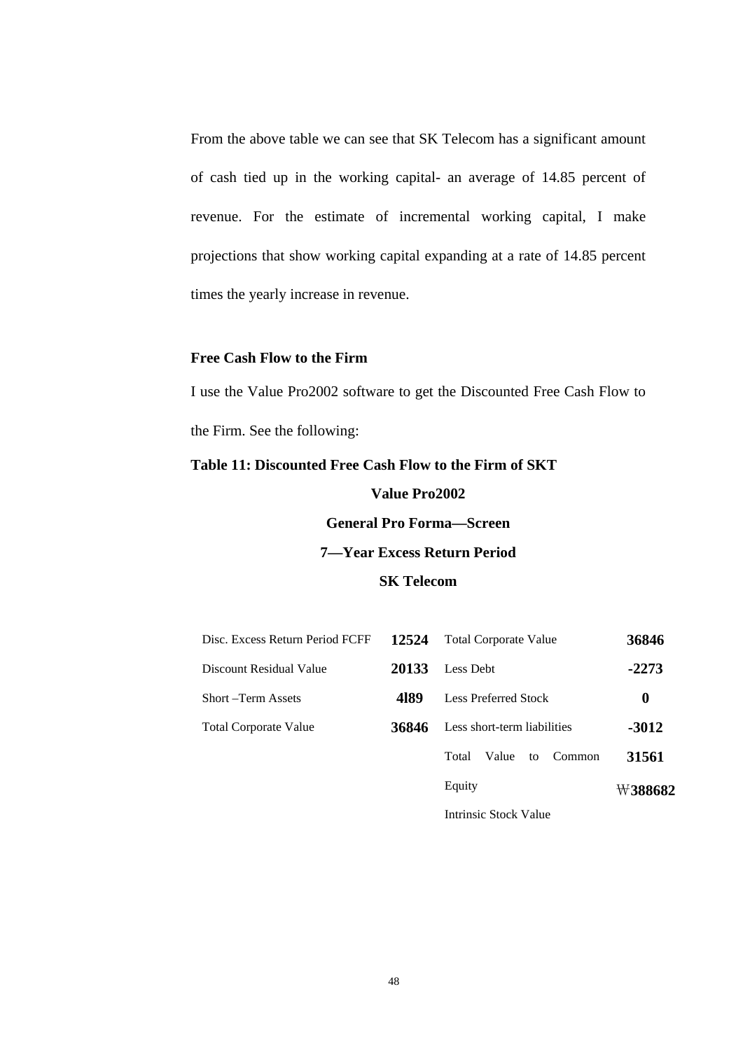From the above table we can see that SK Telecom has a significant amount of cash tied up in the working capital- an average of 14.85 percent of revenue. For the estimate of incremental working capital, I make projections that show working capital expanding at a rate of 14.85 percent times the yearly increase in revenue.

**Free Cash Flow to the Firm**

I use the Value Pro2002 software to get the Discounted Free Cash Flow to the Firm. See the following:

**Table 11: Discounted Free Cash Flow to the Firm of SKT**

**Value Pro2002**

**General Pro Forma—Screen**

**7—Year Excess Return Period**

**SK Telecom**

| | | | |
|---|---|---|---|
| Disc. Excess Return Period FCFF | **12524** | Total Corporate Value | **36846** |
| Discount Residual Value | **20133** | Less Debt | **-2273** |
| Short –Term Assets | **4l89** | Less Preferred Stock | **0** |
| Total Corporate Value | **36846** | Less short-term liabilities | **-3012** |
| | | Total Value to Common Equity | **31561** |
| | | Intrinsic Stock Value | **₩388682** |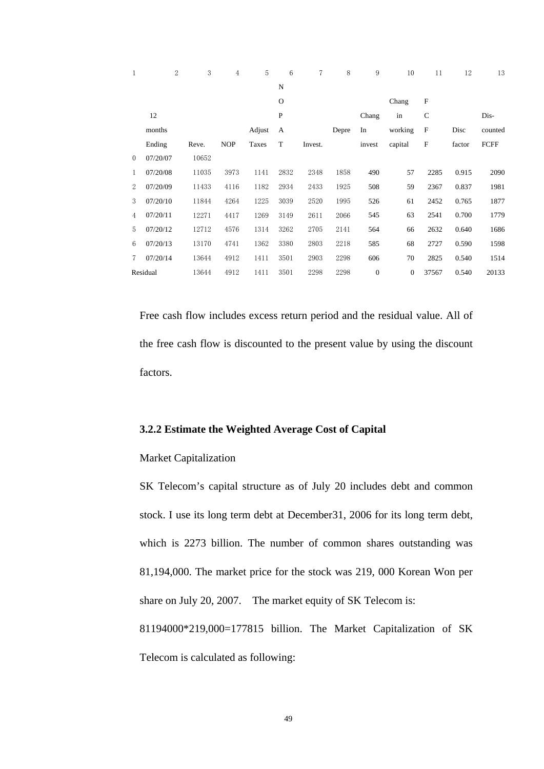| 1 | 2 | 3 | 4 | 5 | 6 | 7 | 8 | 9 | 10 | 11 | 12 | 13 |
|---|---|---|---|---|---|---|---|---|---|---|---|---|
| | 12 months Ending | Reve. | NOP | Adjust Taxes | NOPAT | Invest. | Depre | Chang In invest | Chang in working capital | FCFF | Disc factor | Dis-counted FCFF |
| 0 | 07/20/07 | 10652 | | | | | | | | | | |
| 1 | 07/20/08 | 11035 | 3973 | 1141 | 2832 | 2348 | 1858 | 490 | 57 | 2285 | 0.915 | 2090 |
| 2 | 07/20/09 | 11433 | 4116 | 1182 | 2934 | 2433 | 1925 | 508 | 59 | 2367 | 0.837 | 1981 |
| 3 | 07/20/10 | 11844 | 4264 | 1225 | 3039 | 2520 | 1995 | 526 | 61 | 2452 | 0.765 | 1877 |
| 4 | 07/20/11 | 12271 | 4417 | 1269 | 3149 | 2611 | 2066 | 545 | 63 | 2541 | 0.700 | 1779 |
| 5 | 07/20/12 | 12712 | 4576 | 1314 | 3262 | 2705 | 2141 | 564 | 66 | 2632 | 0.640 | 1686 |
| 6 | 07/20/13 | 13170 | 4741 | 1362 | 3380 | 2803 | 2218 | 585 | 68 | 2727 | 0.590 | 1598 |
| 7 | 07/20/14 | 13644 | 4912 | 1411 | 3501 | 2903 | 2298 | 606 | 70 | 2825 | 0.540 | 1514 |
| Residual | | 13644 | 4912 | 1411 | 3501 | 2298 | 2298 | 0 | 0 | 37567 | 0.540 | 20133 |

Free cash flow includes excess return period and the residual value. All of the free cash flow is discounted to the present value by using the discount factors.

### 3.2.2 Estimate the Weighted Average Cost of Capital

Market Capitalization

SK Telecom's capital structure as of July 20 includes debt and common stock. I use its long term debt at December31, 2006 for its long term debt, which is 2273 billion. The number of common shares outstanding was 81,194,000. The market price for the stock was 219, 000 Korean Won per share on July 20, 2007. The market equity of SK Telecom is: 81194000*219,000=177815 billion. The Market Capitalization of SK Telecom is calculated as following: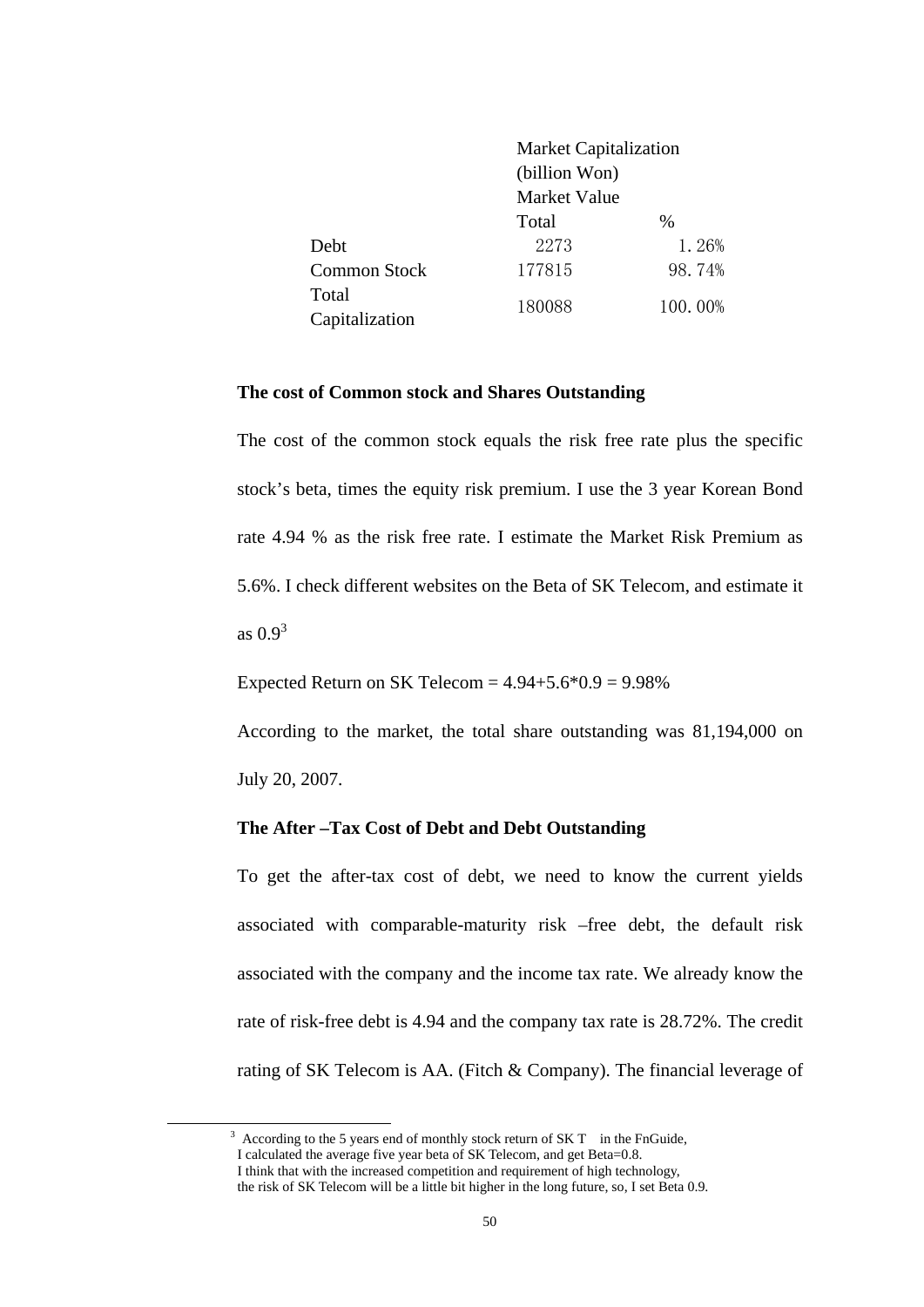| | Market Capitalization (billion Won) | |
|---|---|---|
| | Market Value | |
| | Total | % |
| Debt | 2273 | 1.26% |
| Common Stock | 177815 | 98.74% |
| Total Capitalization | 180088 | 100.00% |

**The cost of Common stock and Shares Outstanding**

The cost of the common stock equals the risk free rate plus the specific stock's beta, times the equity risk premium. I use the 3 year Korean Bond rate 4.94 % as the risk free rate. I estimate the Market Risk Premium as 5.6%. I check different websites on the Beta of SK Telecom, and estimate it as 0.9[3]

Expected Return on SK Telecom = 4.94+5.6*0.9 = 9.98%

According to the market, the total share outstanding was 81,194,000 on July 20, 2007.

**The After –Tax Cost of Debt and Debt Outstanding**

To get the after-tax cost of debt, we need to know the current yields associated with comparable-maturity risk –free debt, the default risk associated with the company and the income tax rate. We already know the rate of risk-free debt is 4.94 and the company tax rate is 28.72%. The credit rating of SK Telecom is AA. (Fitch & Company). The financial leverage of

[3] According to the 5 years end of monthly stock return of SK T in the FnGuide, I calculated the average five year beta of SK Telecom, and get Beta=0.8. I think that with the increased competition and requirement of high technology, the risk of SK Telecom will be a little bit higher in the long future, so, I set Beta 0.9.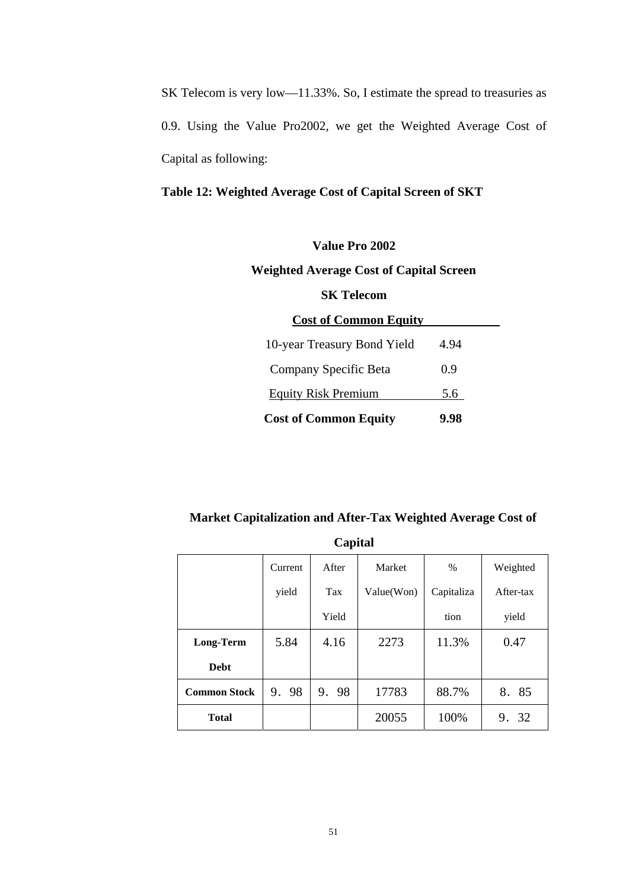SK Telecom is very low—11.33%. So, I estimate the spread to treasuries as 0.9. Using the Value Pro2002, we get the Weighted Average Cost of Capital as following:

**Table 12: Weighted Average Cost of Capital Screen of SKT**

**Value Pro 2002**

**Weighted Average Cost of Capital Screen**

**SK Telecom**

| **Cost of Common Equity** | |
|---|---|
| 10-year Treasury Bond Yield | 4.94 |
| Company Specific Beta | 0.9 |
| Equity Risk Premium | 5.6 |
| **Cost of Common Equity** | **9.98** |

**Market Capitalization and After-Tax Weighted Average Cost of Capital**

| | Current yield | After Tax Yield | Market Value(Won) | % Capitalization | Weighted After-tax yield |
|---|---|---|---|---|---|
| **Long-Term Debt** | 5.84 | 4.16 | 2273 | 11.3% | 0.47 |
| **Common Stock** | 9．98 | 9．98 | 17783 | 88.7% | 8．85 |
| **Total** | | | 20055 | 100% | 9．32 |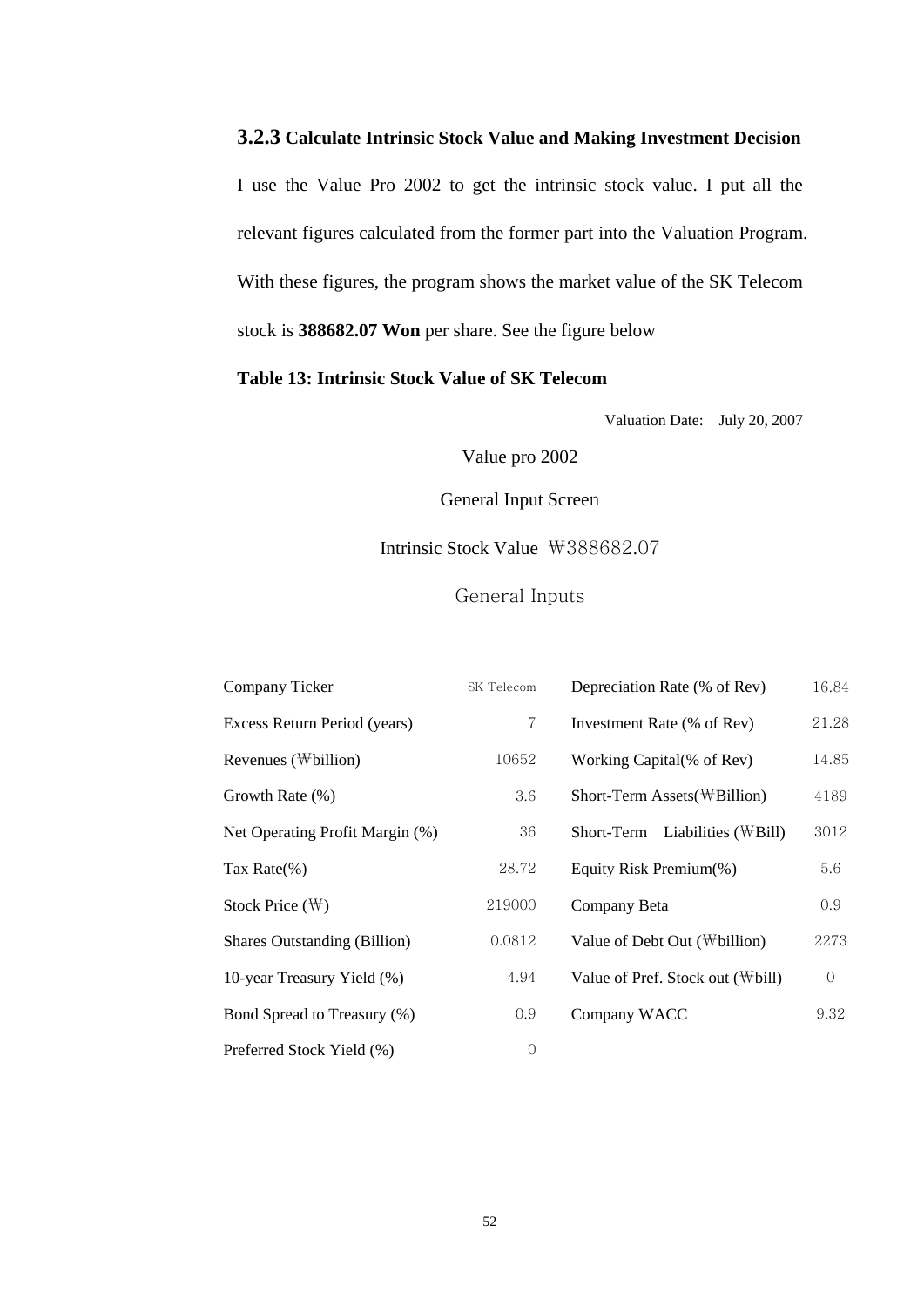### 3.2.3 Calculate Intrinsic Stock Value and Making Investment Decision

I use the Value Pro 2002 to get the intrinsic stock value. I put all the relevant figures calculated from the former part into the Valuation Program. With these figures, the program shows the market value of the SK Telecom stock is **388682.07 Won** per share. See the figure below

**Table 13: Intrinsic Stock Value of SK Telecom**

Valuation Date: July 20, 2007

Value pro 2002

General Input Screen

Intrinsic Stock Value ₩388682.07

General Inputs

| | | | |
|---|---|---|---|
| Company Ticker | SK Telecom | Depreciation Rate (% of Rev) | 16.84 |
| Excess Return Period (years) | 7 | Investment Rate (% of Rev) | 21.28 |
| Revenues (₩billion) | 10652 | Working Capital(% of Rev) | 14.85 |
| Growth Rate (%) | 3.6 | Short-Term Assets(₩Billion) | 4189 |
| Net Operating Profit Margin (%) | 36 | Short-Term Liabilities (₩Bill) | 3012 |
| Tax Rate(%) | 28.72 | Equity Risk Premium(%) | 5.6 |
| Stock Price (₩) | 219000 | Company Beta | 0.9 |
| Shares Outstanding (Billion) | 0.0812 | Value of Debt Out (₩billion) | 2273 |
| 10-year Treasury Yield (%) | 4.94 | Value of Pref. Stock out (₩bill) | 0 |
| Bond Spread to Treasury (%) | 0.9 | Company WACC | 9.32 |
| Preferred Stock Yield (%) | 0 | | |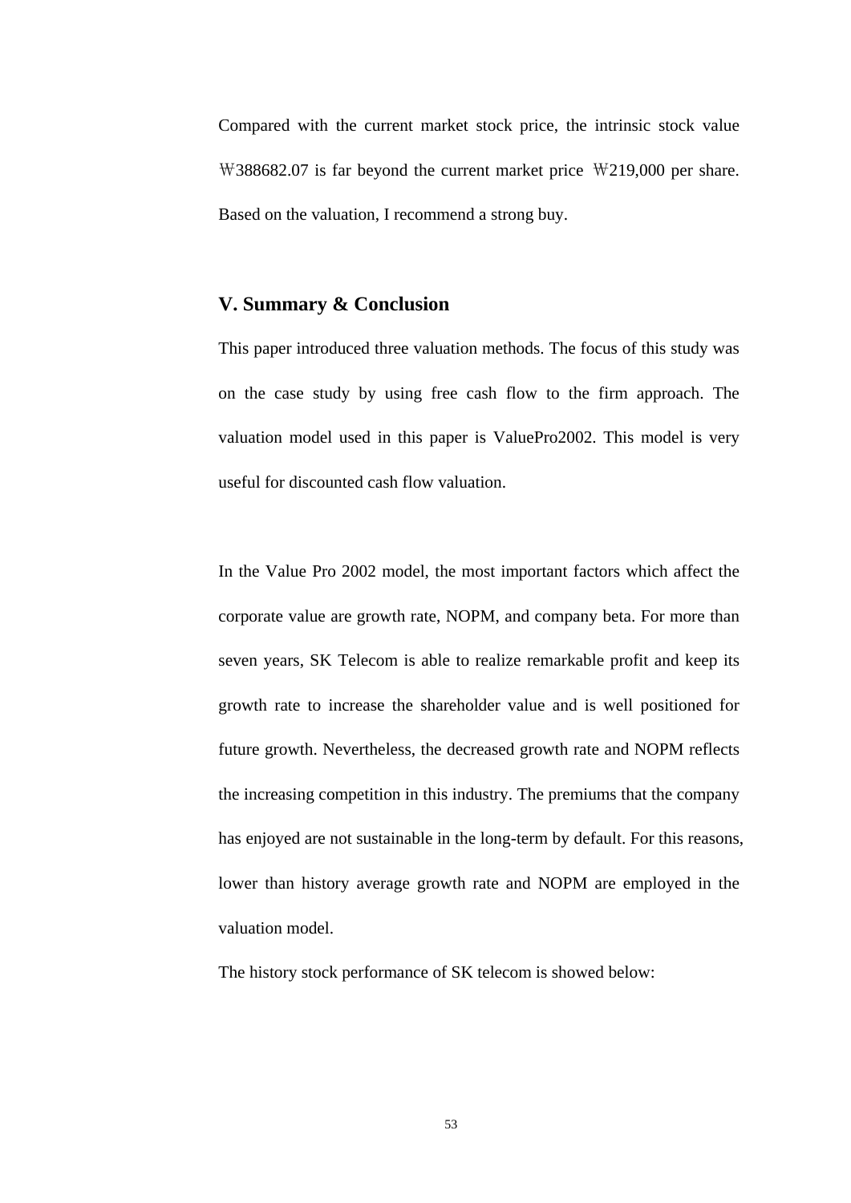Compared with the current market stock price, the intrinsic stock value ₩388682.07 is far beyond the current market price ₩219,000 per share. Based on the valuation, I recommend a strong buy.

## V. Summary & Conclusion

This paper introduced three valuation methods. The focus of this study was on the case study by using free cash flow to the firm approach. The valuation model used in this paper is ValuePro2002. This model is very useful for discounted cash flow valuation.

In the Value Pro 2002 model, the most important factors which affect the corporate value are growth rate, NOPM, and company beta. For more than seven years, SK Telecom is able to realize remarkable profit and keep its growth rate to increase the shareholder value and is well positioned for future growth. Nevertheless, the decreased growth rate and NOPM reflects the increasing competition in this industry. The premiums that the company has enjoyed are not sustainable in the long-term by default. For this reasons, lower than history average growth rate and NOPM are employed in the valuation model.

The history stock performance of SK telecom is showed below: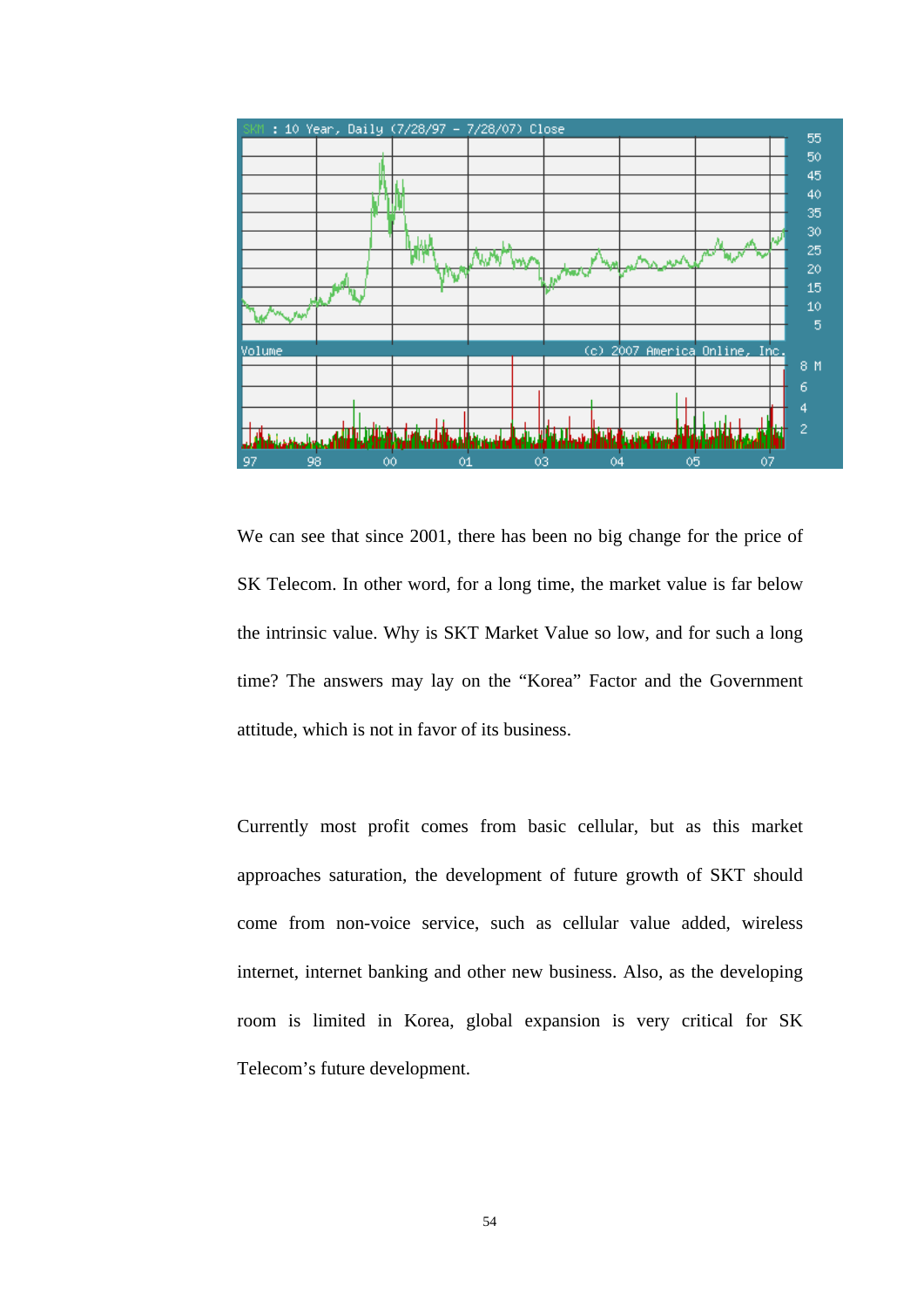We can see that since 2001, there has been no big change for the price of SK Telecom. In other word, for a long time, the market value is far below the intrinsic value. Why is SKT Market Value so low, and for such a long time? The answers may lay on the “Korea” Factor and the Government attitude, which is not in favor of its business.

Currently most profit comes from basic cellular, but as this market approaches saturation, the development of future growth of SKT should come from non-voice service, such as cellular value added, wireless internet, internet banking and other new business. Also, as the developing room is limited in Korea, global expansion is very critical for SK Telecom’s future development.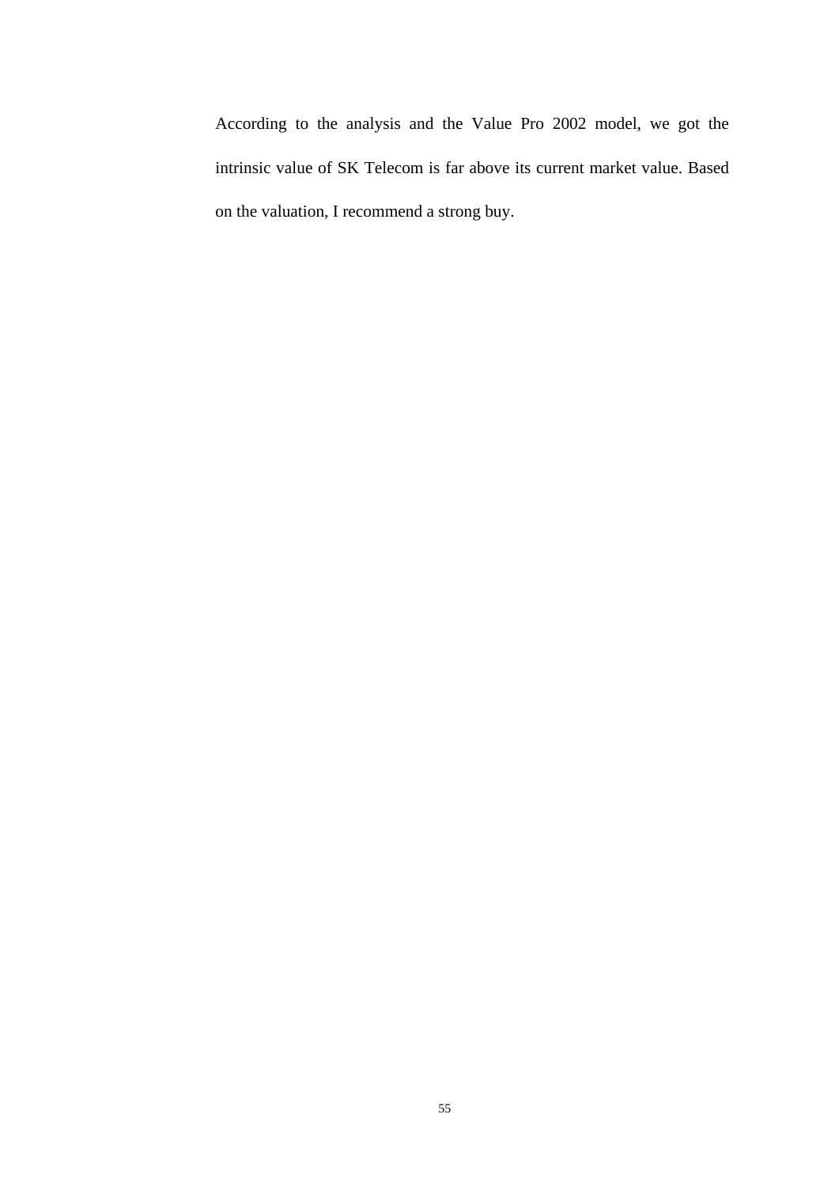According to the analysis and the Value Pro 2002 model, we got the intrinsic value of SK Telecom is far above its current market value. Based on the valuation, I recommend a strong buy.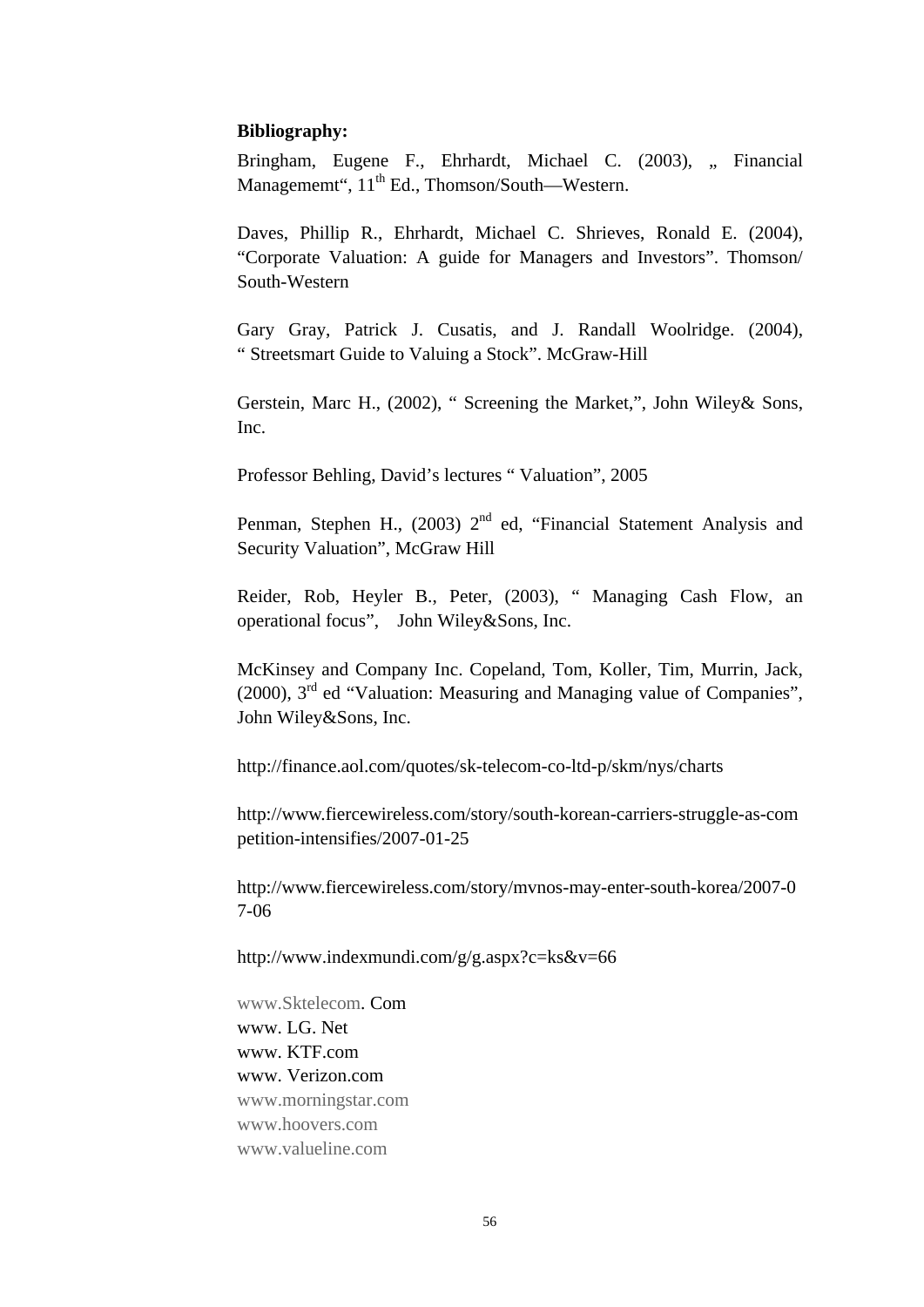**Bibliography:**

Bringham, Eugene F., Ehrhardt, Michael C. (2003), „ Financial Managememt", 11th Ed., Thomson/South—Western.

Daves, Phillip R., Ehrhardt, Michael C. Shrieves, Ronald E. (2004), "Corporate Valuation: A guide for Managers and Investors". Thomson/ South-Western

Gary Gray, Patrick J. Cusatis, and J. Randall Woolridge. (2004), " Streetsmart Guide to Valuing a Stock". McGraw-Hill

Gerstein, Marc H., (2002), " Screening the Market,", John Wiley& Sons, Inc.

Professor Behling, David's lectures " Valuation", 2005

Penman, Stephen H., (2003) 2nd ed, "Financial Statement Analysis and Security Valuation", McGraw Hill

Reider, Rob, Heyler B., Peter, (2003), " Managing Cash Flow, an operational focus", John Wiley&Sons, Inc.

McKinsey and Company Inc. Copeland, Tom, Koller, Tim, Murrin, Jack, (2000), 3rd ed "Valuation: Measuring and Managing value of Companies", John Wiley&Sons, Inc.

http://finance.aol.com/quotes/sk-telecom-co-ltd-p/skm/nys/charts

http://www.fiercewireless.com/story/south-korean-carriers-struggle-as-competition-intensifies/2007-01-25

http://www.fiercewireless.com/story/mvnos-may-enter-south-korea/2007-07-06

http://www.indexmundi.com/g/g.aspx?c=ks&v=66

www.Sktelecom. Com  
www. LG. Net  
www. KTF.com  
www. Verizon.com  
www.morningstar.com  
www.hoovers.com  
www.valueline.com